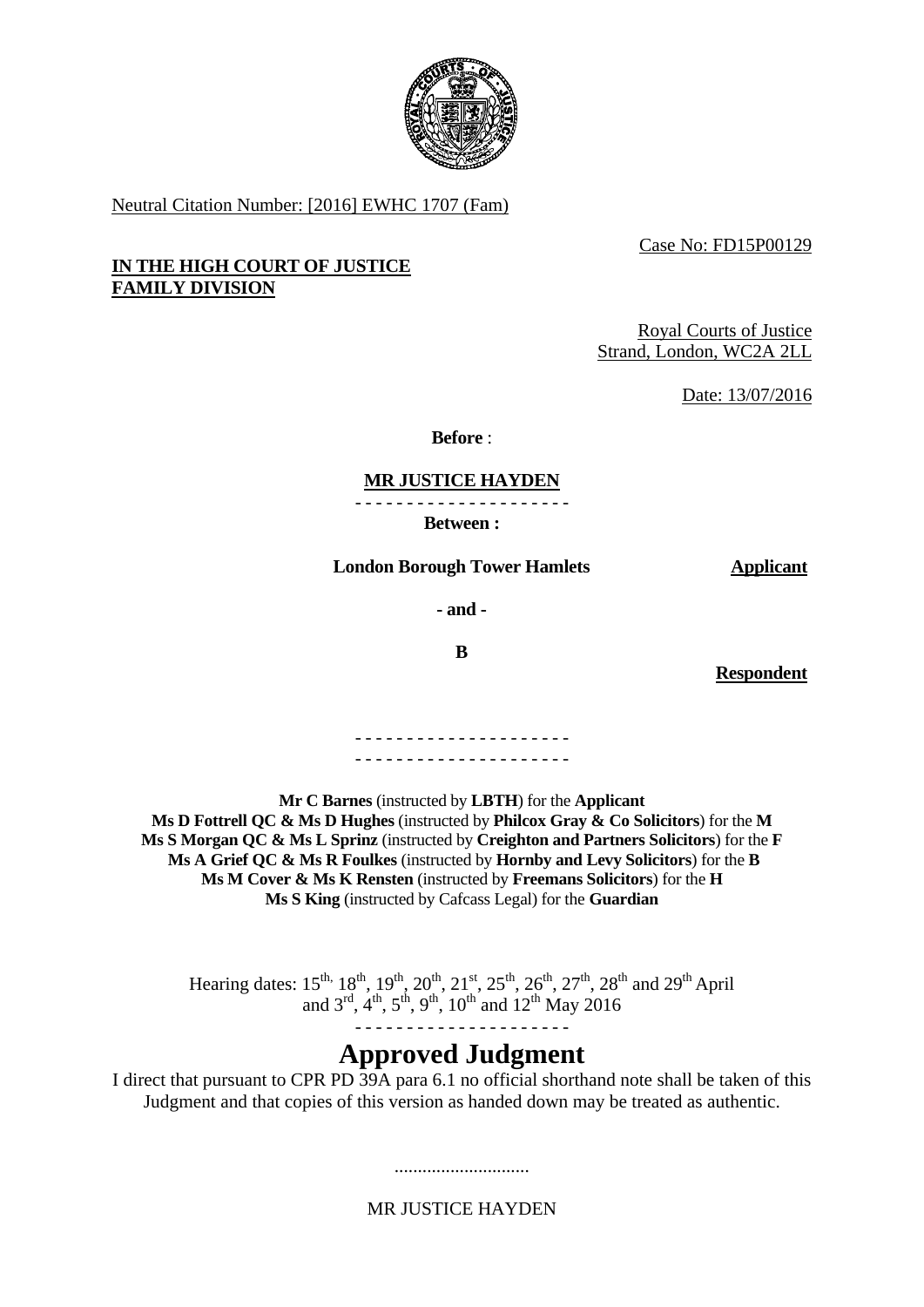Neutral Citation Number: [2016] EWHC 1707 (Fam)

Case No: FD15P00129

**IN THE HIGH COURT OF JUSTICE**
**FAMILY DIVISION**

Royal Courts of Justice
Strand, London, WC2A 2LL

Date: 13/07/2016

**Before** :

**MR JUSTICE HAYDEN**

- - - - - - - - - - - - - - - - - - - - -

**Between :**

**London Borough Tower Hamlets** **Applicant**

**- and -**

**B** **Respondent**

- - - - - - - - - - - - - - - - - - - - -
- - - - - - - - - - - - - - - - - - - - -

**Mr C Barnes** (instructed by **LBTH**) for the **Applicant**
**Ms D Fottrell QC & Ms D Hughes** (instructed by **Philcox Gray & Co Solicitors**) for the **M**
**Ms S Morgan QC & Ms L Sprinz** (instructed by **Creighton and Partners Solicitors**) for the **F**
**Ms A Grief QC & Ms R Foulkes** (instructed by **Hornby and Levy Solicitors**) for the **B**
**Ms M Cover & Ms K Rensten** (instructed by **Freemans Solicitors**) for the **H**
**Ms S King** (instructed by Cafcass Legal) for the **Guardian**

Hearing dates: 15th, 18th, 19th, 20th, 21st, 25th, 26th, 27th, 28th and 29th April and 3rd, 4th, 5th, 9th, 10th and 12th May 2016

- - - - - - - - - - - - - - - - - - - - -

# Approved Judgment

I direct that pursuant to CPR PD 39A para 6.1 no official shorthand note shall be taken of this Judgment and that copies of this version as handed down may be treated as authentic.

.............................

MR JUSTICE HAYDEN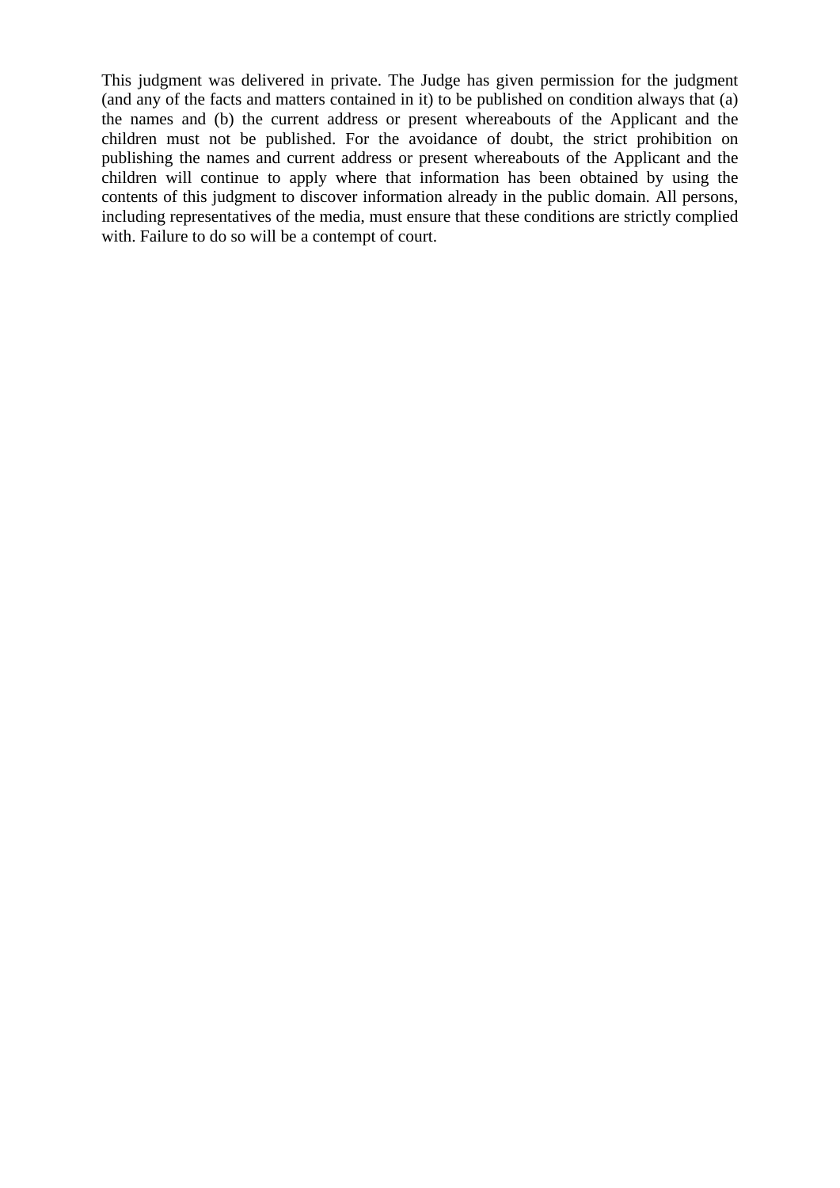This judgment was delivered in private. The Judge has given permission for the judgment (and any of the facts and matters contained in it) to be published on condition always that (a) the names and (b) the current address or present whereabouts of the Applicant and the children must not be published. For the avoidance of doubt, the strict prohibition on publishing the names and current address or present whereabouts of the Applicant and the children will continue to apply where that information has been obtained by using the contents of this judgment to discover information already in the public domain. All persons, including representatives of the media, must ensure that these conditions are strictly complied with. Failure to do so will be a contempt of court.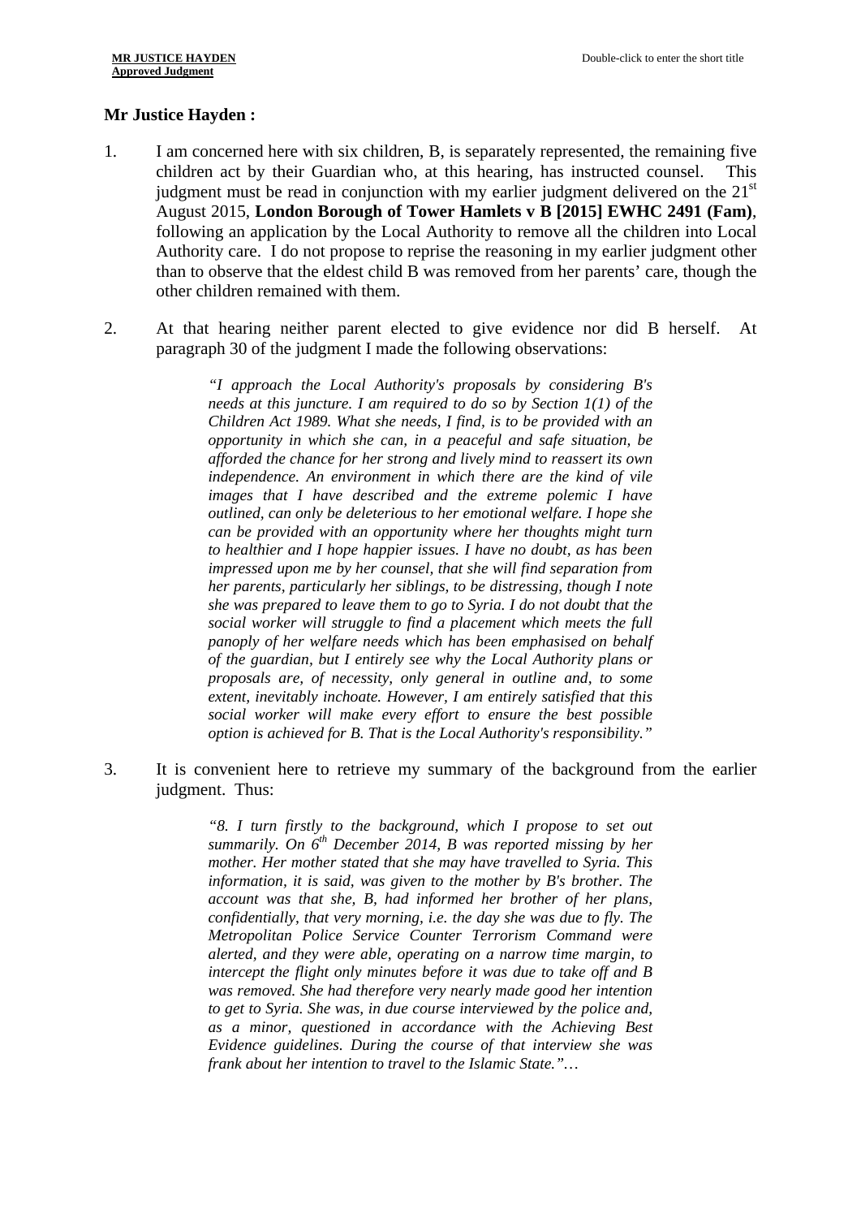**Mr Justice Hayden :**

1. I am concerned here with six children, B, is separately represented, the remaining five children act by their Guardian who, at this hearing, has instructed counsel. This judgment must be read in conjunction with my earlier judgment delivered on the 21st August 2015, **London Borough of Tower Hamlets v B [2015] EWHC 2491 (Fam)**, following an application by the Local Authority to remove all the children into Local Authority care. I do not propose to reprise the reasoning in my earlier judgment other than to observe that the eldest child B was removed from her parents' care, though the other children remained with them.

2. At that hearing neither parent elected to give evidence nor did B herself. At paragraph 30 of the judgment I made the following observations:

   > *"I approach the Local Authority's proposals by considering B's needs at this juncture. I am required to do so by Section 1(1) of the Children Act 1989. What she needs, I find, is to be provided with an opportunity in which she can, in a peaceful and safe situation, be afforded the chance for her strong and lively mind to reassert its own independence. An environment in which there are the kind of vile images that I have described and the extreme polemic I have outlined, can only be deleterious to her emotional welfare. I hope she can be provided with an opportunity where her thoughts might turn to healthier and I hope happier issues. I have no doubt, as has been impressed upon me by her counsel, that she will find separation from her parents, particularly her siblings, to be distressing, though I note she was prepared to leave them to go to Syria. I do not doubt that the social worker will struggle to find a placement which meets the full panoply of her welfare needs which has been emphasised on behalf of the guardian, but I entirely see why the Local Authority plans or proposals are, of necessity, only general in outline and, to some extent, inevitably inchoate. However, I am entirely satisfied that this social worker will make every effort to ensure the best possible option is achieved for B. That is the Local Authority's responsibility."*

3. It is convenient here to retrieve my summary of the background from the earlier judgment. Thus:

   > *"8. I turn firstly to the background, which I propose to set out summarily. On 6th December 2014, B was reported missing by her mother. Her mother stated that she may have travelled to Syria. This information, it is said, was given to the mother by B's brother. The account was that she, B, had informed her brother of her plans, confidentially, that very morning, i.e. the day she was due to fly. The Metropolitan Police Service Counter Terrorism Command were alerted, and they were able, operating on a narrow time margin, to intercept the flight only minutes before it was due to take off and B was removed. She had therefore very nearly made good her intention to get to Syria. She was, in due course interviewed by the police and, as a minor, questioned in accordance with the Achieving Best Evidence guidelines. During the course of that interview she was frank about her intention to travel to the Islamic State."…*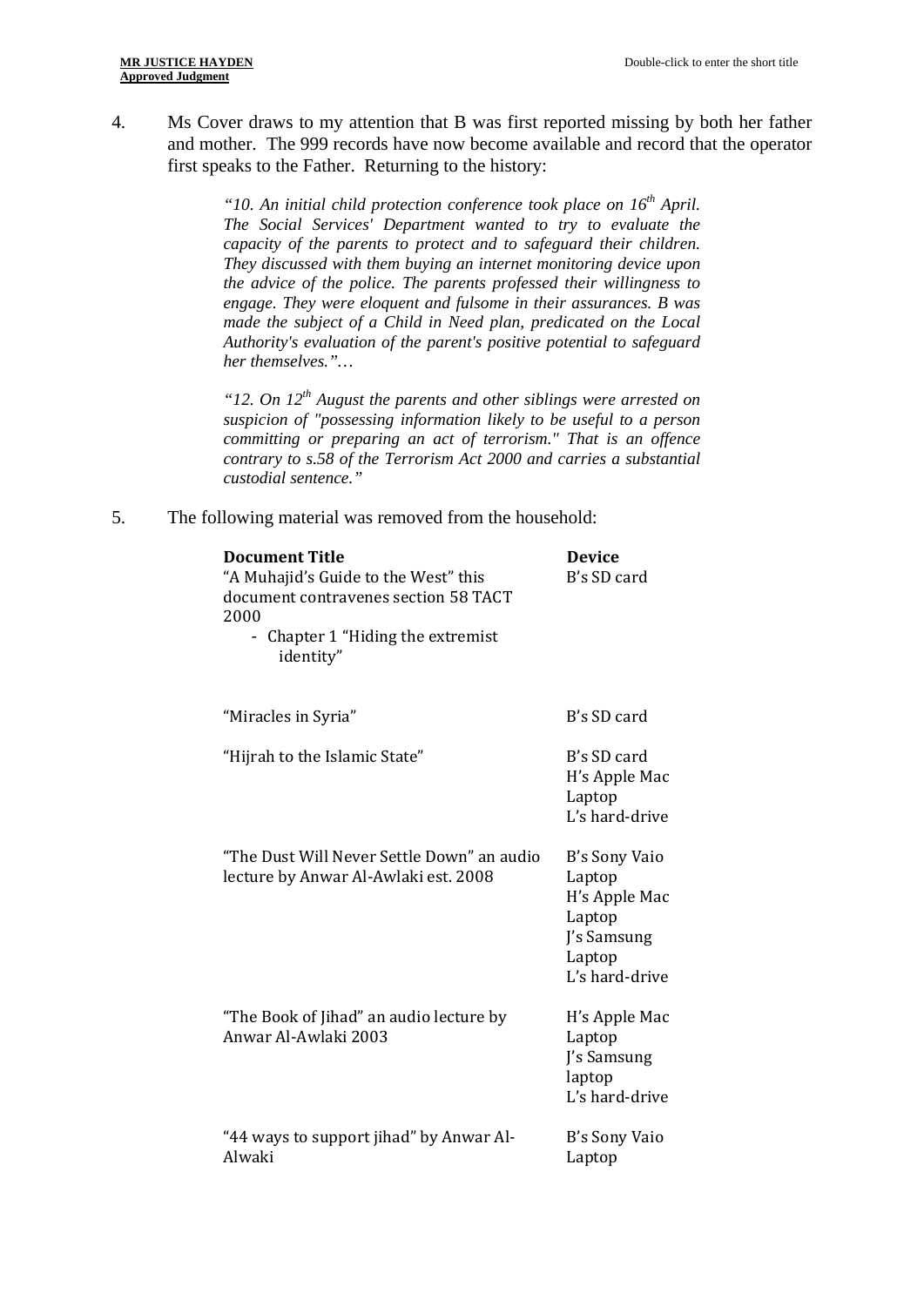4. Ms Cover draws to my attention that B was first reported missing by both her father and mother. The 999 records have now become available and record that the operator first speaks to the Father. Returning to the history:

> *"10. An initial child protection conference took place on 16th April. The Social Services' Department wanted to try to evaluate the capacity of the parents to protect and to safeguard their children. They discussed with them buying an internet monitoring device upon the advice of the police. The parents professed their willingness to engage. They were eloquent and fulsome in their assurances. B was made the subject of a Child in Need plan, predicated on the Local Authority's evaluation of the parent's positive potential to safeguard her themselves."…*
>
> *"12. On 12th August the parents and other siblings were arrested on suspicion of "possessing information likely to be useful to a person committing or preparing an act of terrorism." That is an offence contrary to s.58 of the Terrorism Act 2000 and carries a substantial custodial sentence."*

5. The following material was removed from the household:

| Document Title | Device |
|---|---|
| "A Muhajid's Guide to the West" this document contravenes section 58 TACT 2000<br>- Chapter 1 "Hiding the extremist identity" | B's SD card |
| "Miracles in Syria" | B's SD card |
| "Hijrah to the Islamic State" | B's SD card<br>H's Apple Mac Laptop<br>L's hard-drive |
| "The Dust Will Never Settle Down" an audio lecture by Anwar Al-Awlaki est. 2008 | B's Sony Vaio Laptop<br>H's Apple Mac Laptop<br>J's Samsung Laptop<br>L's hard-drive |
| "The Book of Jihad" an audio lecture by Anwar Al-Awlaki 2003 | H's Apple Mac Laptop<br>J's Samsung laptop<br>L's hard-drive |
| "44 ways to support jihad" by Anwar Al-Alwaki | B's Sony Vaio Laptop |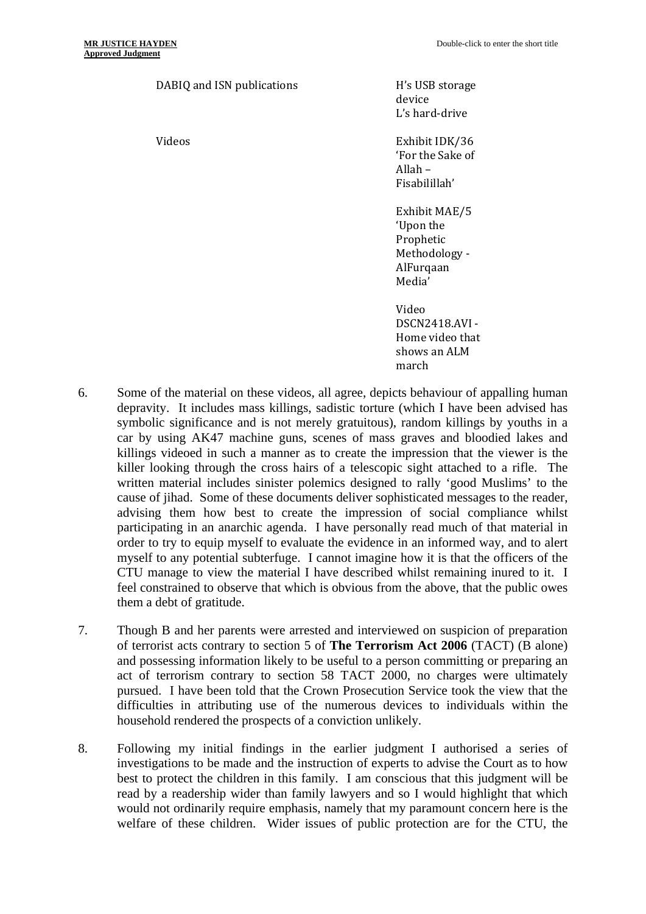| | |
|---|---|
| DABIQ and ISN publications | H's USB storage device<br>L's hard-drive |
| Videos | Exhibit IDK/36 'For the Sake of Allah – Fisabilillah'<br><br>Exhibit MAE/5 'Upon the Prophetic Methodology - AlFurqaan Media'<br><br>Video DSCN2418.AVI - Home video that shows an ALM march |

6. Some of the material on these videos, all agree, depicts behaviour of appalling human depravity. It includes mass killings, sadistic torture (which I have been advised has symbolic significance and is not merely gratuitous), random killings by youths in a car by using AK47 machine guns, scenes of mass graves and bloodied lakes and killings videoed in such a manner as to create the impression that the viewer is the killer looking through the cross hairs of a telescopic sight attached to a rifle. The written material includes sinister polemics designed to rally 'good Muslims' to the cause of jihad. Some of these documents deliver sophisticated messages to the reader, advising them how best to create the impression of social compliance whilst participating in an anarchic agenda. I have personally read much of that material in order to try to equip myself to evaluate the evidence in an informed way, and to alert myself to any potential subterfuge. I cannot imagine how it is that the officers of the CTU manage to view the material I have described whilst remaining inured to it. I feel constrained to observe that which is obvious from the above, that the public owes them a debt of gratitude.

7. Though B and her parents were arrested and interviewed on suspicion of preparation of terrorist acts contrary to section 5 of **The Terrorism Act 2006** (TACT) (B alone) and possessing information likely to be useful to a person committing or preparing an act of terrorism contrary to section 58 TACT 2000, no charges were ultimately pursued. I have been told that the Crown Prosecution Service took the view that the difficulties in attributing use of the numerous devices to individuals within the household rendered the prospects of a conviction unlikely.

8. Following my initial findings in the earlier judgment I authorised a series of investigations to be made and the instruction of experts to advise the Court as to how best to protect the children in this family. I am conscious that this judgment will be read by a readership wider than family lawyers and so I would highlight that which would not ordinarily require emphasis, namely that my paramount concern here is the welfare of these children. Wider issues of public protection are for the CTU, the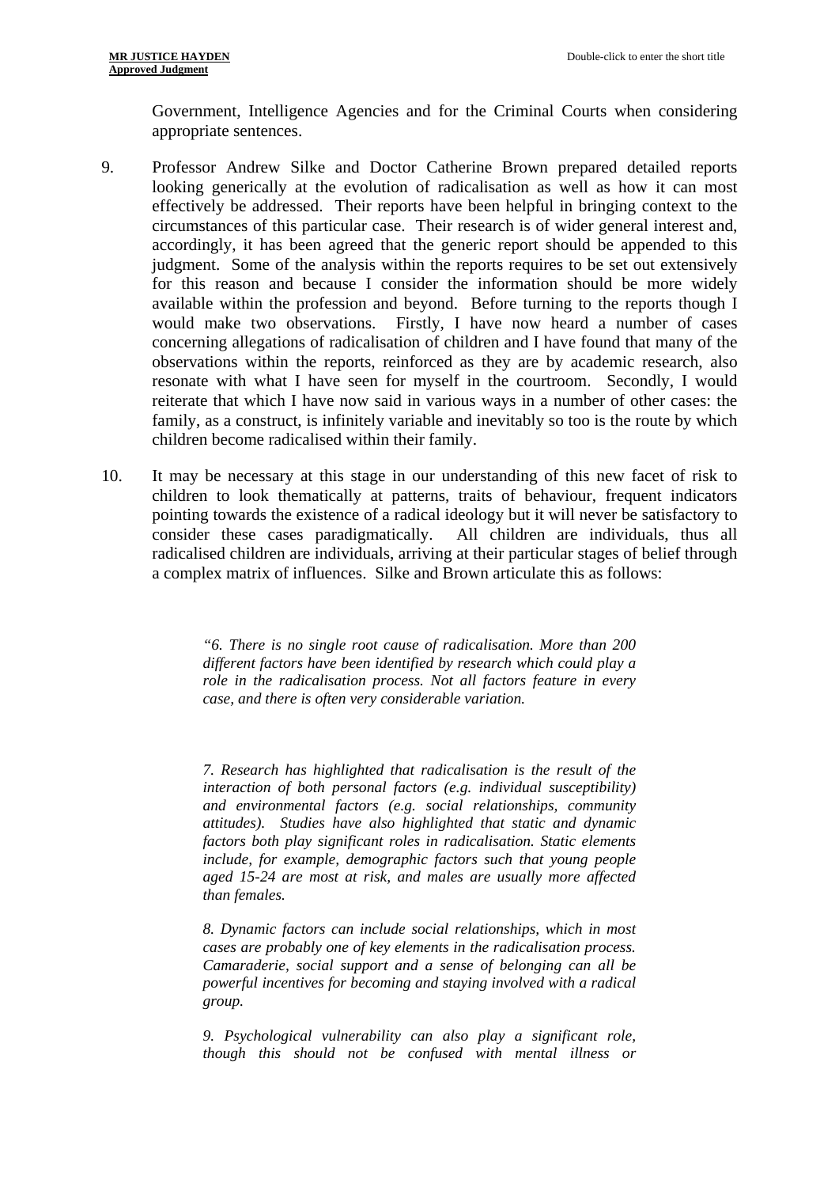Government, Intelligence Agencies and for the Criminal Courts when considering appropriate sentences.

9. Professor Andrew Silke and Doctor Catherine Brown prepared detailed reports looking generically at the evolution of radicalisation as well as how it can most effectively be addressed. Their reports have been helpful in bringing context to the circumstances of this particular case. Their research is of wider general interest and, accordingly, it has been agreed that the generic report should be appended to this judgment. Some of the analysis within the reports requires to be set out extensively for this reason and because I consider the information should be more widely available within the profession and beyond. Before turning to the reports though I would make two observations. Firstly, I have now heard a number of cases concerning allegations of radicalisation of children and I have found that many of the observations within the reports, reinforced as they are by academic research, also resonate with what I have seen for myself in the courtroom. Secondly, I would reiterate that which I have now said in various ways in a number of other cases: the family, as a construct, is infinitely variable and inevitably so too is the route by which children become radicalised within their family.

10. It may be necessary at this stage in our understanding of this new facet of risk to children to look thematically at patterns, traits of behaviour, frequent indicators pointing towards the existence of a radical ideology but it will never be satisfactory to consider these cases paradigmatically. All children are individuals, thus all radicalised children are individuals, arriving at their particular stages of belief through a complex matrix of influences. Silke and Brown articulate this as follows:

> *"6. There is no single root cause of radicalisation. More than 200 different factors have been identified by research which could play a role in the radicalisation process. Not all factors feature in every case, and there is often very considerable variation.*
>
> *7. Research has highlighted that radicalisation is the result of the interaction of both personal factors (e.g. individual susceptibility) and environmental factors (e.g. social relationships, community attitudes). Studies have also highlighted that static and dynamic factors both play significant roles in radicalisation. Static elements include, for example, demographic factors such that young people aged 15-24 are most at risk, and males are usually more affected than females.*
>
> *8. Dynamic factors can include social relationships, which in most cases are probably one of key elements in the radicalisation process. Camaraderie, social support and a sense of belonging can all be powerful incentives for becoming and staying involved with a radical group.*
>
> *9. Psychological vulnerability can also play a significant role, though this should not be confused with mental illness or*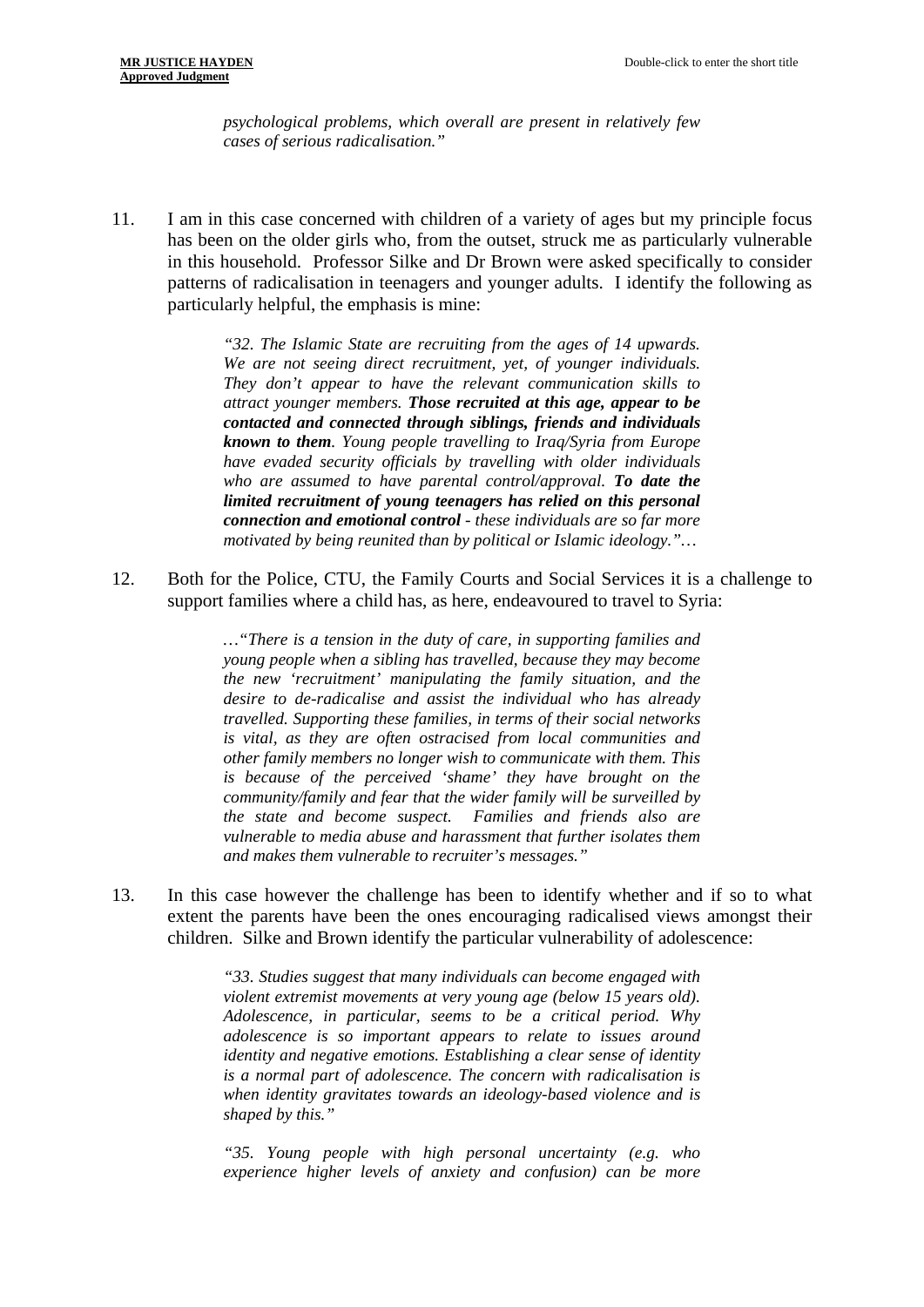*psychological problems, which overall are present in relatively few cases of serious radicalisation."*

11. I am in this case concerned with children of a variety of ages but my principle focus has been on the older girls who, from the outset, struck me as particularly vulnerable in this household. Professor Silke and Dr Brown were asked specifically to consider patterns of radicalisation in teenagers and younger adults. I identify the following as particularly helpful, the emphasis is mine:

> *"32. The Islamic State are recruiting from the ages of 14 upwards. We are not seeing direct recruitment, yet, of younger individuals. They don't appear to have the relevant communication skills to attract younger members.* ***Those recruited at this age, appear to be contacted and connected through siblings, friends and individuals known to them****. Young people travelling to Iraq/Syria from Europe have evaded security officials by travelling with older individuals who are assumed to have parental control/approval.* ***To date the limited recruitment of young teenagers has relied on this personal connection and emotional control*** *- these individuals are so far more motivated by being reunited than by political or Islamic ideology."…*

12. Both for the Police, CTU, the Family Courts and Social Services it is a challenge to support families where a child has, as here, endeavoured to travel to Syria:

> *…"There is a tension in the duty of care, in supporting families and young people when a sibling has travelled, because they may become the new 'recruitment' manipulating the family situation, and the desire to de-radicalise and assist the individual who has already travelled. Supporting these families, in terms of their social networks is vital, as they are often ostracised from local communities and other family members no longer wish to communicate with them. This is because of the perceived 'shame' they have brought on the community/family and fear that the wider family will be surveilled by the state and become suspect. Families and friends also are vulnerable to media abuse and harassment that further isolates them and makes them vulnerable to recruiter's messages."*

13. In this case however the challenge has been to identify whether and if so to what extent the parents have been the ones encouraging radicalised views amongst their children. Silke and Brown identify the particular vulnerability of adolescence:

> *"33. Studies suggest that many individuals can become engaged with violent extremist movements at very young age (below 15 years old). Adolescence, in particular, seems to be a critical period. Why adolescence is so important appears to relate to issues around identity and negative emotions. Establishing a clear sense of identity is a normal part of adolescence. The concern with radicalisation is when identity gravitates towards an ideology-based violence and is shaped by this."*
>
> *"35. Young people with high personal uncertainty (e.g. who experience higher levels of anxiety and confusion) can be more*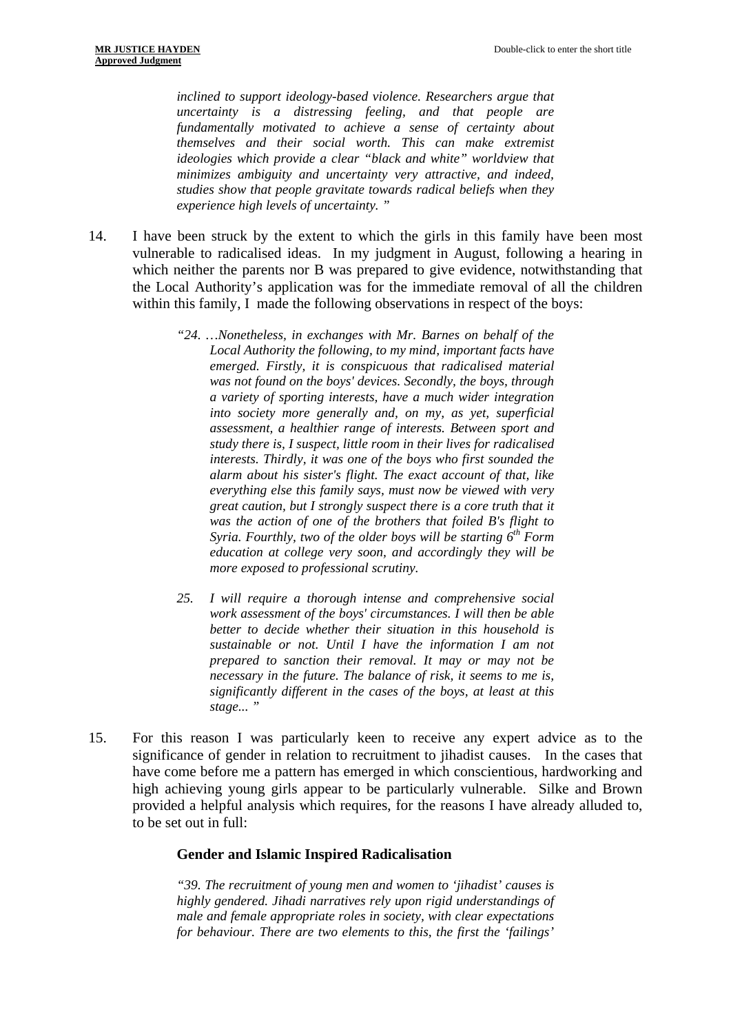> *inclined to support ideology-based violence. Researchers argue that uncertainty is a distressing feeling, and that people are fundamentally motivated to achieve a sense of certainty about themselves and their social worth. This can make extremist ideologies which provide a clear "black and white" worldview that minimizes ambiguity and uncertainty very attractive, and indeed, studies show that people gravitate towards radical beliefs when they experience high levels of uncertainty. "*

14. I have been struck by the extent to which the girls in this family have been most vulnerable to radicalised ideas. In my judgment in August, following a hearing in which neither the parents nor B was prepared to give evidence, notwithstanding that the Local Authority's application was for the immediate removal of all the children within this family, I made the following observations in respect of the boys:

> *"24. …Nonetheless, in exchanges with Mr. Barnes on behalf of the Local Authority the following, to my mind, important facts have emerged. Firstly, it is conspicuous that radicalised material was not found on the boys' devices. Secondly, the boys, through a variety of sporting interests, have a much wider integration into society more generally and, on my, as yet, superficial assessment, a healthier range of interests. Between sport and study there is, I suspect, little room in their lives for radicalised interests. Thirdly, it was one of the boys who first sounded the alarm about his sister's flight. The exact account of that, like everything else this family says, must now be viewed with very great caution, but I strongly suspect there is a core truth that it was the action of one of the brothers that foiled B's flight to Syria. Fourthly, two of the older boys will be starting 6th Form education at college very soon, and accordingly they will be more exposed to professional scrutiny.*
>
> *25. I will require a thorough intense and comprehensive social work assessment of the boys' circumstances. I will then be able better to decide whether their situation in this household is sustainable or not. Until I have the information I am not prepared to sanction their removal. It may or may not be necessary in the future. The balance of risk, it seems to me is, significantly different in the cases of the boys, at least at this stage... "*

15. For this reason I was particularly keen to receive any expert advice as to the significance of gender in relation to recruitment to jihadist causes. In the cases that have come before me a pattern has emerged in which conscientious, hardworking and high achieving young girls appear to be particularly vulnerable. Silke and Brown provided a helpful analysis which requires, for the reasons I have already alluded to, to be set out in full:

> **Gender and Islamic Inspired Radicalisation**
>
> *"39. The recruitment of young men and women to 'jihadist' causes is highly gendered. Jihadi narratives rely upon rigid understandings of male and female appropriate roles in society, with clear expectations for behaviour. There are two elements to this, the first the 'failings'*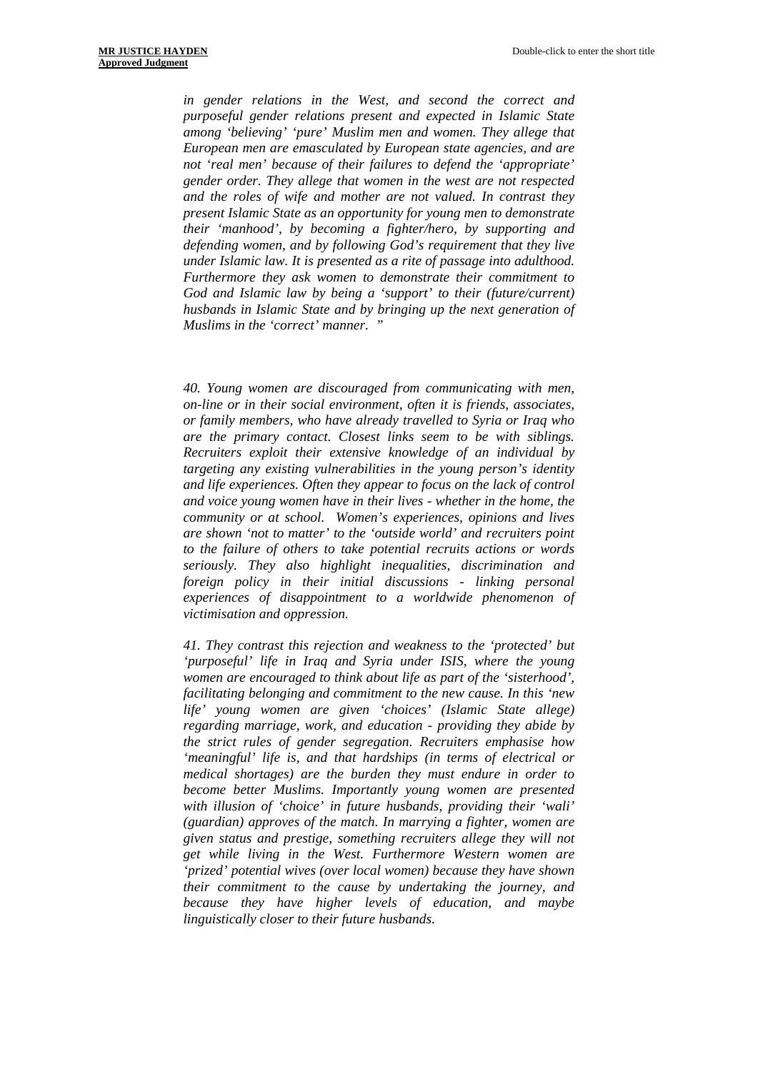*in gender relations in the West, and second the correct and purposeful gender relations present and expected in Islamic State among 'believing' 'pure' Muslim men and women. They allege that European men are emasculated by European state agencies, and are not 'real men' because of their failures to defend the 'appropriate' gender order. They allege that women in the west are not respected and the roles of wife and mother are not valued. In contrast they present Islamic State as an opportunity for young men to demonstrate their 'manhood', by becoming a fighter/hero, by supporting and defending women, and by following God's requirement that they live under Islamic law. It is presented as a rite of passage into adulthood. Furthermore they ask women to demonstrate their commitment to God and Islamic law by being a 'support' to their (future/current) husbands in Islamic State and by bringing up the next generation of Muslims in the 'correct' manner. "*

*40. Young women are discouraged from communicating with men, on-line or in their social environment, often it is friends, associates, or family members, who have already travelled to Syria or Iraq who are the primary contact. Closest links seem to be with siblings. Recruiters exploit their extensive knowledge of an individual by targeting any existing vulnerabilities in the young person's identity and life experiences. Often they appear to focus on the lack of control and voice young women have in their lives - whether in the home, the community or at school. Women's experiences, opinions and lives are shown 'not to matter' to the 'outside world' and recruiters point to the failure of others to take potential recruits actions or words seriously. They also highlight inequalities, discrimination and foreign policy in their initial discussions - linking personal experiences of disappointment to a worldwide phenomenon of victimisation and oppression.*

*41. They contrast this rejection and weakness to the 'protected' but 'purposeful' life in Iraq and Syria under ISIS, where the young women are encouraged to think about life as part of the 'sisterhood', facilitating belonging and commitment to the new cause. In this 'new life' young women are given 'choices' (Islamic State allege) regarding marriage, work, and education - providing they abide by the strict rules of gender segregation. Recruiters emphasise how 'meaningful' life is, and that hardships (in terms of electrical or medical shortages) are the burden they must endure in order to become better Muslims. Importantly young women are presented with illusion of 'choice' in future husbands, providing their 'wali' (guardian) approves of the match. In marrying a fighter, women are given status and prestige, something recruiters allege they will not get while living in the West. Furthermore Western women are 'prized' potential wives (over local women) because they have shown their commitment to the cause by undertaking the journey, and because they have higher levels of education, and maybe linguistically closer to their future husbands.*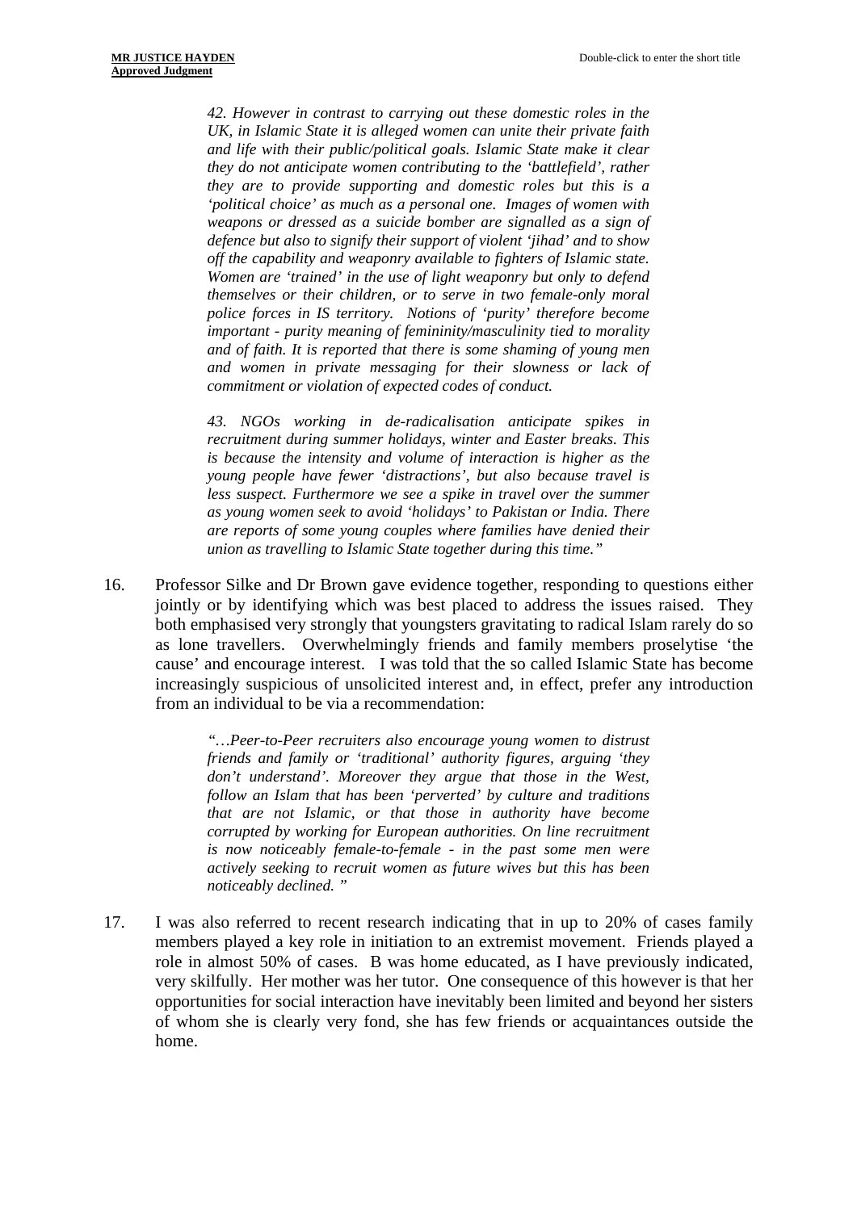> *42. However in contrast to carrying out these domestic roles in the UK, in Islamic State it is alleged women can unite their private faith and life with their public/political goals. Islamic State make it clear they do not anticipate women contributing to the 'battlefield', rather they are to provide supporting and domestic roles but this is a 'political choice' as much as a personal one. Images of women with weapons or dressed as a suicide bomber are signalled as a sign of defence but also to signify their support of violent 'jihad' and to show off the capability and weaponry available to fighters of Islamic state. Women are 'trained' in the use of light weaponry but only to defend themselves or their children, or to serve in two female-only moral police forces in IS territory. Notions of 'purity' therefore become important - purity meaning of femininity/masculinity tied to morality and of faith. It is reported that there is some shaming of young men and women in private messaging for their slowness or lack of commitment or violation of expected codes of conduct.*
>
> *43. NGOs working in de-radicalisation anticipate spikes in recruitment during summer holidays, winter and Easter breaks. This is because the intensity and volume of interaction is higher as the young people have fewer 'distractions', but also because travel is less suspect. Furthermore we see a spike in travel over the summer as young women seek to avoid 'holidays' to Pakistan or India. There are reports of some young couples where families have denied their union as travelling to Islamic State together during this time."*

16. Professor Silke and Dr Brown gave evidence together, responding to questions either jointly or by identifying which was best placed to address the issues raised. They both emphasised very strongly that youngsters gravitating to radical Islam rarely do so as lone travellers. Overwhelmingly friends and family members proselytise 'the cause' and encourage interest. I was told that the so called Islamic State has become increasingly suspicious of unsolicited interest and, in effect, prefer any introduction from an individual to be via a recommendation:

> *"…Peer-to-Peer recruiters also encourage young women to distrust friends and family or 'traditional' authority figures, arguing 'they don't understand'. Moreover they argue that those in the West, follow an Islam that has been 'perverted' by culture and traditions that are not Islamic, or that those in authority have become corrupted by working for European authorities. On line recruitment is now noticeably female-to-female - in the past some men were actively seeking to recruit women as future wives but this has been noticeably declined. "*

17. I was also referred to recent research indicating that in up to 20% of cases family members played a key role in initiation to an extremist movement. Friends played a role in almost 50% of cases. B was home educated, as I have previously indicated, very skilfully. Her mother was her tutor. One consequence of this however is that her opportunities for social interaction have inevitably been limited and beyond her sisters of whom she is clearly very fond, she has few friends or acquaintances outside the home.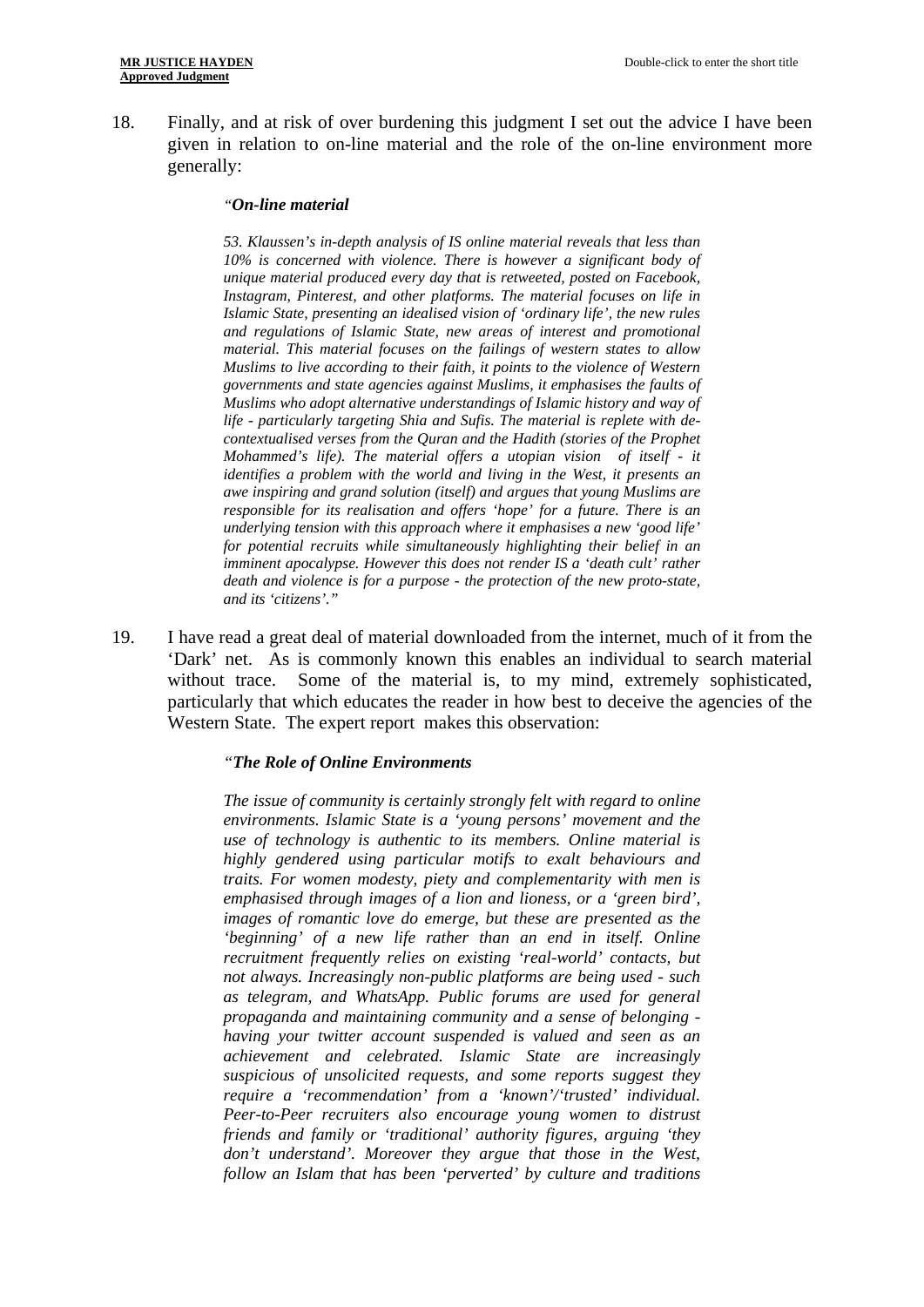18. Finally, and at risk of over burdening this judgment I set out the advice I have been given in relation to on-line material and the role of the on-line environment more generally:

> *"**On-line material***
>
> *53. Klaussen's in-depth analysis of IS online material reveals that less than 10% is concerned with violence. There is however a significant body of unique material produced every day that is retweeted, posted on Facebook, Instagram, Pinterest, and other platforms. The material focuses on life in Islamic State, presenting an idealised vision of 'ordinary life', the new rules and regulations of Islamic State, new areas of interest and promotional material. This material focuses on the failings of western states to allow Muslims to live according to their faith, it points to the violence of Western governments and state agencies against Muslims, it emphasises the faults of Muslims who adopt alternative understandings of Islamic history and way of life - particularly targeting Shia and Sufis. The material is replete with de-contextualised verses from the Quran and the Hadith (stories of the Prophet Mohammed's life). The material offers a utopian vision of itself - it identifies a problem with the world and living in the West, it presents an awe inspiring and grand solution (itself) and argues that young Muslims are responsible for its realisation and offers 'hope' for a future. There is an underlying tension with this approach where it emphasises a new 'good life' for potential recruits while simultaneously highlighting their belief in an imminent apocalypse. However this does not render IS a 'death cult' rather death and violence is for a purpose - the protection of the new proto-state, and its 'citizens'."*

19. I have read a great deal of material downloaded from the internet, much of it from the 'Dark' net. As is commonly known this enables an individual to search material without trace. Some of the material is, to my mind, extremely sophisticated, particularly that which educates the reader in how best to deceive the agencies of the Western State. The expert report makes this observation:

> *"**The Role of Online Environments***
>
> *The issue of community is certainly strongly felt with regard to online environments. Islamic State is a 'young persons' movement and the use of technology is authentic to its members. Online material is highly gendered using particular motifs to exalt behaviours and traits. For women modesty, piety and complementarity with men is emphasised through images of a lion and lioness, or a 'green bird', images of romantic love do emerge, but these are presented as the 'beginning' of a new life rather than an end in itself. Online recruitment frequently relies on existing 'real-world' contacts, but not always. Increasingly non-public platforms are being used - such as telegram, and WhatsApp. Public forums are used for general propaganda and maintaining community and a sense of belonging - having your twitter account suspended is valued and seen as an achievement and celebrated. Islamic State are increasingly suspicious of unsolicited requests, and some reports suggest they require a 'recommendation' from a 'known'/'trusted' individual. Peer-to-Peer recruiters also encourage young women to distrust friends and family or 'traditional' authority figures, arguing 'they don't understand'. Moreover they argue that those in the West, follow an Islam that has been 'perverted' by culture and traditions*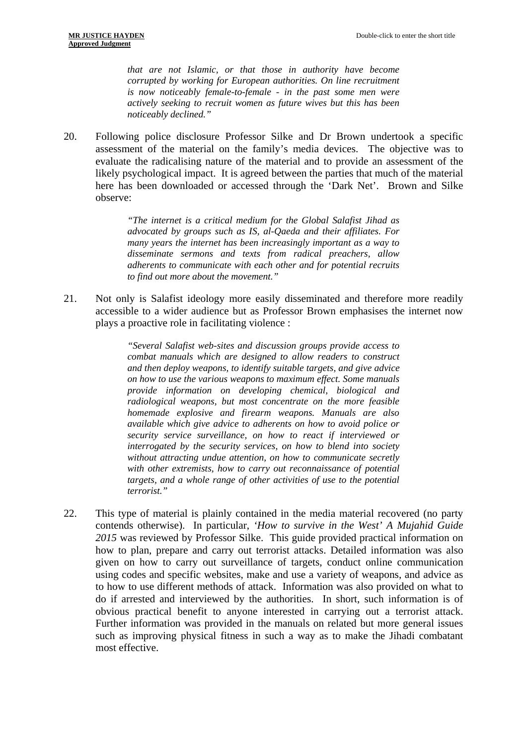*that are not Islamic, or that those in authority have become corrupted by working for European authorities. On line recruitment is now noticeably female-to-female - in the past some men were actively seeking to recruit women as future wives but this has been noticeably declined."*

20. Following police disclosure Professor Silke and Dr Brown undertook a specific assessment of the material on the family's media devices. The objective was to evaluate the radicalising nature of the material and to provide an assessment of the likely psychological impact. It is agreed between the parties that much of the material here has been downloaded or accessed through the 'Dark Net'. Brown and Silke observe:

> *"The internet is a critical medium for the Global Salafist Jihad as advocated by groups such as IS, al-Qaeda and their affiliates. For many years the internet has been increasingly important as a way to disseminate sermons and texts from radical preachers, allow adherents to communicate with each other and for potential recruits to find out more about the movement."*

21. Not only is Salafist ideology more easily disseminated and therefore more readily accessible to a wider audience but as Professor Brown emphasises the internet now plays a proactive role in facilitating violence :

> *"Several Salafist web-sites and discussion groups provide access to combat manuals which are designed to allow readers to construct and then deploy weapons, to identify suitable targets, and give advice on how to use the various weapons to maximum effect. Some manuals provide information on developing chemical, biological and radiological weapons, but most concentrate on the more feasible homemade explosive and firearm weapons. Manuals are also available which give advice to adherents on how to avoid police or security service surveillance, on how to react if interviewed or interrogated by the security services, on how to blend into society without attracting undue attention, on how to communicate secretly with other extremists, how to carry out reconnaissance of potential targets, and a whole range of other activities of use to the potential terrorist."*

22. This type of material is plainly contained in the media material recovered (no party contends otherwise). In particular, *'How to survive in the West' A Mujahid Guide 2015* was reviewed by Professor Silke. This guide provided practical information on how to plan, prepare and carry out terrorist attacks. Detailed information was also given on how to carry out surveillance of targets, conduct online communication using codes and specific websites, make and use a variety of weapons, and advice as to how to use different methods of attack. Information was also provided on what to do if arrested and interviewed by the authorities. In short, such information is of obvious practical benefit to anyone interested in carrying out a terrorist attack. Further information was provided in the manuals on related but more general issues such as improving physical fitness in such a way as to make the Jihadi combatant most effective.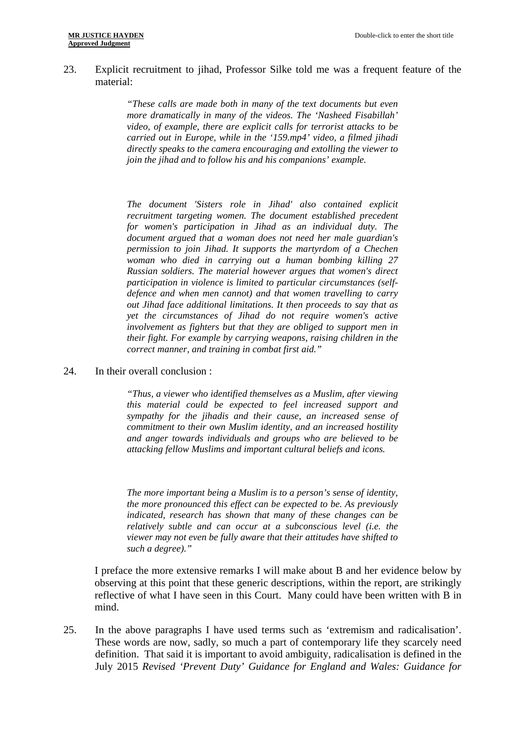23. Explicit recruitment to jihad, Professor Silke told me was a frequent feature of the material:

> *"These calls are made both in many of the text documents but even more dramatically in many of the videos. The 'Nasheed Fisabillah' video, of example, there are explicit calls for terrorist attacks to be carried out in Europe, while in the '159.mp4' video, a filmed jihadi directly speaks to the camera encouraging and extolling the viewer to join the jihad and to follow his and his companions' example.*
>
> *The document 'Sisters role in Jihad' also contained explicit recruitment targeting women. The document established precedent for women's participation in Jihad as an individual duty. The document argued that a woman does not need her male guardian's permission to join Jihad. It supports the martyrdom of a Chechen woman who died in carrying out a human bombing killing 27 Russian soldiers. The material however argues that women's direct participation in violence is limited to particular circumstances (self-defence and when men cannot) and that women travelling to carry out Jihad face additional limitations. It then proceeds to say that as yet the circumstances of Jihad do not require women's active involvement as fighters but that they are obliged to support men in their fight. For example by carrying weapons, raising children in the correct manner, and training in combat first aid."*

24. In their overall conclusion :

> *"Thus, a viewer who identified themselves as a Muslim, after viewing this material could be expected to feel increased support and sympathy for the jihadis and their cause, an increased sense of commitment to their own Muslim identity, and an increased hostility and anger towards individuals and groups who are believed to be attacking fellow Muslims and important cultural beliefs and icons.*
>
> *The more important being a Muslim is to a person's sense of identity, the more pronounced this effect can be expected to be. As previously indicated, research has shown that many of these changes can be relatively subtle and can occur at a subconscious level (i.e. the viewer may not even be fully aware that their attitudes have shifted to such a degree)."*

I preface the more extensive remarks I will make about B and her evidence below by observing at this point that these generic descriptions, within the report, are strikingly reflective of what I have seen in this Court. Many could have been written with B in mind.

25. In the above paragraphs I have used terms such as 'extremism and radicalisation'. These words are now, sadly, so much a part of contemporary life they scarcely need definition. That said it is important to avoid ambiguity, radicalisation is defined in the July 2015 *Revised 'Prevent Duty' Guidance for England and Wales: Guidance for*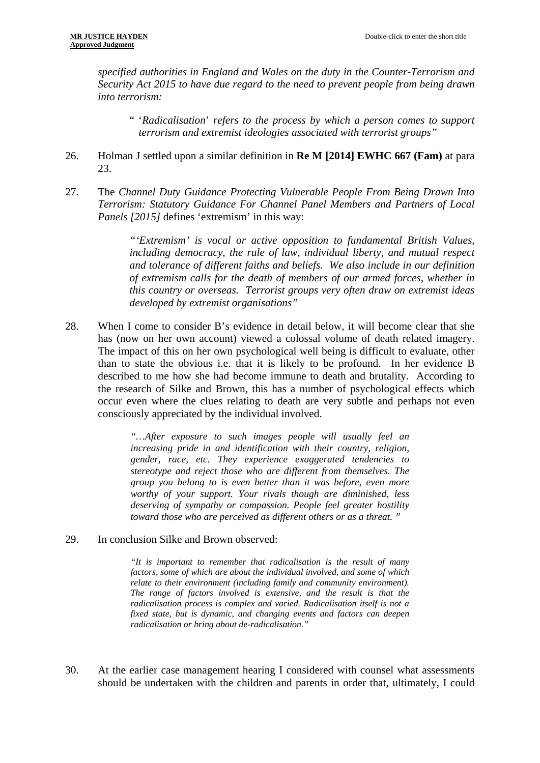*specified authorities in England and Wales on the duty in the Counter-Terrorism and Security Act 2015 to have due regard to the need to prevent people from being drawn into terrorism:*

> " '*Radicalisation*' *refers to the process by which a person comes to support terrorism and extremist ideologies associated with terrorist groups"*

26. Holman J settled upon a similar definition in **Re M [2014] EWHC 667 (Fam)** at para 23.

27. The *Channel Duty Guidance Protecting Vulnerable People From Being Drawn Into Terrorism: Statutory Guidance For Channel Panel Members and Partners of Local Panels [2015]* defines 'extremism' in this way:

> *"'Extremism' is vocal or active opposition to fundamental British Values, including democracy, the rule of law, individual liberty, and mutual respect and tolerance of different faiths and beliefs. We also include in our definition of extremism calls for the death of members of our armed forces, whether in this country or overseas. Terrorist groups very often draw on extremist ideas developed by extremist organisations"*

28. When I come to consider B's evidence in detail below, it will become clear that she has (now on her own account) viewed a colossal volume of death related imagery. The impact of this on her own psychological well being is difficult to evaluate, other than to state the obvious i.e. that it is likely to be profound. In her evidence B described to me how she had become immune to death and brutality. According to the research of Silke and Brown, this has a number of psychological effects which occur even where the clues relating to death are very subtle and perhaps not even consciously appreciated by the individual involved.

> *"…After exposure to such images people will usually feel an increasing pride in and identification with their country, religion, gender, race, etc. They experience exaggerated tendencies to stereotype and reject those who are different from themselves. The group you belong to is even better than it was before, even more worthy of your support. Your rivals though are diminished, less deserving of sympathy or compassion. People feel greater hostility toward those who are perceived as different others or as a threat. "*

29. In conclusion Silke and Brown observed:

> *"It is important to remember that radicalisation is the result of many factors, some of which are about the individual involved, and some of which relate to their environment (including family and community environment). The range of factors involved is extensive, and the result is that the radicalisation process is complex and varied. Radicalisation itself is not a fixed state, but is dynamic, and changing events and factors can deepen radicalisation or bring about de-radicalisation."*

30. At the earlier case management hearing I considered with counsel what assessments should be undertaken with the children and parents in order that, ultimately, I could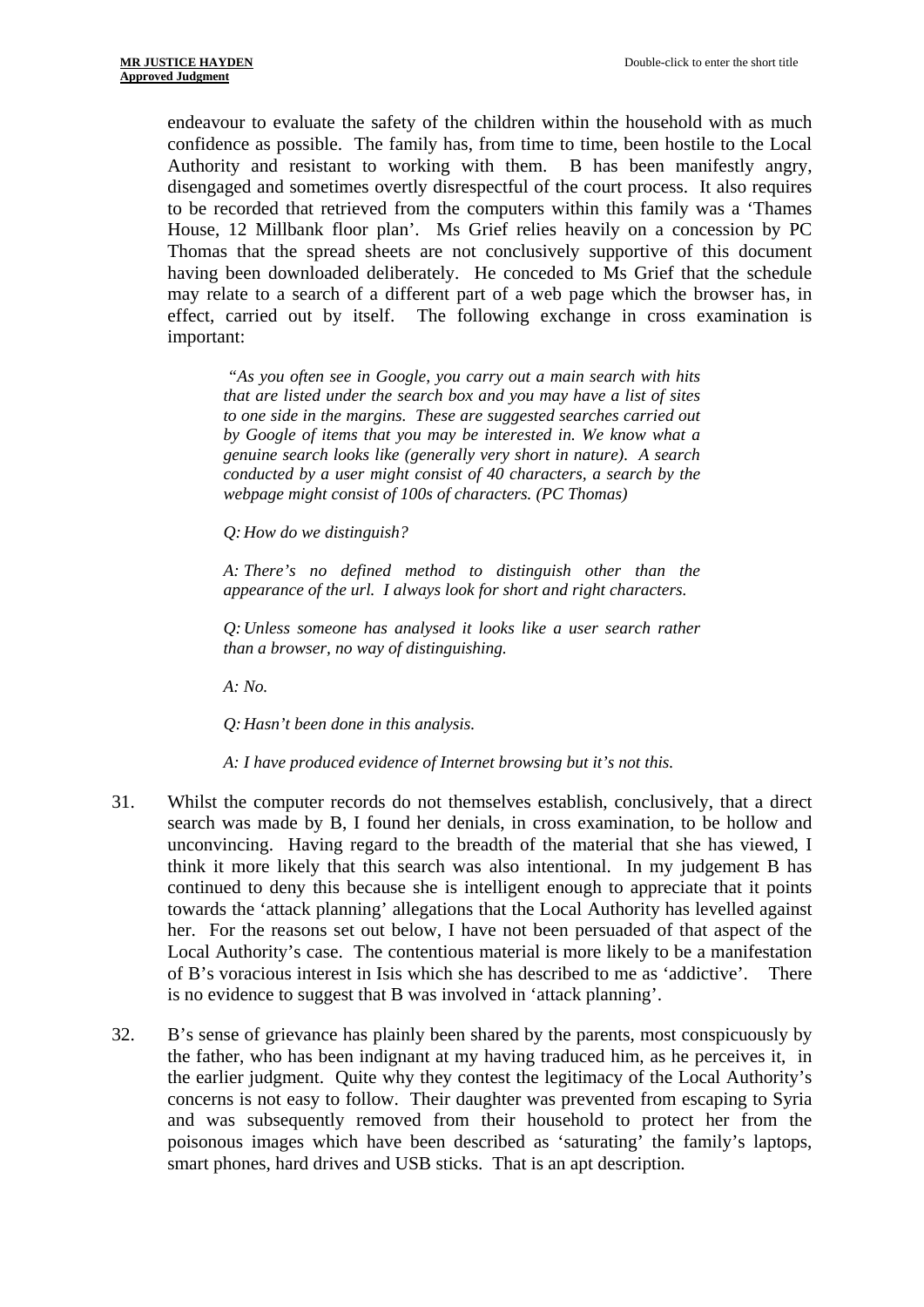endeavour to evaluate the safety of the children within the household with as much confidence as possible. The family has, from time to time, been hostile to the Local Authority and resistant to working with them. B has been manifestly angry, disengaged and sometimes overtly disrespectful of the court process. It also requires to be recorded that retrieved from the computers within this family was a 'Thames House, 12 Millbank floor plan'. Ms Grief relies heavily on a concession by PC Thomas that the spread sheets are not conclusively supportive of this document having been downloaded deliberately. He conceded to Ms Grief that the schedule may relate to a search of a different part of a web page which the browser has, in effect, carried out by itself. The following exchange in cross examination is important:

> *"As you often see in Google, you carry out a main search with hits that are listed under the search box and you may have a list of sites to one side in the margins. These are suggested searches carried out by Google of items that you may be interested in. We know what a genuine search looks like (generally very short in nature). A search conducted by a user might consist of 40 characters, a search by the webpage might consist of 100s of characters. (PC Thomas)*
>
> *Q: How do we distinguish?*
>
> *A: There's no defined method to distinguish other than the appearance of the url. I always look for short and right characters.*
>
> *Q: Unless someone has analysed it looks like a user search rather than a browser, no way of distinguishing.*
>
> *A: No.*
>
> *Q: Hasn't been done in this analysis.*
>
> *A: I have produced evidence of Internet browsing but it's not this.*

31. Whilst the computer records do not themselves establish, conclusively, that a direct search was made by B, I found her denials, in cross examination, to be hollow and unconvincing. Having regard to the breadth of the material that she has viewed, I think it more likely that this search was also intentional. In my judgement B has continued to deny this because she is intelligent enough to appreciate that it points towards the 'attack planning' allegations that the Local Authority has levelled against her. For the reasons set out below, I have not been persuaded of that aspect of the Local Authority's case. The contentious material is more likely to be a manifestation of B's voracious interest in Isis which she has described to me as 'addictive'. There is no evidence to suggest that B was involved in 'attack planning'.

32. B's sense of grievance has plainly been shared by the parents, most conspicuously by the father, who has been indignant at my having traduced him, as he perceives it, in the earlier judgment. Quite why they contest the legitimacy of the Local Authority's concerns is not easy to follow. Their daughter was prevented from escaping to Syria and was subsequently removed from their household to protect her from the poisonous images which have been described as 'saturating' the family's laptops, smart phones, hard drives and USB sticks. That is an apt description.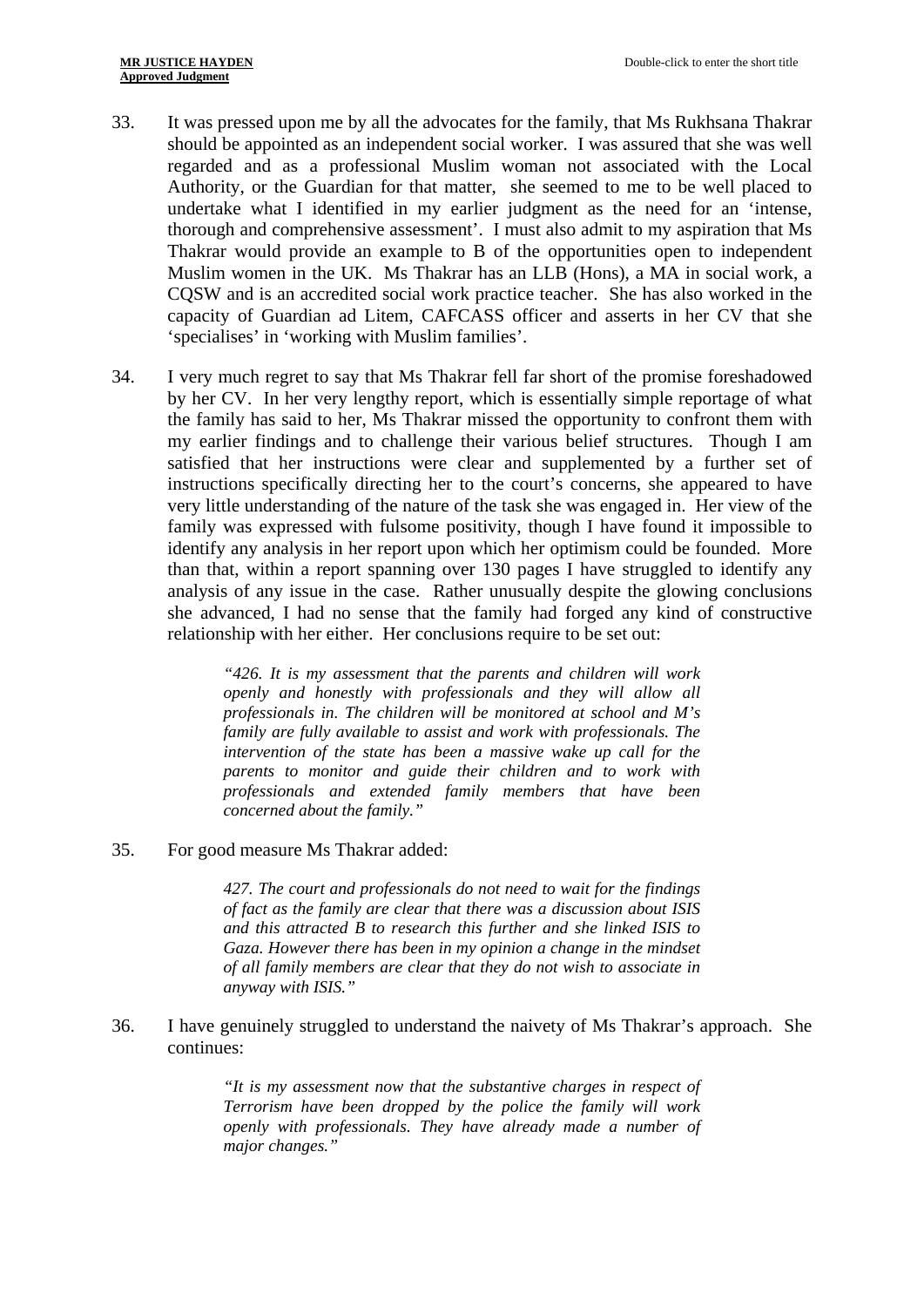33. It was pressed upon me by all the advocates for the family, that Ms Rukhsana Thakrar should be appointed as an independent social worker. I was assured that she was well regarded and as a professional Muslim woman not associated with the Local Authority, or the Guardian for that matter, she seemed to me to be well placed to undertake what I identified in my earlier judgment as the need for an 'intense, thorough and comprehensive assessment'. I must also admit to my aspiration that Ms Thakrar would provide an example to B of the opportunities open to independent Muslim women in the UK. Ms Thakrar has an LLB (Hons), a MA in social work, a CQSW and is an accredited social work practice teacher. She has also worked in the capacity of Guardian ad Litem, CAFCASS officer and asserts in her CV that she 'specialises' in 'working with Muslim families'.

34. I very much regret to say that Ms Thakrar fell far short of the promise foreshadowed by her CV. In her very lengthy report, which is essentially simple reportage of what the family has said to her, Ms Thakrar missed the opportunity to confront them with my earlier findings and to challenge their various belief structures. Though I am satisfied that her instructions were clear and supplemented by a further set of instructions specifically directing her to the court's concerns, she appeared to have very little understanding of the nature of the task she was engaged in. Her view of the family was expressed with fulsome positivity, though I have found it impossible to identify any analysis in her report upon which her optimism could be founded. More than that, within a report spanning over 130 pages I have struggled to identify any analysis of any issue in the case. Rather unusually despite the glowing conclusions she advanced, I had no sense that the family had forged any kind of constructive relationship with her either. Her conclusions require to be set out:

> *"426. It is my assessment that the parents and children will work openly and honestly with professionals and they will allow all professionals in. The children will be monitored at school and M's family are fully available to assist and work with professionals. The intervention of the state has been a massive wake up call for the parents to monitor and guide their children and to work with professionals and extended family members that have been concerned about the family."*

35. For good measure Ms Thakrar added:

> *427. The court and professionals do not need to wait for the findings of fact as the family are clear that there was a discussion about ISIS and this attracted B to research this further and she linked ISIS to Gaza. However there has been in my opinion a change in the mindset of all family members are clear that they do not wish to associate in anyway with ISIS."*

36. I have genuinely struggled to understand the naivety of Ms Thakrar's approach. She continues:

> *"It is my assessment now that the substantive charges in respect of Terrorism have been dropped by the police the family will work openly with professionals. They have already made a number of major changes."*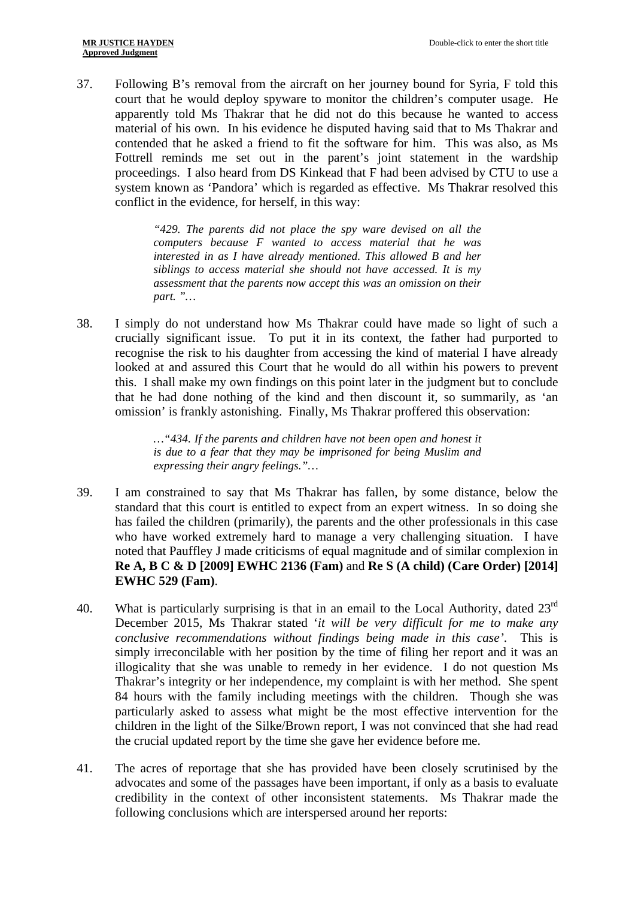37. Following B's removal from the aircraft on her journey bound for Syria, F told this court that he would deploy spyware to monitor the children's computer usage. He apparently told Ms Thakrar that he did not do this because he wanted to access material of his own. In his evidence he disputed having said that to Ms Thakrar and contended that he asked a friend to fit the software for him. This was also, as Ms Fottrell reminds me set out in the parent's joint statement in the wardship proceedings. I also heard from DS Kinkead that F had been advised by CTU to use a system known as 'Pandora' which is regarded as effective. Ms Thakrar resolved this conflict in the evidence, for herself, in this way:

> *"429. The parents did not place the spy ware devised on all the computers because F wanted to access material that he was interested in as I have already mentioned. This allowed B and her siblings to access material she should not have accessed. It is my assessment that the parents now accept this was an omission on their part. "…*

38. I simply do not understand how Ms Thakrar could have made so light of such a crucially significant issue. To put it in its context, the father had purported to recognise the risk to his daughter from accessing the kind of material I have already looked at and assured this Court that he would do all within his powers to prevent this. I shall make my own findings on this point later in the judgment but to conclude that he had done nothing of the kind and then discount it, so summarily, as 'an omission' is frankly astonishing. Finally, Ms Thakrar proffered this observation:

> *…"434. If the parents and children have not been open and honest it is due to a fear that they may be imprisoned for being Muslim and expressing their angry feelings."…*

39. I am constrained to say that Ms Thakrar has fallen, by some distance, below the standard that this court is entitled to expect from an expert witness. In so doing she has failed the children (primarily), the parents and the other professionals in this case who have worked extremely hard to manage a very challenging situation. I have noted that Pauffley J made criticisms of equal magnitude and of similar complexion in **Re A, B C & D [2009] EWHC 2136 (Fam)** and **Re S (A child) (Care Order) [2014] EWHC 529 (Fam)**.

40. What is particularly surprising is that in an email to the Local Authority, dated 23rd December 2015, Ms Thakrar stated '*it will be very difficult for me to make any conclusive recommendations without findings being made in this case'*. This is simply irreconcilable with her position by the time of filing her report and it was an illogicality that she was unable to remedy in her evidence. I do not question Ms Thakrar's integrity or her independence, my complaint is with her method. She spent 84 hours with the family including meetings with the children. Though she was particularly asked to assess what might be the most effective intervention for the children in the light of the Silke/Brown report, I was not convinced that she had read the crucial updated report by the time she gave her evidence before me.

41. The acres of reportage that she has provided have been closely scrutinised by the advocates and some of the passages have been important, if only as a basis to evaluate credibility in the context of other inconsistent statements. Ms Thakrar made the following conclusions which are interspersed around her reports: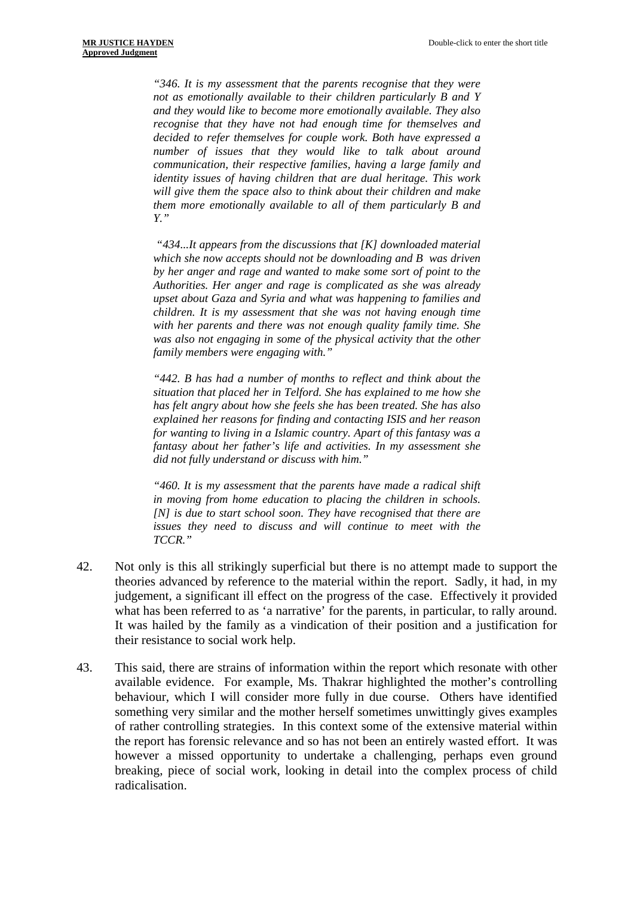*"346. It is my assessment that the parents recognise that they were not as emotionally available to their children particularly B and Y and they would like to become more emotionally available. They also recognise that they have not had enough time for themselves and decided to refer themselves for couple work. Both have expressed a number of issues that they would like to talk about around communication, their respective families, having a large family and identity issues of having children that are dual heritage. This work will give them the space also to think about their children and make them more emotionally available to all of them particularly B and Y."*

*"434...It appears from the discussions that [K] downloaded material which she now accepts should not be downloading and B was driven by her anger and rage and wanted to make some sort of point to the Authorities. Her anger and rage is complicated as she was already upset about Gaza and Syria and what was happening to families and children. It is my assessment that she was not having enough time with her parents and there was not enough quality family time. She was also not engaging in some of the physical activity that the other family members were engaging with."*

*"442. B has had a number of months to reflect and think about the situation that placed her in Telford. She has explained to me how she has felt angry about how she feels she has been treated. She has also explained her reasons for finding and contacting ISIS and her reason for wanting to living in a Islamic country. Apart of this fantasy was a fantasy about her father's life and activities. In my assessment she did not fully understand or discuss with him."*

*"460. It is my assessment that the parents have made a radical shift in moving from home education to placing the children in schools. [N] is due to start school soon. They have recognised that there are issues they need to discuss and will continue to meet with the TCCR."*

42. Not only is this all strikingly superficial but there is no attempt made to support the theories advanced by reference to the material within the report. Sadly, it had, in my judgement, a significant ill effect on the progress of the case. Effectively it provided what has been referred to as 'a narrative' for the parents, in particular, to rally around. It was hailed by the family as a vindication of their position and a justification for their resistance to social work help.

43. This said, there are strains of information within the report which resonate with other available evidence. For example, Ms. Thakrar highlighted the mother's controlling behaviour, which I will consider more fully in due course. Others have identified something very similar and the mother herself sometimes unwittingly gives examples of rather controlling strategies. In this context some of the extensive material within the report has forensic relevance and so has not been an entirely wasted effort. It was however a missed opportunity to undertake a challenging, perhaps even ground breaking, piece of social work, looking in detail into the complex process of child radicalisation.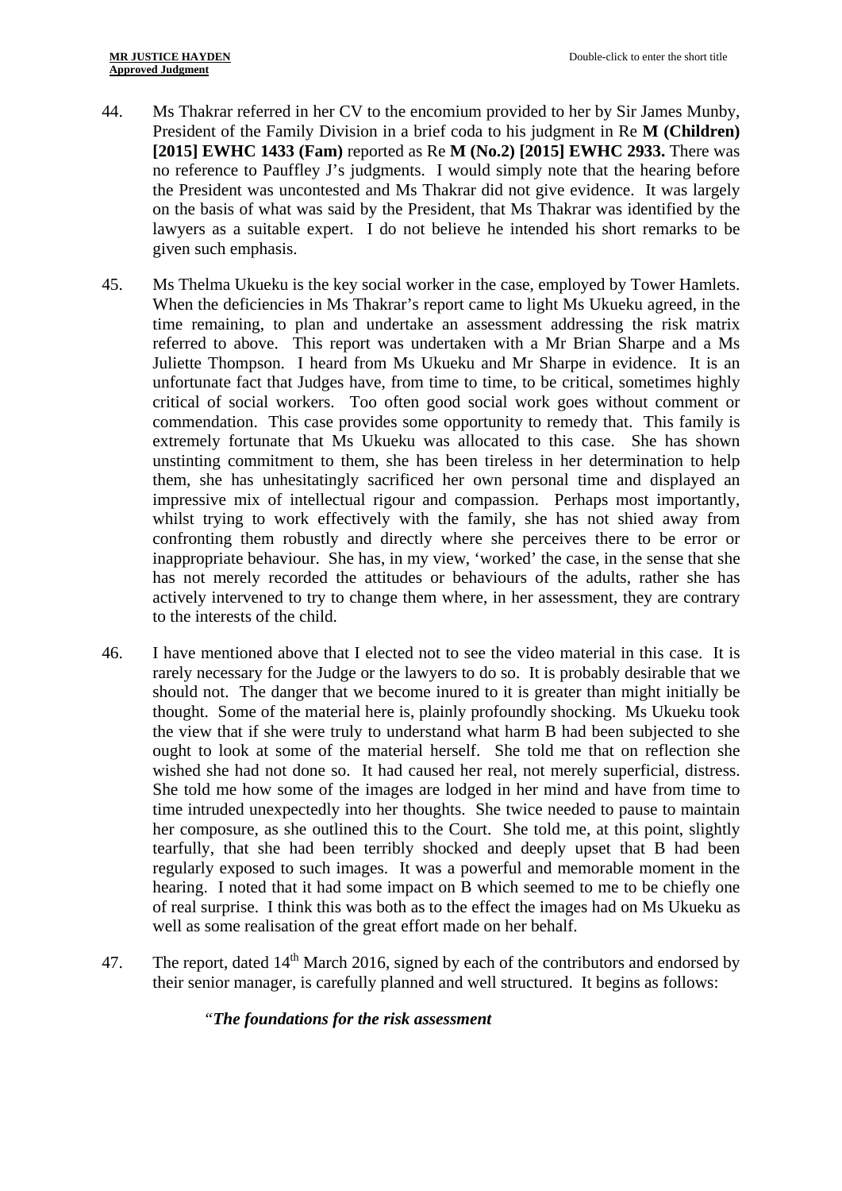44. Ms Thakrar referred in her CV to the encomium provided to her by Sir James Munby, President of the Family Division in a brief coda to his judgment in Re **M (Children) [2015] EWHC 1433 (Fam)** reported as Re **M (No.2) [2015] EWHC 2933.** There was no reference to Pauffley J's judgments. I would simply note that the hearing before the President was uncontested and Ms Thakrar did not give evidence. It was largely on the basis of what was said by the President, that Ms Thakrar was identified by the lawyers as a suitable expert. I do not believe he intended his short remarks to be given such emphasis.

45. Ms Thelma Ukueku is the key social worker in the case, employed by Tower Hamlets. When the deficiencies in Ms Thakrar's report came to light Ms Ukueku agreed, in the time remaining, to plan and undertake an assessment addressing the risk matrix referred to above. This report was undertaken with a Mr Brian Sharpe and a Ms Juliette Thompson. I heard from Ms Ukueku and Mr Sharpe in evidence. It is an unfortunate fact that Judges have, from time to time, to be critical, sometimes highly critical of social workers. Too often good social work goes without comment or commendation. This case provides some opportunity to remedy that. This family is extremely fortunate that Ms Ukueku was allocated to this case. She has shown unstinting commitment to them, she has been tireless in her determination to help them, she has unhesitatingly sacrificed her own personal time and displayed an impressive mix of intellectual rigour and compassion. Perhaps most importantly, whilst trying to work effectively with the family, she has not shied away from confronting them robustly and directly where she perceives there to be error or inappropriate behaviour. She has, in my view, 'worked' the case, in the sense that she has not merely recorded the attitudes or behaviours of the adults, rather she has actively intervened to try to change them where, in her assessment, they are contrary to the interests of the child.

46. I have mentioned above that I elected not to see the video material in this case. It is rarely necessary for the Judge or the lawyers to do so. It is probably desirable that we should not. The danger that we become inured to it is greater than might initially be thought. Some of the material here is, plainly profoundly shocking. Ms Ukueku took the view that if she were truly to understand what harm B had been subjected to she ought to look at some of the material herself. She told me that on reflection she wished she had not done so. It had caused her real, not merely superficial, distress. She told me how some of the images are lodged in her mind and have from time to time intruded unexpectedly into her thoughts. She twice needed to pause to maintain her composure, as she outlined this to the Court. She told me, at this point, slightly tearfully, that she had been terribly shocked and deeply upset that B had been regularly exposed to such images. It was a powerful and memorable moment in the hearing. I noted that it had some impact on B which seemed to me to be chiefly one of real surprise. I think this was both as to the effect the images had on Ms Ukueku as well as some realisation of the great effort made on her behalf.

47. The report, dated 14th March 2016, signed by each of the contributors and endorsed by their senior manager, is carefully planned and well structured. It begins as follows:

> "***The foundations for the risk assessment***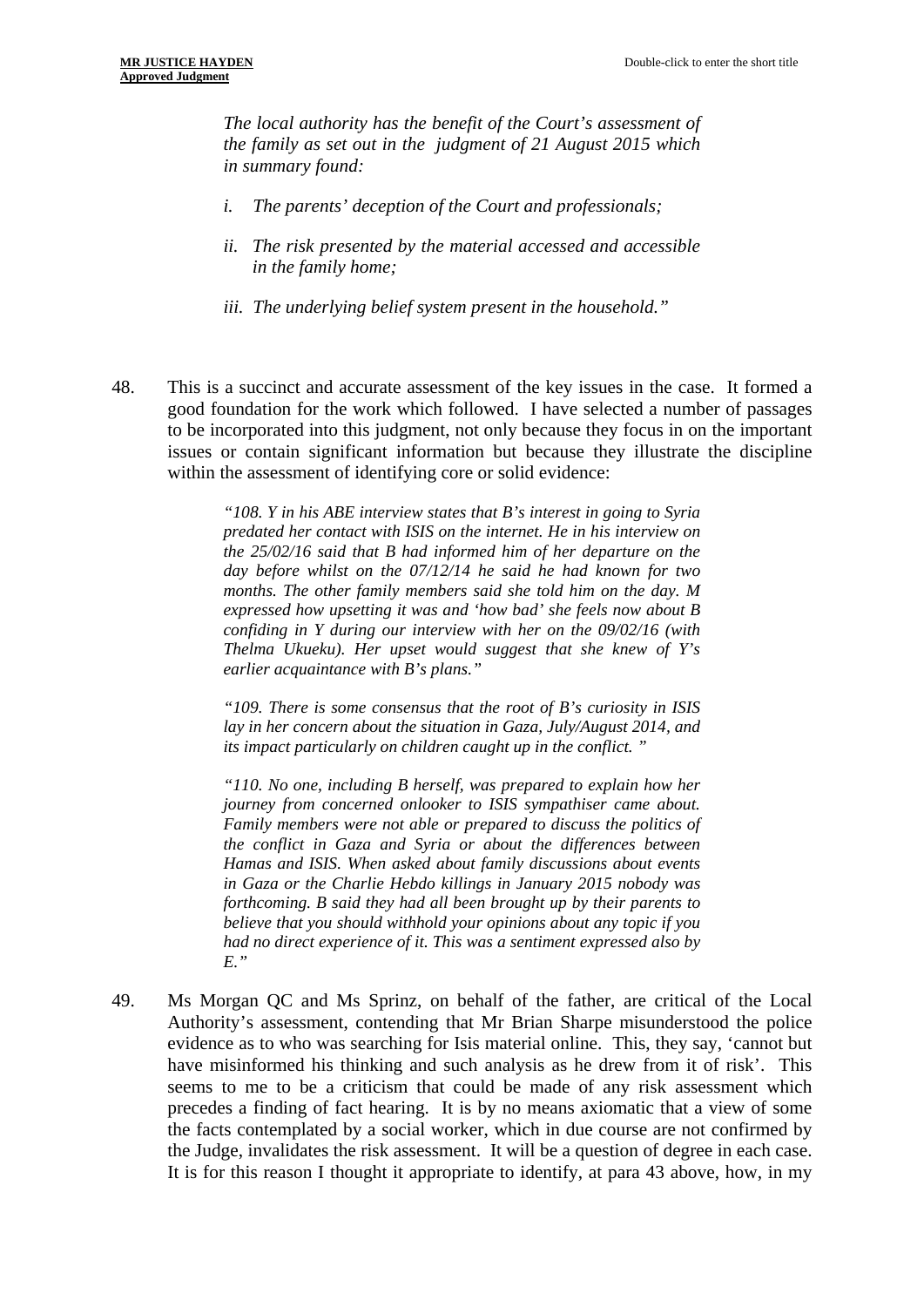> *The local authority has the benefit of the Court's assessment of the family as set out in the judgment of 21 August 2015 which in summary found:*
>
> *i. The parents' deception of the Court and professionals;*
>
> *ii. The risk presented by the material accessed and accessible in the family home;*
>
> *iii. The underlying belief system present in the household."*

48. This is a succinct and accurate assessment of the key issues in the case. It formed a good foundation for the work which followed. I have selected a number of passages to be incorporated into this judgment, not only because they focus in on the important issues or contain significant information but because they illustrate the discipline within the assessment of identifying core or solid evidence:

> *"108. Y in his ABE interview states that B's interest in going to Syria predated her contact with ISIS on the internet. He in his interview on the 25/02/16 said that B had informed him of her departure on the day before whilst on the 07/12/14 he said he had known for two months. The other family members said she told him on the day. M expressed how upsetting it was and 'how bad' she feels now about B confiding in Y during our interview with her on the 09/02/16 (with Thelma Ukueku). Her upset would suggest that she knew of Y's earlier acquaintance with B's plans."*
>
> *"109. There is some consensus that the root of B's curiosity in ISIS lay in her concern about the situation in Gaza, July/August 2014, and its impact particularly on children caught up in the conflict. "*
>
> *"110. No one, including B herself, was prepared to explain how her journey from concerned onlooker to ISIS sympathiser came about. Family members were not able or prepared to discuss the politics of the conflict in Gaza and Syria or about the differences between Hamas and ISIS. When asked about family discussions about events in Gaza or the Charlie Hebdo killings in January 2015 nobody was forthcoming. B said they had all been brought up by their parents to believe that you should withhold your opinions about any topic if you had no direct experience of it. This was a sentiment expressed also by E."*

49. Ms Morgan QC and Ms Sprinz, on behalf of the father, are critical of the Local Authority's assessment, contending that Mr Brian Sharpe misunderstood the police evidence as to who was searching for Isis material online. This, they say, 'cannot but have misinformed his thinking and such analysis as he drew from it of risk'. This seems to me to be a criticism that could be made of any risk assessment which precedes a finding of fact hearing. It is by no means axiomatic that a view of some the facts contemplated by a social worker, which in due course are not confirmed by the Judge, invalidates the risk assessment. It will be a question of degree in each case. It is for this reason I thought it appropriate to identify, at para 43 above, how, in my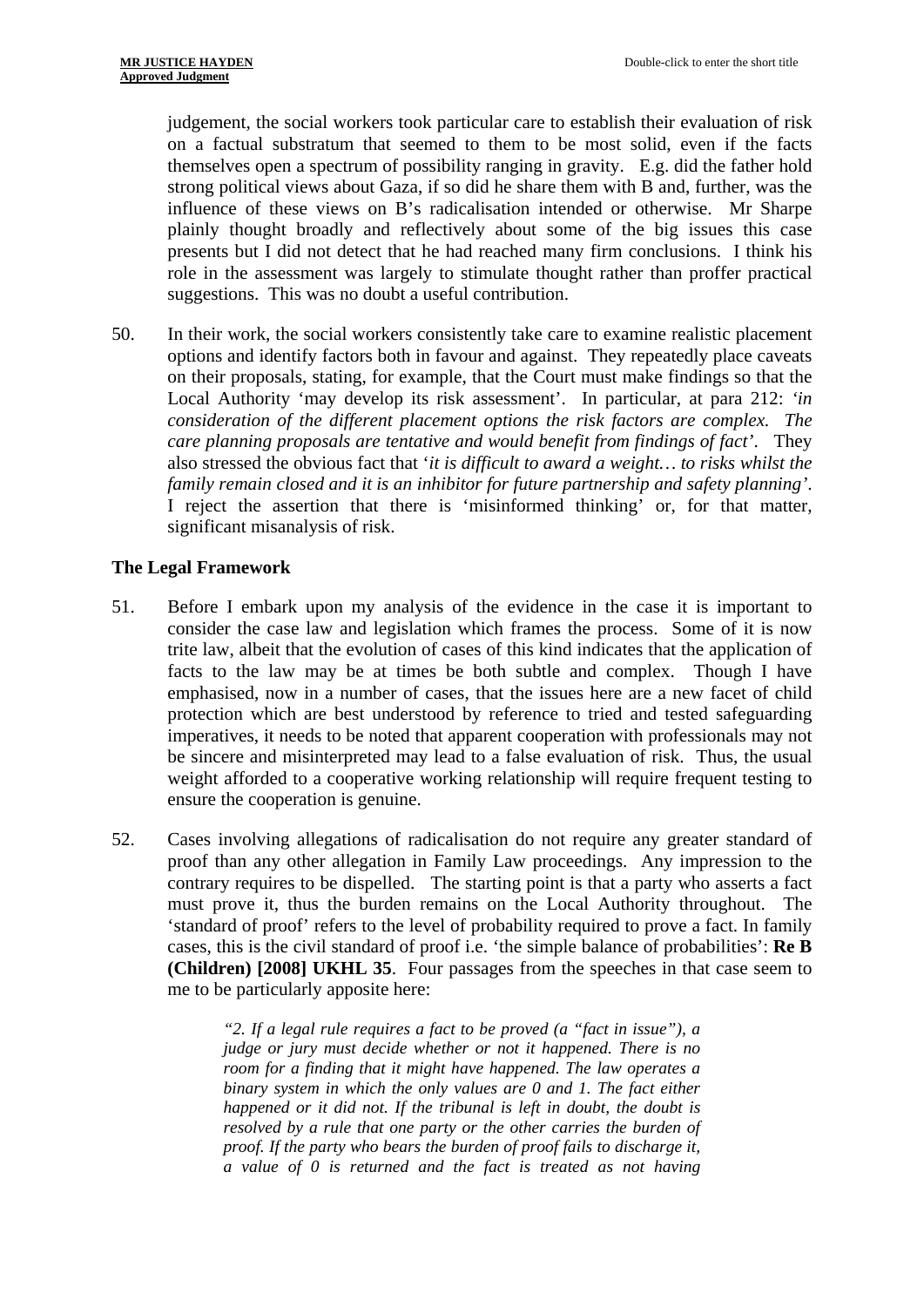judgement, the social workers took particular care to establish their evaluation of risk on a factual substratum that seemed to them to be most solid, even if the facts themselves open a spectrum of possibility ranging in gravity. E.g. did the father hold strong political views about Gaza, if so did he share them with B and, further, was the influence of these views on B's radicalisation intended or otherwise. Mr Sharpe plainly thought broadly and reflectively about some of the big issues this case presents but I did not detect that he had reached many firm conclusions. I think his role in the assessment was largely to stimulate thought rather than proffer practical suggestions. This was no doubt a useful contribution.

50. In their work, the social workers consistently take care to examine realistic placement options and identify factors both in favour and against. They repeatedly place caveats on their proposals, stating, for example, that the Court must make findings so that the Local Authority 'may develop its risk assessment'. In particular, at para 212: '*in consideration of the different placement options the risk factors are complex. The care planning proposals are tentative and would benefit from findings of fact*'. They also stressed the obvious fact that '*it is difficult to award a weight… to risks whilst the family remain closed and it is an inhibitor for future partnership and safety planning*'. I reject the assertion that there is 'misinformed thinking' or, for that matter, significant misanalysis of risk.

## The Legal Framework

51. Before I embark upon my analysis of the evidence in the case it is important to consider the case law and legislation which frames the process. Some of it is now trite law, albeit that the evolution of cases of this kind indicates that the application of facts to the law may be at times be both subtle and complex. Though I have emphasised, now in a number of cases, that the issues here are a new facet of child protection which are best understood by reference to tried and tested safeguarding imperatives, it needs to be noted that apparent cooperation with professionals may not be sincere and misinterpreted may lead to a false evaluation of risk. Thus, the usual weight afforded to a cooperative working relationship will require frequent testing to ensure the cooperation is genuine.

52. Cases involving allegations of radicalisation do not require any greater standard of proof than any other allegation in Family Law proceedings. Any impression to the contrary requires to be dispelled. The starting point is that a party who asserts a fact must prove it, thus the burden remains on the Local Authority throughout. The 'standard of proof' refers to the level of probability required to prove a fact. In family cases, this is the civil standard of proof i.e. 'the simple balance of probabilities': **Re B (Children) [2008] UKHL 35**. Four passages from the speeches in that case seem to me to be particularly apposite here:

> *"2. If a legal rule requires a fact to be proved (a "fact in issue"), a judge or jury must decide whether or not it happened. There is no room for a finding that it might have happened. The law operates a binary system in which the only values are 0 and 1. The fact either happened or it did not. If the tribunal is left in doubt, the doubt is resolved by a rule that one party or the other carries the burden of proof. If the party who bears the burden of proof fails to discharge it, a value of 0 is returned and the fact is treated as not having*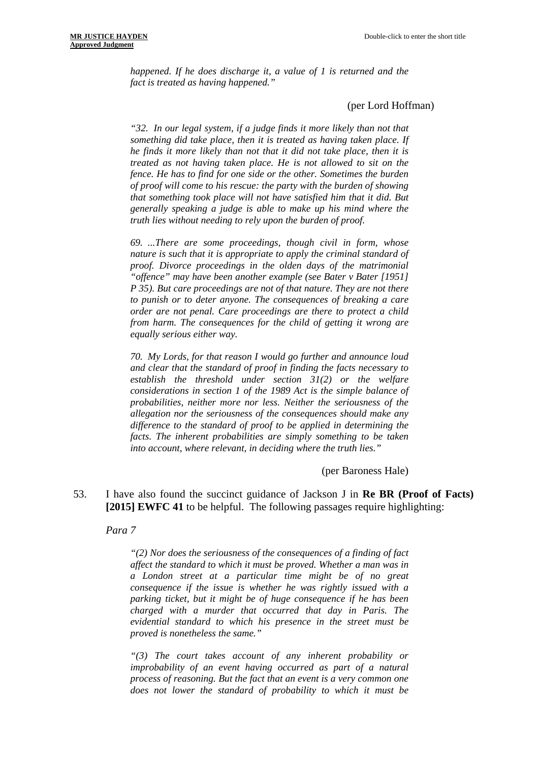*happened. If he does discharge it, a value of 1 is returned and the fact is treated as having happened."*

(per Lord Hoffman)

*"32. In our legal system, if a judge finds it more likely than not that something did take place, then it is treated as having taken place. If he finds it more likely than not that it did not take place, then it is treated as not having taken place. He is not allowed to sit on the fence. He has to find for one side or the other. Sometimes the burden of proof will come to his rescue: the party with the burden of showing that something took place will not have satisfied him that it did. But generally speaking a judge is able to make up his mind where the truth lies without needing to rely upon the burden of proof.*

*69. ...There are some proceedings, though civil in form, whose nature is such that it is appropriate to apply the criminal standard of proof. Divorce proceedings in the olden days of the matrimonial "offence" may have been another example (see Bater v Bater [1951] P 35). But care proceedings are not of that nature. They are not there to punish or to deter anyone. The consequences of breaking a care order are not penal. Care proceedings are there to protect a child from harm. The consequences for the child of getting it wrong are equally serious either way.*

*70. My Lords, for that reason I would go further and announce loud and clear that the standard of proof in finding the facts necessary to establish the threshold under section 31(2) or the welfare considerations in section 1 of the 1989 Act is the simple balance of probabilities, neither more nor less. Neither the seriousness of the allegation nor the seriousness of the consequences should make any difference to the standard of proof to be applied in determining the facts. The inherent probabilities are simply something to be taken into account, where relevant, in deciding where the truth lies."*

(per Baroness Hale)

53. I have also found the succinct guidance of Jackson J in **Re BR (Proof of Facts) [2015] EWFC 41** to be helpful. The following passages require highlighting:

*Para 7*

*"(2) Nor does the seriousness of the consequences of a finding of fact affect the standard to which it must be proved. Whether a man was in a London street at a particular time might be of no great consequence if the issue is whether he was rightly issued with a parking ticket, but it might be of huge consequence if he has been charged with a murder that occurred that day in Paris. The evidential standard to which his presence in the street must be proved is nonetheless the same."*

*"(3) The court takes account of any inherent probability or improbability of an event having occurred as part of a natural process of reasoning. But the fact that an event is a very common one does not lower the standard of probability to which it must be*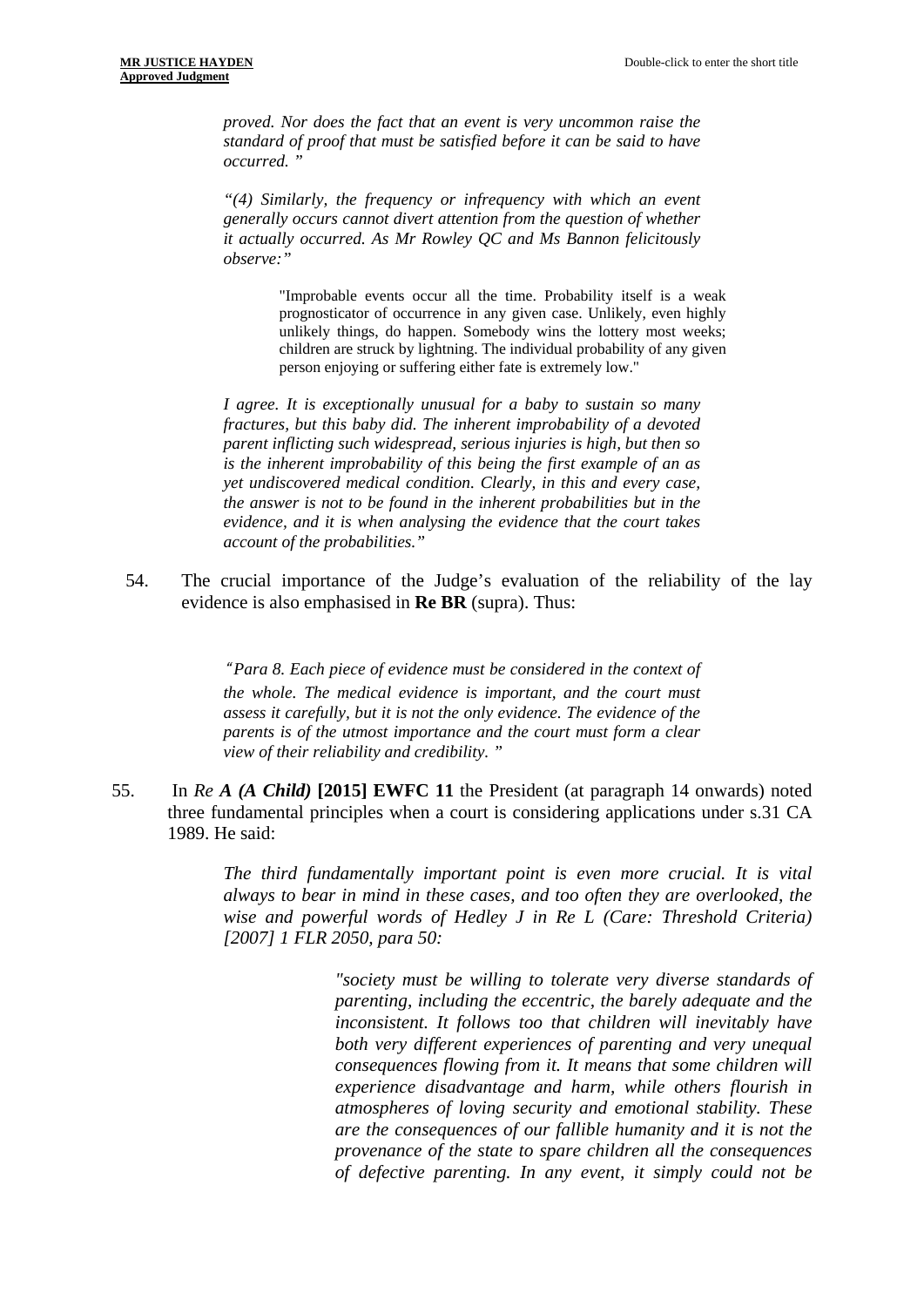> *proved. Nor does the fact that an event is very uncommon raise the standard of proof that must be satisfied before it can be said to have occurred. "*
>
> *"(4) Similarly, the frequency or infrequency with which an event generally occurs cannot divert attention from the question of whether it actually occurred. As Mr Rowley QC and Ms Bannon felicitously observe:"*
>
> > "Improbable events occur all the time. Probability itself is a weak prognosticator of occurrence in any given case. Unlikely, even highly unlikely things, do happen. Somebody wins the lottery most weeks; children are struck by lightning. The individual probability of any given person enjoying or suffering either fate is extremely low."
>
> *I agree. It is exceptionally unusual for a baby to sustain so many fractures, but this baby did. The inherent improbability of a devoted parent inflicting such widespread, serious injuries is high, but then so is the inherent improbability of this being the first example of an as yet undiscovered medical condition. Clearly, in this and every case, the answer is not to be found in the inherent probabilities but in the evidence, and it is when analysing the evidence that the court takes account of the probabilities."*

54. The crucial importance of the Judge's evaluation of the reliability of the lay evidence is also emphasised in **Re BR** (supra). Thus:

> *"Para 8. Each piece of evidence must be considered in the context of the whole. The medical evidence is important, and the court must assess it carefully, but it is not the only evidence. The evidence of the parents is of the utmost importance and the court must form a clear view of their reliability and credibility. "*

55. In *Re* ***A (A Child)*** **[2015] EWFC 11** the President (at paragraph 14 onwards) noted three fundamental principles when a court is considering applications under s.31 CA 1989. He said:

> *The third fundamentally important point is even more crucial. It is vital always to bear in mind in these cases, and too often they are overlooked, the wise and powerful words of Hedley J in Re L (Care: Threshold Criteria) [2007] 1 FLR 2050, para 50:*
>
> > *"society must be willing to tolerate very diverse standards of parenting, including the eccentric, the barely adequate and the inconsistent. It follows too that children will inevitably have both very different experiences of parenting and very unequal consequences flowing from it. It means that some children will experience disadvantage and harm, while others flourish in atmospheres of loving security and emotional stability. These are the consequences of our fallible humanity and it is not the provenance of the state to spare children all the consequences of defective parenting. In any event, it simply could not be*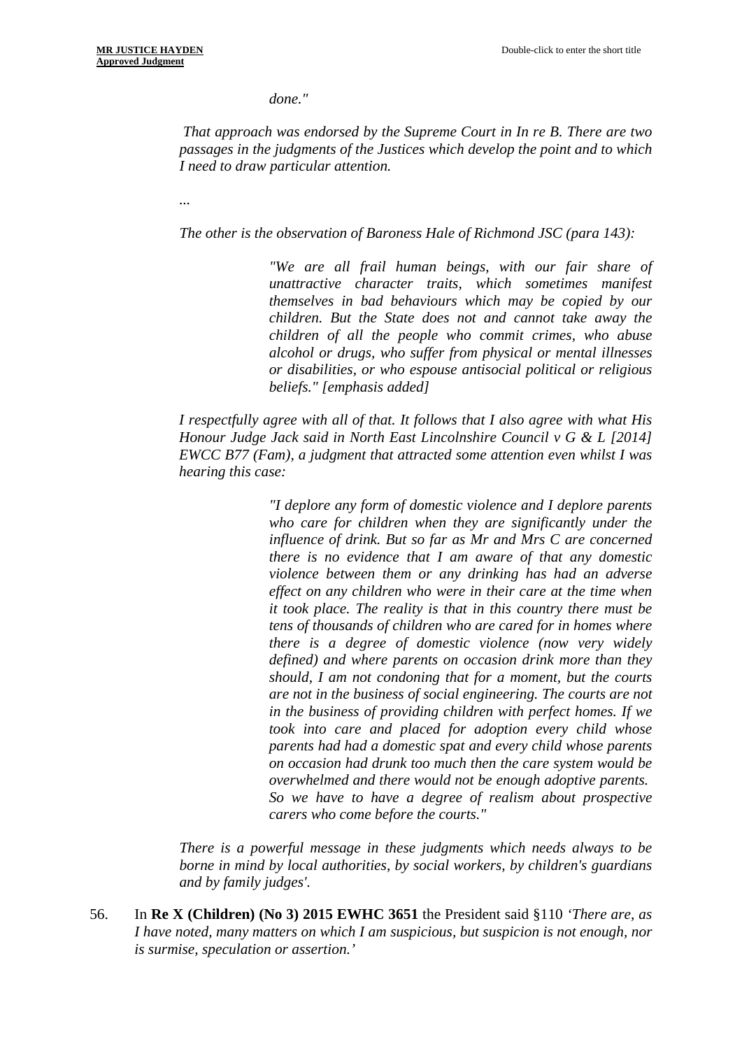*done."*

*That approach was endorsed by the Supreme Court in In re B. There are two passages in the judgments of the Justices which develop the point and to which I need to draw particular attention.*

*...*

*The other is the observation of Baroness Hale of Richmond JSC (para 143):*

> *"We are all frail human beings, with our fair share of unattractive character traits, which sometimes manifest themselves in bad behaviours which may be copied by our children. But the State does not and cannot take away the children of all the people who commit crimes, who abuse alcohol or drugs, who suffer from physical or mental illnesses or disabilities, or who espouse antisocial political or religious beliefs." [emphasis added]*

*I respectfully agree with all of that. It follows that I also agree with what His Honour Judge Jack said in North East Lincolnshire Council v G & L [2014] EWCC B77 (Fam), a judgment that attracted some attention even whilst I was hearing this case:*

> *"I deplore any form of domestic violence and I deplore parents who care for children when they are significantly under the influence of drink. But so far as Mr and Mrs C are concerned there is no evidence that I am aware of that any domestic violence between them or any drinking has had an adverse effect on any children who were in their care at the time when it took place. The reality is that in this country there must be tens of thousands of children who are cared for in homes where there is a degree of domestic violence (now very widely defined) and where parents on occasion drink more than they should, I am not condoning that for a moment, but the courts are not in the business of social engineering. The courts are not in the business of providing children with perfect homes. If we took into care and placed for adoption every child whose parents had had a domestic spat and every child whose parents on occasion had drunk too much then the care system would be overwhelmed and there would not be enough adoptive parents. So we have to have a degree of realism about prospective carers who come before the courts."*

*There is a powerful message in these judgments which needs always to be borne in mind by local authorities, by social workers, by children's guardians and by family judges'.*

56. In **Re X (Children) (No 3) 2015 EWHC 3651** the President said §110 *'There are, as I have noted, many matters on which I am suspicious, but suspicion is not enough, nor is surmise, speculation or assertion.'*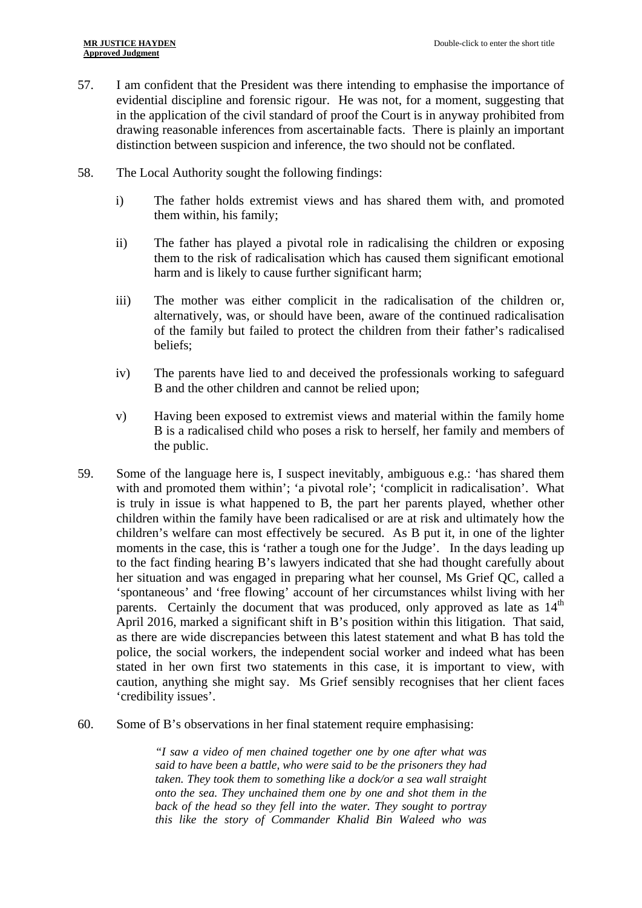57. I am confident that the President was there intending to emphasise the importance of evidential discipline and forensic rigour. He was not, for a moment, suggesting that in the application of the civil standard of proof the Court is in anyway prohibited from drawing reasonable inferences from ascertainable facts. There is plainly an important distinction between suspicion and inference, the two should not be conflated.

58. The Local Authority sought the following findings:

    i) The father holds extremist views and has shared them with, and promoted them within, his family;

    ii) The father has played a pivotal role in radicalising the children or exposing them to the risk of radicalisation which has caused them significant emotional harm and is likely to cause further significant harm;

    iii) The mother was either complicit in the radicalisation of the children or, alternatively, was, or should have been, aware of the continued radicalisation of the family but failed to protect the children from their father's radicalised beliefs;

    iv) The parents have lied to and deceived the professionals working to safeguard B and the other children and cannot be relied upon;

    v) Having been exposed to extremist views and material within the family home B is a radicalised child who poses a risk to herself, her family and members of the public.

59. Some of the language here is, I suspect inevitably, ambiguous e.g.: 'has shared them with and promoted them within'; 'a pivotal role'; 'complicit in radicalisation'. What is truly in issue is what happened to B, the part her parents played, whether other children within the family have been radicalised or are at risk and ultimately how the children's welfare can most effectively be secured. As B put it, in one of the lighter moments in the case, this is 'rather a tough one for the Judge'. In the days leading up to the fact finding hearing B's lawyers indicated that she had thought carefully about her situation and was engaged in preparing what her counsel, Ms Grief QC, called a 'spontaneous' and 'free flowing' account of her circumstances whilst living with her parents. Certainly the document that was produced, only approved as late as 14th April 2016, marked a significant shift in B's position within this litigation. That said, as there are wide discrepancies between this latest statement and what B has told the police, the social workers, the independent social worker and indeed what has been stated in her own first two statements in this case, it is important to view, with caution, anything she might say. Ms Grief sensibly recognises that her client faces 'credibility issues'.

60. Some of B's observations in her final statement require emphasising:

> *"I saw a video of men chained together one by one after what was said to have been a battle, who were said to be the prisoners they had taken. They took them to something like a dock/or a sea wall straight onto the sea. They unchained them one by one and shot them in the back of the head so they fell into the water. They sought to portray this like the story of Commander Khalid Bin Waleed who was*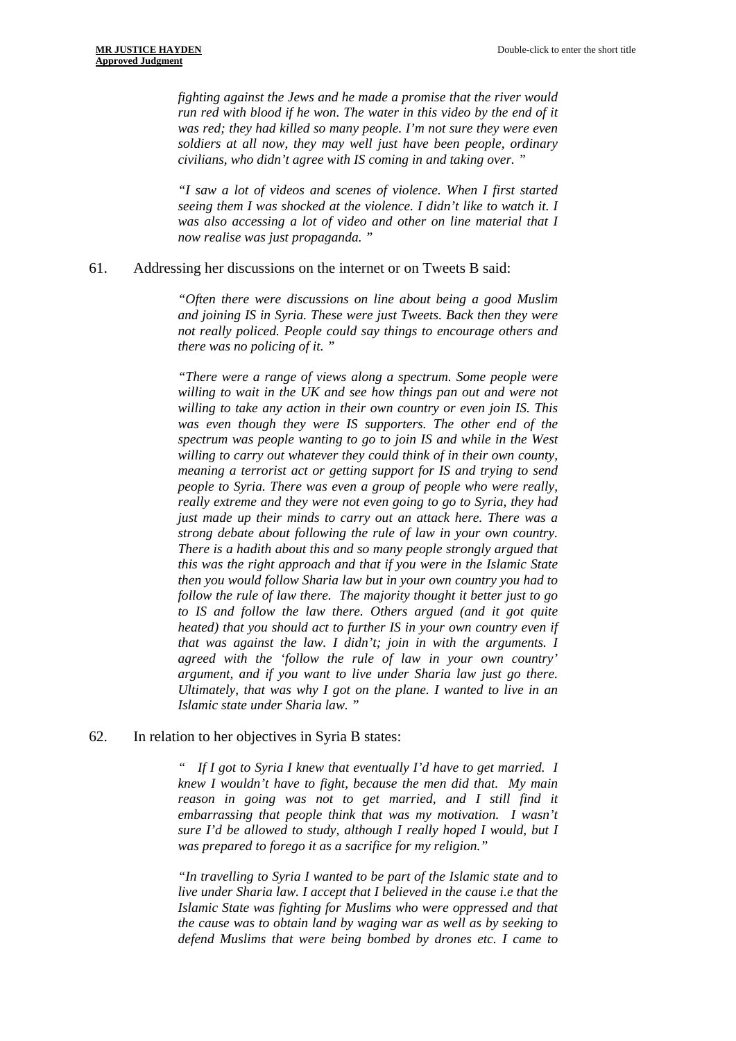*fighting against the Jews and he made a promise that the river would run red with blood if he won. The water in this video by the end of it was red; they had killed so many people. I'm not sure they were even soldiers at all now, they may well just have been people, ordinary civilians, who didn't agree with IS coming in and taking over. "*

*"I saw a lot of videos and scenes of violence. When I first started seeing them I was shocked at the violence. I didn't like to watch it. I was also accessing a lot of video and other on line material that I now realise was just propaganda. "*

61. Addressing her discussions on the internet or on Tweets B said:

*"Often there were discussions on line about being a good Muslim and joining IS in Syria. These were just Tweets. Back then they were not really policed. People could say things to encourage others and there was no policing of it. "*

*"There were a range of views along a spectrum. Some people were willing to wait in the UK and see how things pan out and were not willing to take any action in their own country or even join IS. This was even though they were IS supporters. The other end of the spectrum was people wanting to go to join IS and while in the West willing to carry out whatever they could think of in their own county, meaning a terrorist act or getting support for IS and trying to send people to Syria. There was even a group of people who were really, really extreme and they were not even going to go to Syria, they had just made up their minds to carry out an attack here. There was a strong debate about following the rule of law in your own country. There is a hadith about this and so many people strongly argued that this was the right approach and that if you were in the Islamic State then you would follow Sharia law but in your own country you had to follow the rule of law there. The majority thought it better just to go to IS and follow the law there. Others argued (and it got quite heated) that you should act to further IS in your own country even if that was against the law. I didn't; join in with the arguments. I agreed with the 'follow the rule of law in your own country' argument, and if you want to live under Sharia law just go there. Ultimately, that was why I got on the plane. I wanted to live in an Islamic state under Sharia law. "*

62. In relation to her objectives in Syria B states:

*" If I got to Syria I knew that eventually I'd have to get married. I knew I wouldn't have to fight, because the men did that. My main reason in going was not to get married, and I still find it embarrassing that people think that was my motivation. I wasn't sure I'd be allowed to study, although I really hoped I would, but I was prepared to forego it as a sacrifice for my religion."*

*"In travelling to Syria I wanted to be part of the Islamic state and to live under Sharia law. I accept that I believed in the cause i.e that the Islamic State was fighting for Muslims who were oppressed and that the cause was to obtain land by waging war as well as by seeking to defend Muslims that were being bombed by drones etc. I came to*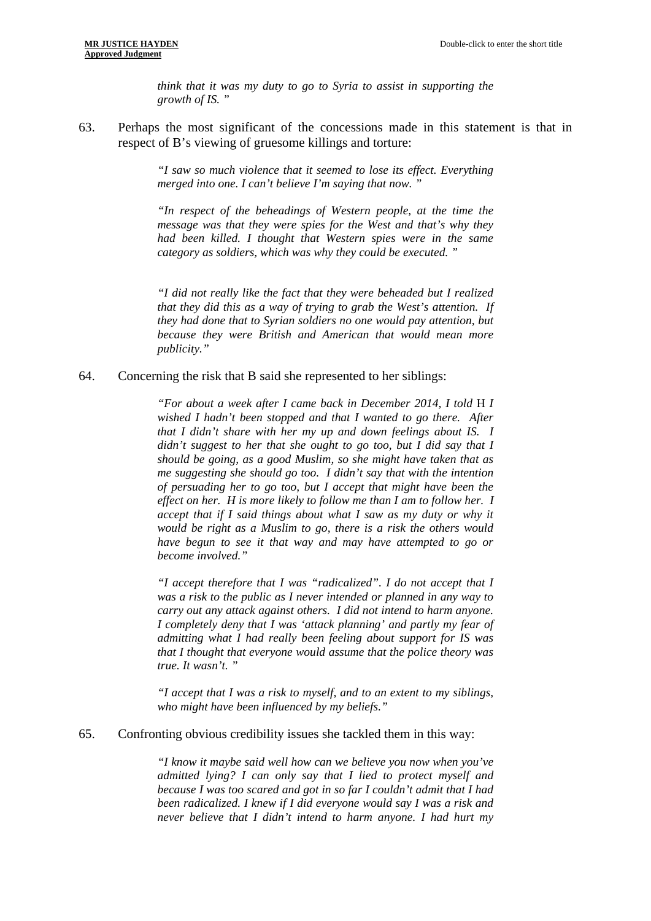> *think that it was my duty to go to Syria to assist in supporting the growth of IS. "*

63. Perhaps the most significant of the concessions made in this statement is that in respect of B's viewing of gruesome killings and torture:

> *"I saw so much violence that it seemed to lose its effect. Everything merged into one. I can't believe I'm saying that now. "*
>
> *"In respect of the beheadings of Western people, at the time the message was that they were spies for the West and that's why they had been killed. I thought that Western spies were in the same category as soldiers, which was why they could be executed. "*
>
> *"I did not really like the fact that they were beheaded but I realized that they did this as a way of trying to grab the West's attention. If they had done that to Syrian soldiers no one would pay attention, but because they were British and American that would mean more publicity."*

64. Concerning the risk that B said she represented to her siblings:

> *"For about a week after I came back in December 2014, I told* H *I wished I hadn't been stopped and that I wanted to go there. After that I didn't share with her my up and down feelings about IS. I didn't suggest to her that she ought to go too, but I did say that I should be going, as a good Muslim, so she might have taken that as me suggesting she should go too. I didn't say that with the intention of persuading her to go too, but I accept that might have been the effect on her. H is more likely to follow me than I am to follow her. I accept that if I said things about what I saw as my duty or why it would be right as a Muslim to go, there is a risk the others would have begun to see it that way and may have attempted to go or become involved."*
>
> *"I accept therefore that I was "radicalized". I do not accept that I was a risk to the public as I never intended or planned in any way to carry out any attack against others. I did not intend to harm anyone. I completely deny that I was 'attack planning' and partly my fear of admitting what I had really been feeling about support for IS was that I thought that everyone would assume that the police theory was true. It wasn't. "*
>
> *"I accept that I was a risk to myself, and to an extent to my siblings, who might have been influenced by my beliefs."*

65. Confronting obvious credibility issues she tackled them in this way:

> *"I know it maybe said well how can we believe you now when you've admitted lying? I can only say that I lied to protect myself and because I was too scared and got in so far I couldn't admit that I had been radicalized. I knew if I did everyone would say I was a risk and never believe that I didn't intend to harm anyone. I had hurt my*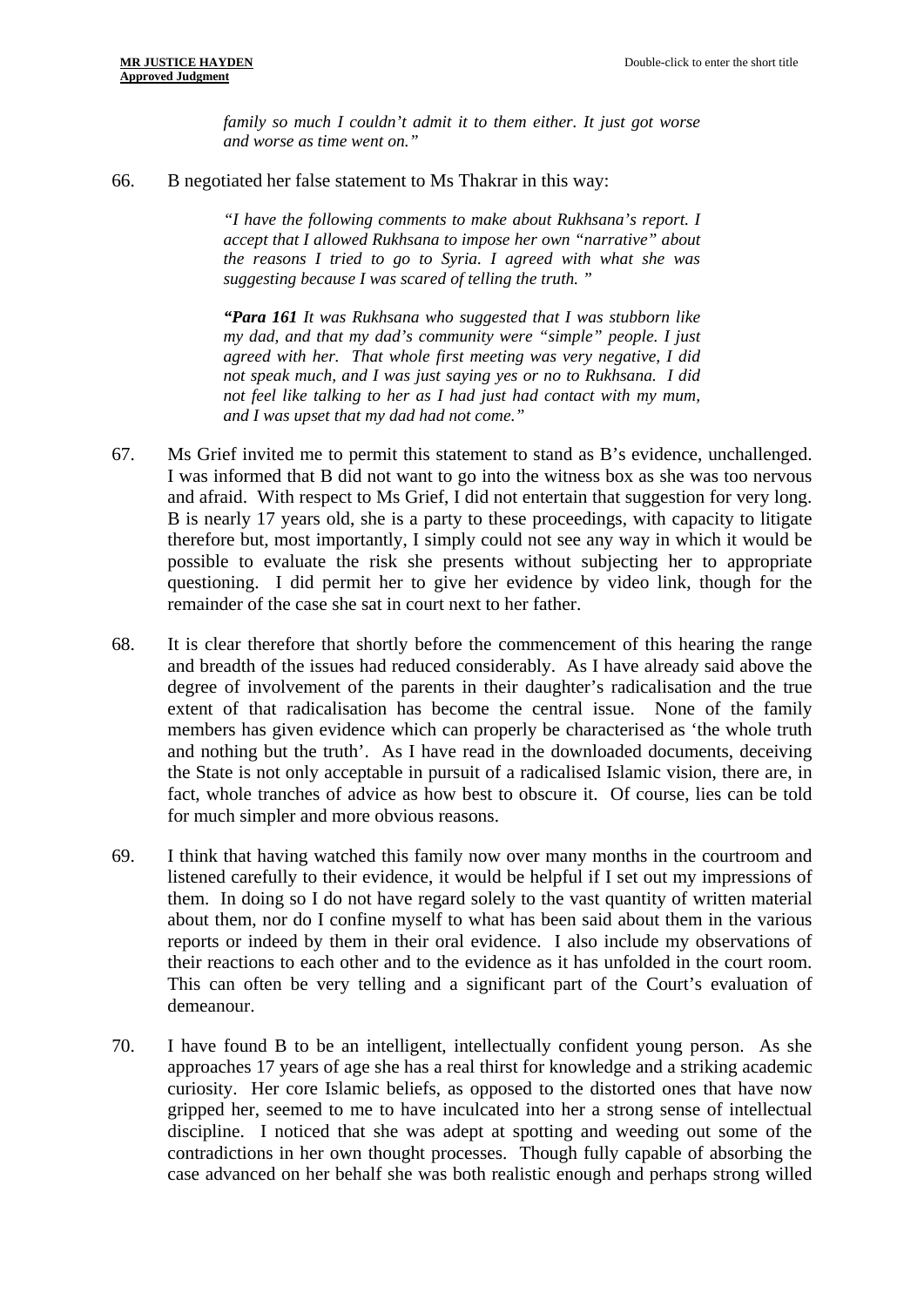*family so much I couldn't admit it to them either. It just got worse and worse as time went on."*

66. B negotiated her false statement to Ms Thakrar in this way:

> *"I have the following comments to make about Rukhsana's report. I accept that I allowed Rukhsana to impose her own "narrative" about the reasons I tried to go to Syria. I agreed with what she was suggesting because I was scared of telling the truth. "*
>
> ***"Para 161** It was Rukhsana who suggested that I was stubborn like my dad, and that my dad's community were "simple" people. I just agreed with her. That whole first meeting was very negative, I did not speak much, and I was just saying yes or no to Rukhsana. I did not feel like talking to her as I had just had contact with my mum, and I was upset that my dad had not come."*

67. Ms Grief invited me to permit this statement to stand as B's evidence, unchallenged. I was informed that B did not want to go into the witness box as she was too nervous and afraid. With respect to Ms Grief, I did not entertain that suggestion for very long. B is nearly 17 years old, she is a party to these proceedings, with capacity to litigate therefore but, most importantly, I simply could not see any way in which it would be possible to evaluate the risk she presents without subjecting her to appropriate questioning. I did permit her to give her evidence by video link, though for the remainder of the case she sat in court next to her father.

68. It is clear therefore that shortly before the commencement of this hearing the range and breadth of the issues had reduced considerably. As I have already said above the degree of involvement of the parents in their daughter's radicalisation and the true extent of that radicalisation has become the central issue. None of the family members has given evidence which can properly be characterised as 'the whole truth and nothing but the truth'. As I have read in the downloaded documents, deceiving the State is not only acceptable in pursuit of a radicalised Islamic vision, there are, in fact, whole tranches of advice as how best to obscure it. Of course, lies can be told for much simpler and more obvious reasons.

69. I think that having watched this family now over many months in the courtroom and listened carefully to their evidence, it would be helpful if I set out my impressions of them. In doing so I do not have regard solely to the vast quantity of written material about them, nor do I confine myself to what has been said about them in the various reports or indeed by them in their oral evidence. I also include my observations of their reactions to each other and to the evidence as it has unfolded in the court room. This can often be very telling and a significant part of the Court's evaluation of demeanour.

70. I have found B to be an intelligent, intellectually confident young person. As she approaches 17 years of age she has a real thirst for knowledge and a striking academic curiosity. Her core Islamic beliefs, as opposed to the distorted ones that have now gripped her, seemed to me to have inculcated into her a strong sense of intellectual discipline. I noticed that she was adept at spotting and weeding out some of the contradictions in her own thought processes. Though fully capable of absorbing the case advanced on her behalf she was both realistic enough and perhaps strong willed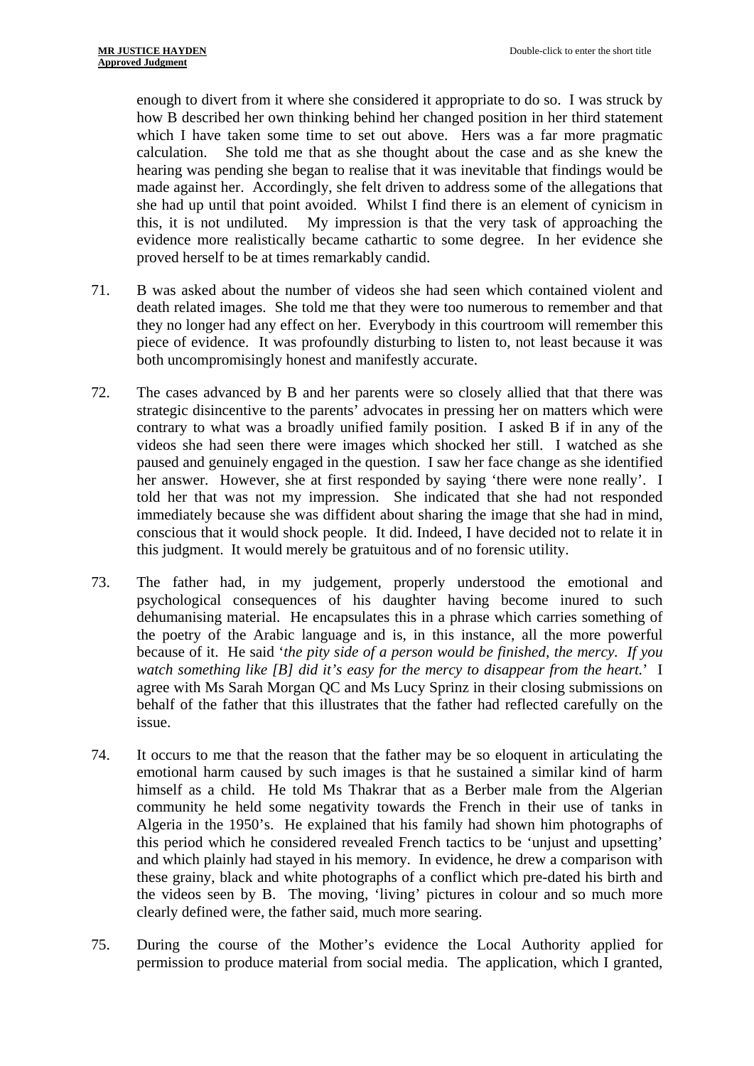enough to divert from it where she considered it appropriate to do so. I was struck by how B described her own thinking behind her changed position in her third statement which I have taken some time to set out above. Hers was a far more pragmatic calculation. She told me that as she thought about the case and as she knew the hearing was pending she began to realise that it was inevitable that findings would be made against her. Accordingly, she felt driven to address some of the allegations that she had up until that point avoided. Whilst I find there is an element of cynicism in this, it is not undiluted. My impression is that the very task of approaching the evidence more realistically became cathartic to some degree. In her evidence she proved herself to be at times remarkably candid.

71. B was asked about the number of videos she had seen which contained violent and death related images. She told me that they were too numerous to remember and that they no longer had any effect on her. Everybody in this courtroom will remember this piece of evidence. It was profoundly disturbing to listen to, not least because it was both uncompromisingly honest and manifestly accurate.

72. The cases advanced by B and her parents were so closely allied that that there was strategic disincentive to the parents' advocates in pressing her on matters which were contrary to what was a broadly unified family position. I asked B if in any of the videos she had seen there were images which shocked her still. I watched as she paused and genuinely engaged in the question. I saw her face change as she identified her answer. However, she at first responded by saying 'there were none really'. I told her that was not my impression. She indicated that she had not responded immediately because she was diffident about sharing the image that she had in mind, conscious that it would shock people. It did. Indeed, I have decided not to relate it in this judgment. It would merely be gratuitous and of no forensic utility.

73. The father had, in my judgement, properly understood the emotional and psychological consequences of his daughter having become inured to such dehumanising material. He encapsulates this in a phrase which carries something of the poetry of the Arabic language and is, in this instance, all the more powerful because of it. He said '*the pity side of a person would be finished, the mercy. If you watch something like [B] did it's easy for the mercy to disappear from the heart.*' I agree with Ms Sarah Morgan QC and Ms Lucy Sprinz in their closing submissions on behalf of the father that this illustrates that the father had reflected carefully on the issue.

74. It occurs to me that the reason that the father may be so eloquent in articulating the emotional harm caused by such images is that he sustained a similar kind of harm himself as a child. He told Ms Thakrar that as a Berber male from the Algerian community he held some negativity towards the French in their use of tanks in Algeria in the 1950's. He explained that his family had shown him photographs of this period which he considered revealed French tactics to be 'unjust and upsetting' and which plainly had stayed in his memory. In evidence, he drew a comparison with these grainy, black and white photographs of a conflict which pre-dated his birth and the videos seen by B. The moving, 'living' pictures in colour and so much more clearly defined were, the father said, much more searing.

75. During the course of the Mother's evidence the Local Authority applied for permission to produce material from social media. The application, which I granted,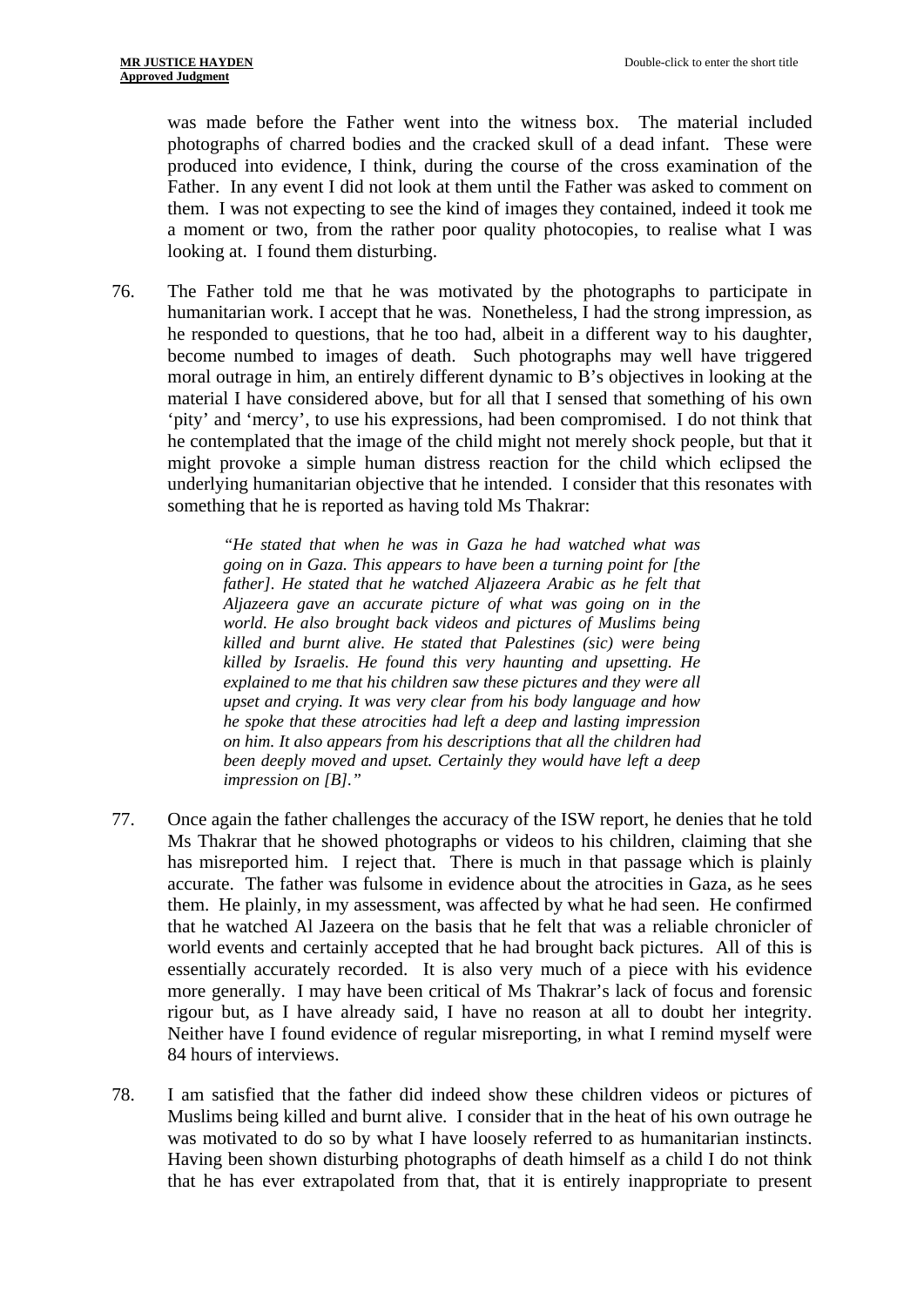was made before the Father went into the witness box. The material included photographs of charred bodies and the cracked skull of a dead infant. These were produced into evidence, I think, during the course of the cross examination of the Father. In any event I did not look at them until the Father was asked to comment on them. I was not expecting to see the kind of images they contained, indeed it took me a moment or two, from the rather poor quality photocopies, to realise what I was looking at. I found them disturbing.

76. The Father told me that he was motivated by the photographs to participate in humanitarian work. I accept that he was. Nonetheless, I had the strong impression, as he responded to questions, that he too had, albeit in a different way to his daughter, become numbed to images of death. Such photographs may well have triggered moral outrage in him, an entirely different dynamic to B's objectives in looking at the material I have considered above, but for all that I sensed that something of his own 'pity' and 'mercy', to use his expressions, had been compromised. I do not think that he contemplated that the image of the child might not merely shock people, but that it might provoke a simple human distress reaction for the child which eclipsed the underlying humanitarian objective that he intended. I consider that this resonates with something that he is reported as having told Ms Thakrar:

> *"He stated that when he was in Gaza he had watched what was going on in Gaza. This appears to have been a turning point for [the father]. He stated that he watched Aljazeera Arabic as he felt that Aljazeera gave an accurate picture of what was going on in the world. He also brought back videos and pictures of Muslims being killed and burnt alive. He stated that Palestines (sic) were being killed by Israelis. He found this very haunting and upsetting. He explained to me that his children saw these pictures and they were all upset and crying. It was very clear from his body language and how he spoke that these atrocities had left a deep and lasting impression on him. It also appears from his descriptions that all the children had been deeply moved and upset. Certainly they would have left a deep impression on [B]."*

77. Once again the father challenges the accuracy of the ISW report, he denies that he told Ms Thakrar that he showed photographs or videos to his children, claiming that she has misreported him. I reject that. There is much in that passage which is plainly accurate. The father was fulsome in evidence about the atrocities in Gaza, as he sees them. He plainly, in my assessment, was affected by what he had seen. He confirmed that he watched Al Jazeera on the basis that he felt that was a reliable chronicler of world events and certainly accepted that he had brought back pictures. All of this is essentially accurately recorded. It is also very much of a piece with his evidence more generally. I may have been critical of Ms Thakrar's lack of focus and forensic rigour but, as I have already said, I have no reason at all to doubt her integrity. Neither have I found evidence of regular misreporting, in what I remind myself were 84 hours of interviews.

78. I am satisfied that the father did indeed show these children videos or pictures of Muslims being killed and burnt alive. I consider that in the heat of his own outrage he was motivated to do so by what I have loosely referred to as humanitarian instincts. Having been shown disturbing photographs of death himself as a child I do not think that he has ever extrapolated from that, that it is entirely inappropriate to present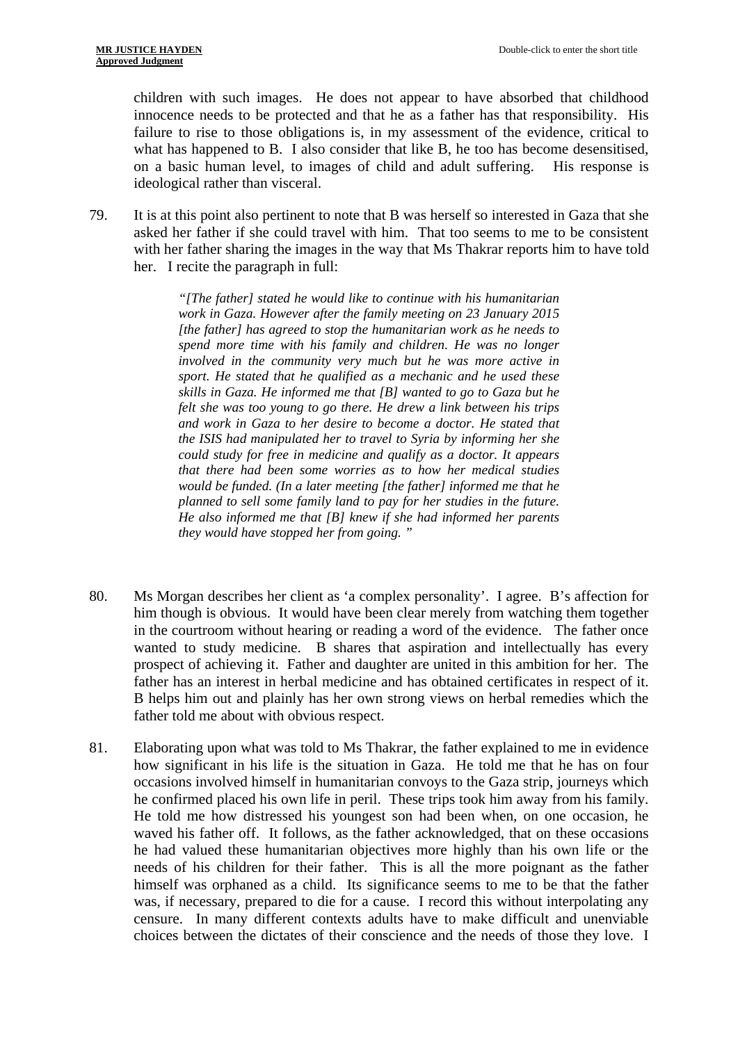children with such images. He does not appear to have absorbed that childhood innocence needs to be protected and that he as a father has that responsibility. His failure to rise to those obligations is, in my assessment of the evidence, critical to what has happened to B. I also consider that like B, he too has become desensitised, on a basic human level, to images of child and adult suffering. His response is ideological rather than visceral.

79. It is at this point also pertinent to note that B was herself so interested in Gaza that she asked her father if she could travel with him. That too seems to me to be consistent with her father sharing the images in the way that Ms Thakrar reports him to have told her. I recite the paragraph in full:

> *"[The father] stated he would like to continue with his humanitarian work in Gaza. However after the family meeting on 23 January 2015 [the father] has agreed to stop the humanitarian work as he needs to spend more time with his family and children. He was no longer involved in the community very much but he was more active in sport. He stated that he qualified as a mechanic and he used these skills in Gaza. He informed me that [B] wanted to go to Gaza but he felt she was too young to go there. He drew a link between his trips and work in Gaza to her desire to become a doctor. He stated that the ISIS had manipulated her to travel to Syria by informing her she could study for free in medicine and qualify as a doctor. It appears that there had been some worries as to how her medical studies would be funded. (In a later meeting [the father] informed me that he planned to sell some family land to pay for her studies in the future. He also informed me that [B] knew if she had informed her parents they would have stopped her from going. "*

80. Ms Morgan describes her client as 'a complex personality'. I agree. B's affection for him though is obvious. It would have been clear merely from watching them together in the courtroom without hearing or reading a word of the evidence. The father once wanted to study medicine. B shares that aspiration and intellectually has every prospect of achieving it. Father and daughter are united in this ambition for her. The father has an interest in herbal medicine and has obtained certificates in respect of it. B helps him out and plainly has her own strong views on herbal remedies which the father told me about with obvious respect.

81. Elaborating upon what was told to Ms Thakrar, the father explained to me in evidence how significant in his life is the situation in Gaza. He told me that he has on four occasions involved himself in humanitarian convoys to the Gaza strip, journeys which he confirmed placed his own life in peril. These trips took him away from his family. He told me how distressed his youngest son had been when, on one occasion, he waved his father off. It follows, as the father acknowledged, that on these occasions he had valued these humanitarian objectives more highly than his own life or the needs of his children for their father. This is all the more poignant as the father himself was orphaned as a child. Its significance seems to me to be that the father was, if necessary, prepared to die for a cause. I record this without interpolating any censure. In many different contexts adults have to make difficult and unenviable choices between the dictates of their conscience and the needs of those they love. I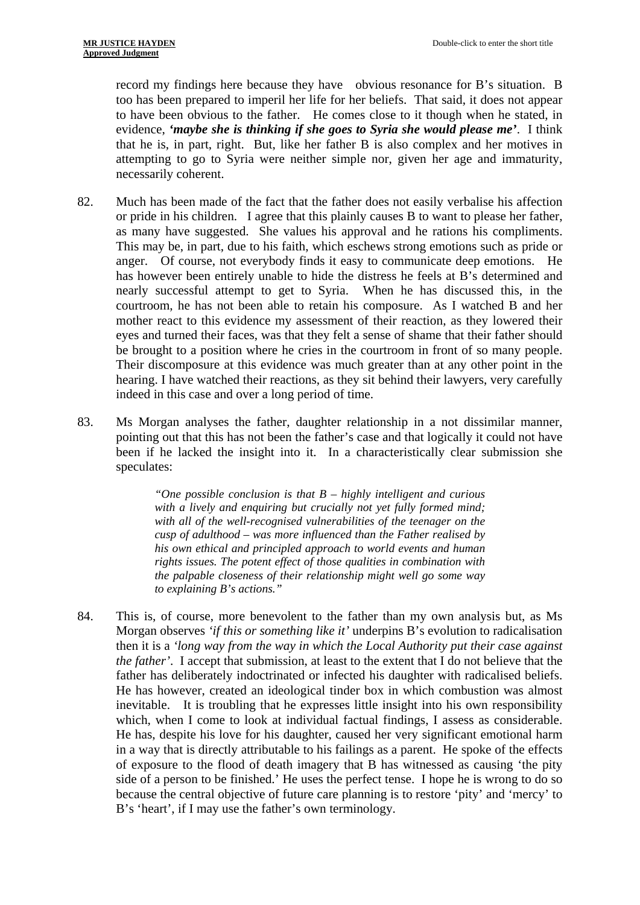record my findings here because they have obvious resonance for B's situation. B too has been prepared to imperil her life for her beliefs. That said, it does not appear to have been obvious to the father. He comes close to it though when he stated, in evidence, ***'maybe she is thinking if she goes to Syria she would please me'***. I think that he is, in part, right. But, like her father B is also complex and her motives in attempting to go to Syria were neither simple nor, given her age and immaturity, necessarily coherent.

82. Much has been made of the fact that the father does not easily verbalise his affection or pride in his children. I agree that this plainly causes B to want to please her father, as many have suggested. She values his approval and he rations his compliments. This may be, in part, due to his faith, which eschews strong emotions such as pride or anger. Of course, not everybody finds it easy to communicate deep emotions. He has however been entirely unable to hide the distress he feels at B's determined and nearly successful attempt to get to Syria. When he has discussed this, in the courtroom, he has not been able to retain his composure. As I watched B and her mother react to this evidence my assessment of their reaction, as they lowered their eyes and turned their faces, was that they felt a sense of shame that their father should be brought to a position where he cries in the courtroom in front of so many people. Their discomposure at this evidence was much greater than at any other point in the hearing. I have watched their reactions, as they sit behind their lawyers, very carefully indeed in this case and over a long period of time.

83. Ms Morgan analyses the father, daughter relationship in a not dissimilar manner, pointing out that this has not been the father's case and that logically it could not have been if he lacked the insight into it. In a characteristically clear submission she speculates:

> *"One possible conclusion is that B – highly intelligent and curious with a lively and enquiring but crucially not yet fully formed mind; with all of the well-recognised vulnerabilities of the teenager on the cusp of adulthood – was more influenced than the Father realised by his own ethical and principled approach to world events and human rights issues. The potent effect of those qualities in combination with the palpable closeness of their relationship might well go some way to explaining B's actions."*

84. This is, of course, more benevolent to the father than my own analysis but, as Ms Morgan observes *'if this or something like it'* underpins B's evolution to radicalisation then it is a *'long way from the way in which the Local Authority put their case against the father'*. I accept that submission, at least to the extent that I do not believe that the father has deliberately indoctrinated or infected his daughter with radicalised beliefs. He has however, created an ideological tinder box in which combustion was almost inevitable. It is troubling that he expresses little insight into his own responsibility which, when I come to look at individual factual findings, I assess as considerable. He has, despite his love for his daughter, caused her very significant emotional harm in a way that is directly attributable to his failings as a parent. He spoke of the effects of exposure to the flood of death imagery that B has witnessed as causing 'the pity side of a person to be finished.' He uses the perfect tense. I hope he is wrong to do so because the central objective of future care planning is to restore 'pity' and 'mercy' to B's 'heart', if I may use the father's own terminology.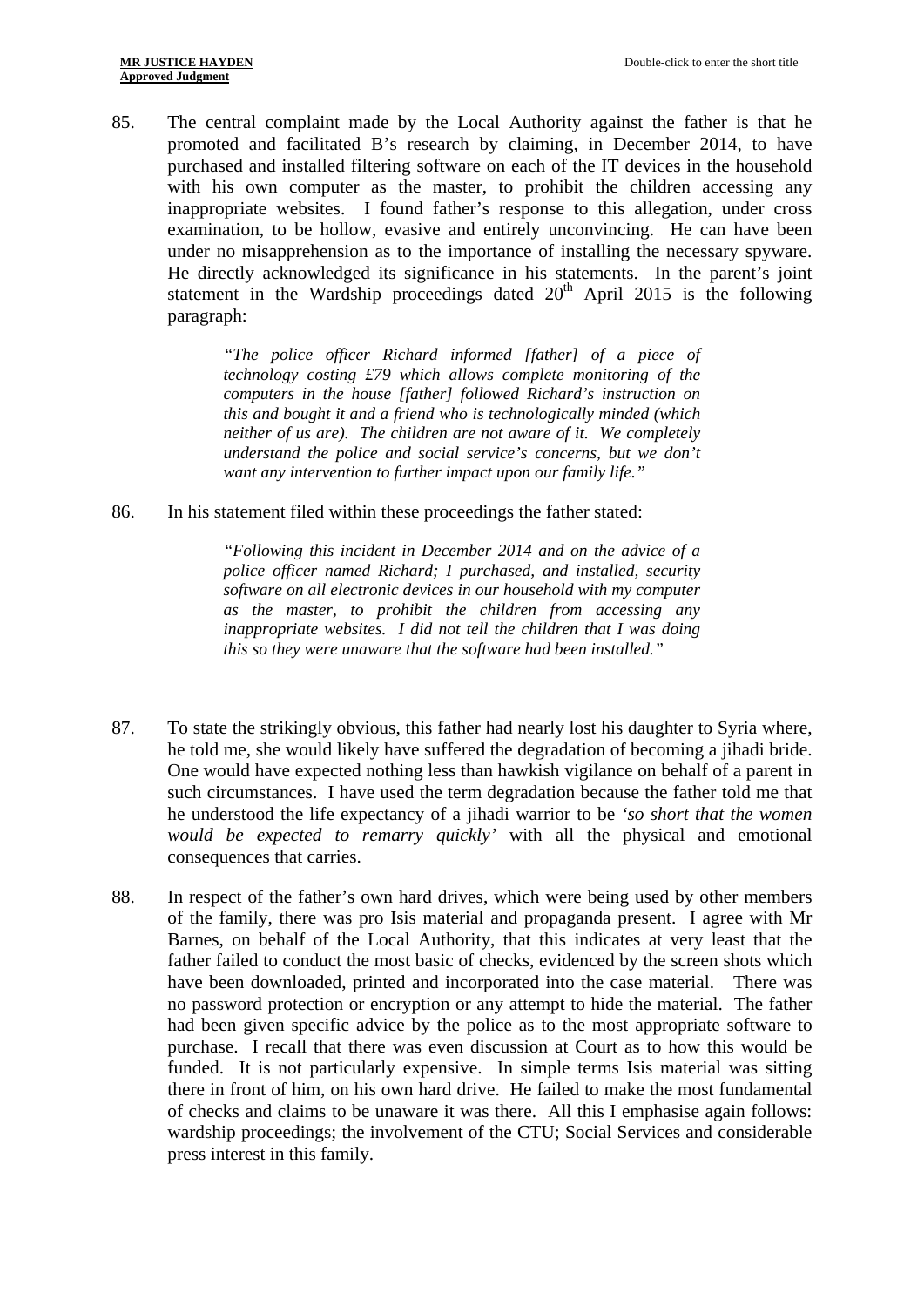85. The central complaint made by the Local Authority against the father is that he promoted and facilitated B's research by claiming, in December 2014, to have purchased and installed filtering software on each of the IT devices in the household with his own computer as the master, to prohibit the children accessing any inappropriate websites. I found father's response to this allegation, under cross examination, to be hollow, evasive and entirely unconvincing. He can have been under no misapprehension as to the importance of installing the necessary spyware. He directly acknowledged its significance in his statements. In the parent's joint statement in the Wardship proceedings dated 20th April 2015 is the following paragraph:

> *"The police officer Richard informed [father] of a piece of technology costing £79 which allows complete monitoring of the computers in the house [father] followed Richard's instruction on this and bought it and a friend who is technologically minded (which neither of us are). The children are not aware of it. We completely understand the police and social service's concerns, but we don't want any intervention to further impact upon our family life."*

86. In his statement filed within these proceedings the father stated:

> *"Following this incident in December 2014 and on the advice of a police officer named Richard; I purchased, and installed, security software on all electronic devices in our household with my computer as the master, to prohibit the children from accessing any inappropriate websites. I did not tell the children that I was doing this so they were unaware that the software had been installed."*

87. To state the strikingly obvious, this father had nearly lost his daughter to Syria where, he told me, she would likely have suffered the degradation of becoming a jihadi bride. One would have expected nothing less than hawkish vigilance on behalf of a parent in such circumstances. I have used the term degradation because the father told me that he understood the life expectancy of a jihadi warrior to be *'so short that the women would be expected to remarry quickly'* with all the physical and emotional consequences that carries.

88. In respect of the father's own hard drives, which were being used by other members of the family, there was pro Isis material and propaganda present. I agree with Mr Barnes, on behalf of the Local Authority, that this indicates at very least that the father failed to conduct the most basic of checks, evidenced by the screen shots which have been downloaded, printed and incorporated into the case material. There was no password protection or encryption or any attempt to hide the material. The father had been given specific advice by the police as to the most appropriate software to purchase. I recall that there was even discussion at Court as to how this would be funded. It is not particularly expensive. In simple terms Isis material was sitting there in front of him, on his own hard drive. He failed to make the most fundamental of checks and claims to be unaware it was there. All this I emphasise again follows: wardship proceedings; the involvement of the CTU; Social Services and considerable press interest in this family.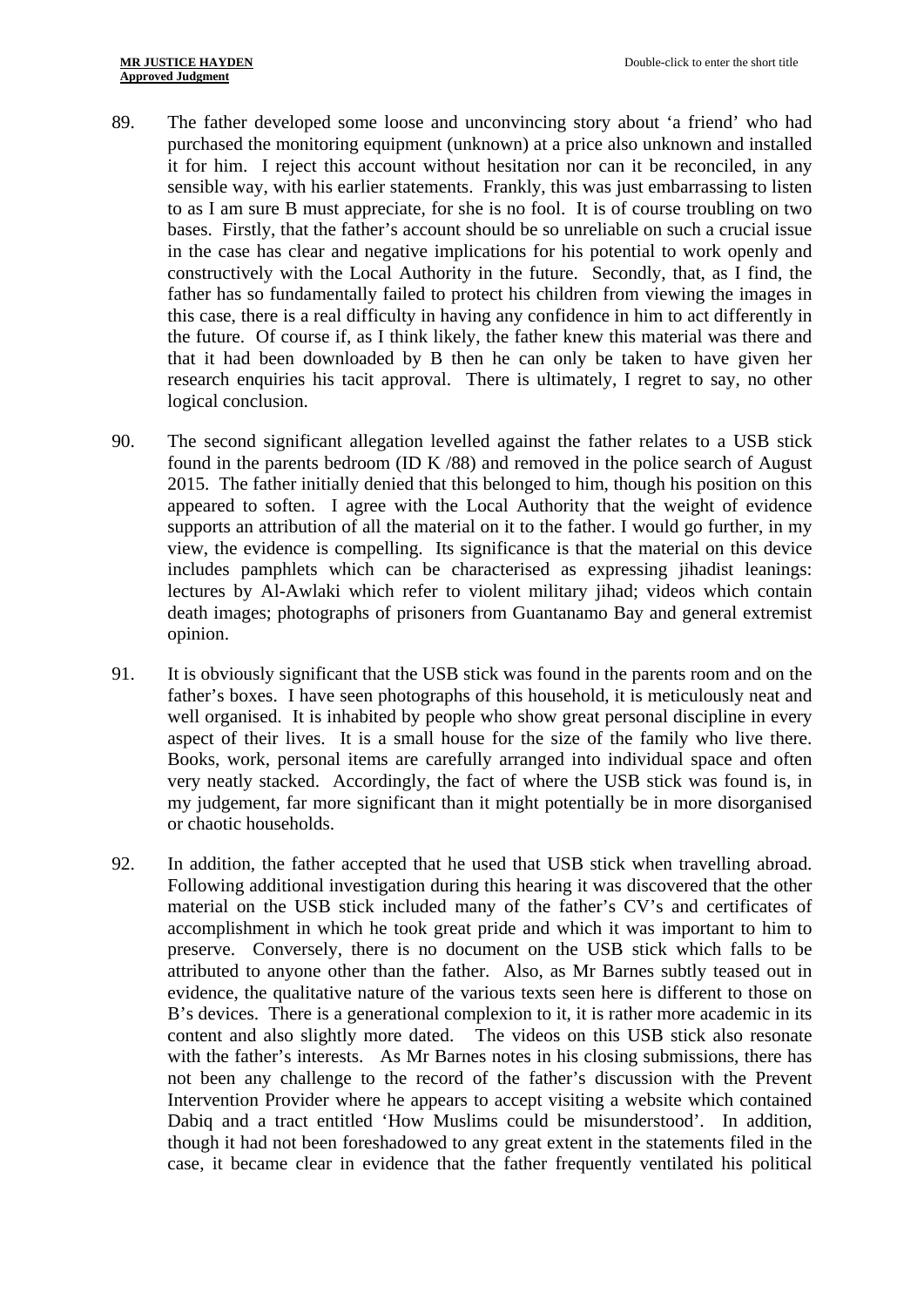89. The father developed some loose and unconvincing story about 'a friend' who had purchased the monitoring equipment (unknown) at a price also unknown and installed it for him. I reject this account without hesitation nor can it be reconciled, in any sensible way, with his earlier statements. Frankly, this was just embarrassing to listen to as I am sure B must appreciate, for she is no fool. It is of course troubling on two bases. Firstly, that the father's account should be so unreliable on such a crucial issue in the case has clear and negative implications for his potential to work openly and constructively with the Local Authority in the future. Secondly, that, as I find, the father has so fundamentally failed to protect his children from viewing the images in this case, there is a real difficulty in having any confidence in him to act differently in the future. Of course if, as I think likely, the father knew this material was there and that it had been downloaded by B then he can only be taken to have given her research enquiries his tacit approval. There is ultimately, I regret to say, no other logical conclusion.

90. The second significant allegation levelled against the father relates to a USB stick found in the parents bedroom (ID K /88) and removed in the police search of August 2015. The father initially denied that this belonged to him, though his position on this appeared to soften. I agree with the Local Authority that the weight of evidence supports an attribution of all the material on it to the father. I would go further, in my view, the evidence is compelling. Its significance is that the material on this device includes pamphlets which can be characterised as expressing jihadist leanings: lectures by Al-Awlaki which refer to violent military jihad; videos which contain death images; photographs of prisoners from Guantanamo Bay and general extremist opinion.

91. It is obviously significant that the USB stick was found in the parents room and on the father's boxes. I have seen photographs of this household, it is meticulously neat and well organised. It is inhabited by people who show great personal discipline in every aspect of their lives. It is a small house for the size of the family who live there. Books, work, personal items are carefully arranged into individual space and often very neatly stacked. Accordingly, the fact of where the USB stick was found is, in my judgement, far more significant than it might potentially be in more disorganised or chaotic households.

92. In addition, the father accepted that he used that USB stick when travelling abroad. Following additional investigation during this hearing it was discovered that the other material on the USB stick included many of the father's CV's and certificates of accomplishment in which he took great pride and which it was important to him to preserve. Conversely, there is no document on the USB stick which falls to be attributed to anyone other than the father. Also, as Mr Barnes subtly teased out in evidence, the qualitative nature of the various texts seen here is different to those on B's devices. There is a generational complexion to it, it is rather more academic in its content and also slightly more dated. The videos on this USB stick also resonate with the father's interests. As Mr Barnes notes in his closing submissions, there has not been any challenge to the record of the father's discussion with the Prevent Intervention Provider where he appears to accept visiting a website which contained Dabiq and a tract entitled 'How Muslims could be misunderstood'. In addition, though it had not been foreshadowed to any great extent in the statements filed in the case, it became clear in evidence that the father frequently ventilated his political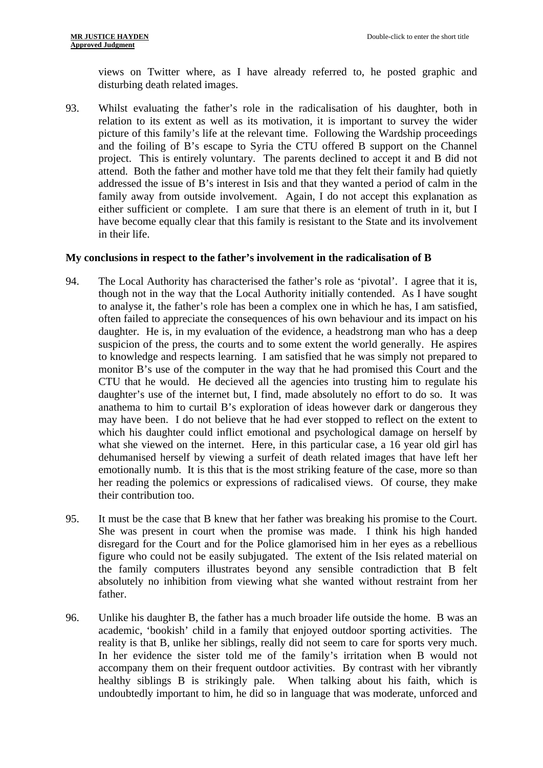views on Twitter where, as I have already referred to, he posted graphic and disturbing death related images.

93. Whilst evaluating the father's role in the radicalisation of his daughter, both in relation to its extent as well as its motivation, it is important to survey the wider picture of this family's life at the relevant time. Following the Wardship proceedings and the foiling of B's escape to Syria the CTU offered B support on the Channel project. This is entirely voluntary. The parents declined to accept it and B did not attend. Both the father and mother have told me that they felt their family had quietly addressed the issue of B's interest in Isis and that they wanted a period of calm in the family away from outside involvement. Again, I do not accept this explanation as either sufficient or complete. I am sure that there is an element of truth in it, but I have become equally clear that this family is resistant to the State and its involvement in their life.

**My conclusions in respect to the father's involvement in the radicalisation of B**

94. The Local Authority has characterised the father's role as 'pivotal'. I agree that it is, though not in the way that the Local Authority initially contended. As I have sought to analyse it, the father's role has been a complex one in which he has, I am satisfied, often failed to appreciate the consequences of his own behaviour and its impact on his daughter. He is, in my evaluation of the evidence, a headstrong man who has a deep suspicion of the press, the courts and to some extent the world generally. He aspires to knowledge and respects learning. I am satisfied that he was simply not prepared to monitor B's use of the computer in the way that he had promised this Court and the CTU that he would. He decieved all the agencies into trusting him to regulate his daughter's use of the internet but, I find, made absolutely no effort to do so. It was anathema to him to curtail B's exploration of ideas however dark or dangerous they may have been. I do not believe that he had ever stopped to reflect on the extent to which his daughter could inflict emotional and psychological damage on herself by what she viewed on the internet. Here, in this particular case, a 16 year old girl has dehumanised herself by viewing a surfeit of death related images that have left her emotionally numb. It is this that is the most striking feature of the case, more so than her reading the polemics or expressions of radicalised views. Of course, they make their contribution too.

95. It must be the case that B knew that her father was breaking his promise to the Court. She was present in court when the promise was made. I think his high handed disregard for the Court and for the Police glamorised him in her eyes as a rebellious figure who could not be easily subjugated. The extent of the Isis related material on the family computers illustrates beyond any sensible contradiction that B felt absolutely no inhibition from viewing what she wanted without restraint from her father.

96. Unlike his daughter B, the father has a much broader life outside the home. B was an academic, 'bookish' child in a family that enjoyed outdoor sporting activities. The reality is that B, unlike her siblings, really did not seem to care for sports very much. In her evidence the sister told me of the family's irritation when B would not accompany them on their frequent outdoor activities. By contrast with her vibrantly healthy siblings B is strikingly pale. When talking about his faith, which is undoubtedly important to him, he did so in language that was moderate, unforced and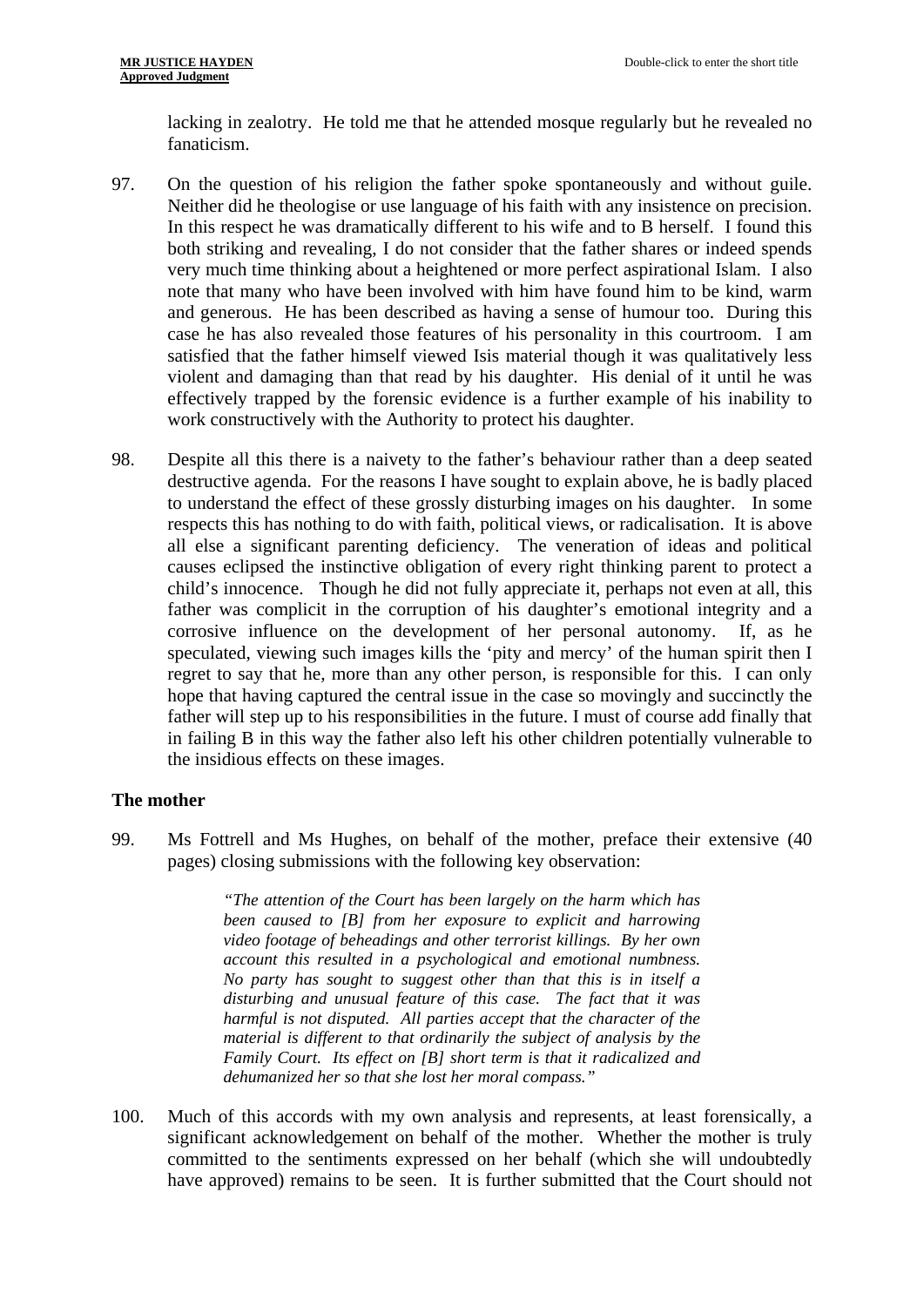lacking in zealotry. He told me that he attended mosque regularly but he revealed no fanaticism.

97. On the question of his religion the father spoke spontaneously and without guile. Neither did he theologise or use language of his faith with any insistence on precision. In this respect he was dramatically different to his wife and to B herself. I found this both striking and revealing, I do not consider that the father shares or indeed spends very much time thinking about a heightened or more perfect aspirational Islam. I also note that many who have been involved with him have found him to be kind, warm and generous. He has been described as having a sense of humour too. During this case he has also revealed those features of his personality in this courtroom. I am satisfied that the father himself viewed Isis material though it was qualitatively less violent and damaging than that read by his daughter. His denial of it until he was effectively trapped by the forensic evidence is a further example of his inability to work constructively with the Authority to protect his daughter.

98. Despite all this there is a naivety to the father's behaviour rather than a deep seated destructive agenda. For the reasons I have sought to explain above, he is badly placed to understand the effect of these grossly disturbing images on his daughter. In some respects this has nothing to do with faith, political views, or radicalisation. It is above all else a significant parenting deficiency. The veneration of ideas and political causes eclipsed the instinctive obligation of every right thinking parent to protect a child's innocence. Though he did not fully appreciate it, perhaps not even at all, this father was complicit in the corruption of his daughter's emotional integrity and a corrosive influence on the development of her personal autonomy. If, as he speculated, viewing such images kills the 'pity and mercy' of the human spirit then I regret to say that he, more than any other person, is responsible for this. I can only hope that having captured the central issue in the case so movingly and succinctly the father will step up to his responsibilities in the future. I must of course add finally that in failing B in this way the father also left his other children potentially vulnerable to the insidious effects on these images.

**The mother**

99. Ms Fottrell and Ms Hughes, on behalf of the mother, preface their extensive (40 pages) closing submissions with the following key observation:

> *"The attention of the Court has been largely on the harm which has been caused to [B] from her exposure to explicit and harrowing video footage of beheadings and other terrorist killings. By her own account this resulted in a psychological and emotional numbness. No party has sought to suggest other than that this is in itself a disturbing and unusual feature of this case. The fact that it was harmful is not disputed. All parties accept that the character of the material is different to that ordinarily the subject of analysis by the Family Court. Its effect on [B] short term is that it radicalized and dehumanized her so that she lost her moral compass."*

100. Much of this accords with my own analysis and represents, at least forensically, a significant acknowledgement on behalf of the mother. Whether the mother is truly committed to the sentiments expressed on her behalf (which she will undoubtedly have approved) remains to be seen. It is further submitted that the Court should not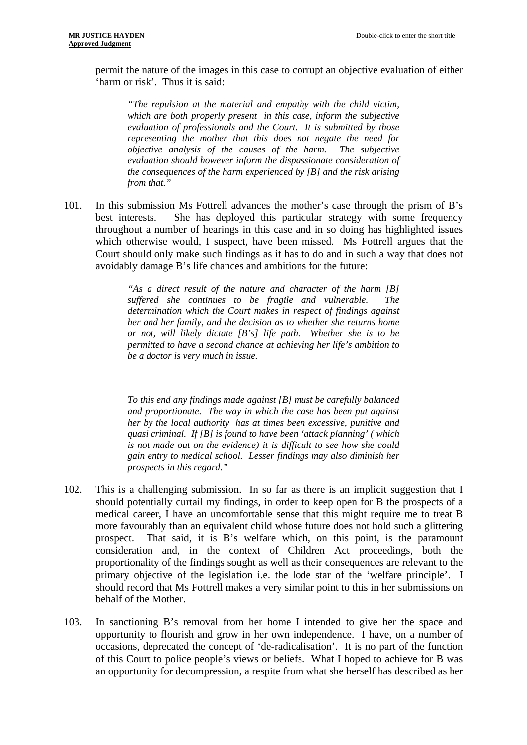permit the nature of the images in this case to corrupt an objective evaluation of either 'harm or risk'. Thus it is said:

> *"The repulsion at the material and empathy with the child victim, which are both properly present in this case, inform the subjective evaluation of professionals and the Court. It is submitted by those representing the mother that this does not negate the need for objective analysis of the causes of the harm. The subjective evaluation should however inform the dispassionate consideration of the consequences of the harm experienced by [B] and the risk arising from that."*

101. In this submission Ms Fottrell advances the mother's case through the prism of B's best interests. She has deployed this particular strategy with some frequency throughout a number of hearings in this case and in so doing has highlighted issues which otherwise would, I suspect, have been missed. Ms Fottrell argues that the Court should only make such findings as it has to do and in such a way that does not avoidably damage B's life chances and ambitions for the future:

> *"As a direct result of the nature and character of the harm [B] suffered she continues to be fragile and vulnerable. The determination which the Court makes in respect of findings against her and her family, and the decision as to whether she returns home or not, will likely dictate [B's] life path. Whether she is to be permitted to have a second chance at achieving her life's ambition to be a doctor is very much in issue.*
>
> *To this end any findings made against [B] must be carefully balanced and proportionate. The way in which the case has been put against her by the local authority has at times been excessive, punitive and quasi criminal. If [B] is found to have been 'attack planning' ( which is not made out on the evidence) it is difficult to see how she could gain entry to medical school. Lesser findings may also diminish her prospects in this regard."*

102. This is a challenging submission. In so far as there is an implicit suggestion that I should potentially curtail my findings, in order to keep open for B the prospects of a medical career, I have an uncomfortable sense that this might require me to treat B more favourably than an equivalent child whose future does not hold such a glittering prospect. That said, it is B's welfare which, on this point, is the paramount consideration and, in the context of Children Act proceedings, both the proportionality of the findings sought as well as their consequences are relevant to the primary objective of the legislation i.e. the lode star of the 'welfare principle'. I should record that Ms Fottrell makes a very similar point to this in her submissions on behalf of the Mother.

103. In sanctioning B's removal from her home I intended to give her the space and opportunity to flourish and grow in her own independence. I have, on a number of occasions, deprecated the concept of 'de-radicalisation'. It is no part of the function of this Court to police people's views or beliefs. What I hoped to achieve for B was an opportunity for decompression, a respite from what she herself has described as her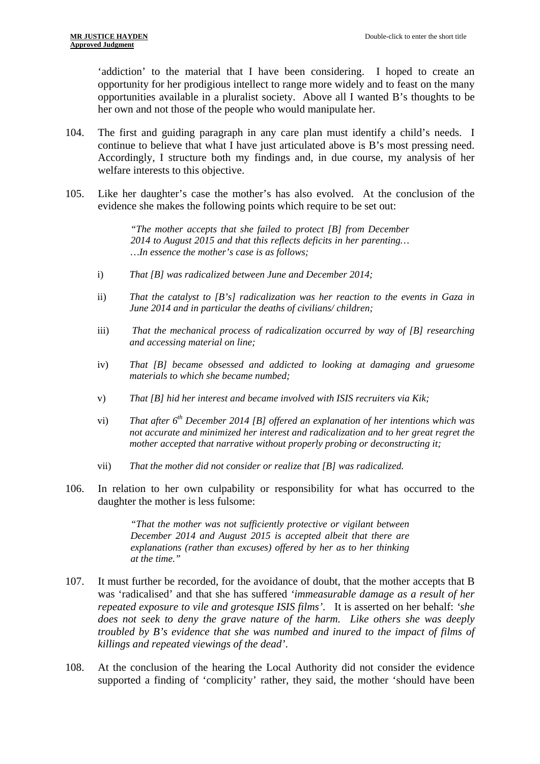'addiction' to the material that I have been considering. I hoped to create an opportunity for her prodigious intellect to range more widely and to feast on the many opportunities available in a pluralist society. Above all I wanted B's thoughts to be her own and not those of the people who would manipulate her.

104. The first and guiding paragraph in any care plan must identify a child's needs. I continue to believe that what I have just articulated above is B's most pressing need. Accordingly, I structure both my findings and, in due course, my analysis of her welfare interests to this objective.

105. Like her daughter's case the mother's has also evolved. At the conclusion of the evidence she makes the following points which require to be set out:

> *"The mother accepts that she failed to protect [B] from December 2014 to August 2015 and that this reflects deficits in her parenting… …In essence the mother's case is as follows;*

i) *That [B] was radicalized between June and December 2014;*

ii) *That the catalyst to [B's] radicalization was her reaction to the events in Gaza in June 2014 and in particular the deaths of civilians/ children;*

iii) *That the mechanical process of radicalization occurred by way of [B] researching and accessing material on line;*

iv) *That [B] became obsessed and addicted to looking at damaging and gruesome materials to which she became numbed;*

v) *That [B] hid her interest and became involved with ISIS recruiters via Kik;*

vi) *That after 6th December 2014 [B] offered an explanation of her intentions which was not accurate and minimized her interest and radicalization and to her great regret the mother accepted that narrative without properly probing or deconstructing it;*

vii) *That the mother did not consider or realize that [B] was radicalized.*

106. In relation to her own culpability or responsibility for what has occurred to the daughter the mother is less fulsome:

> *"That the mother was not sufficiently protective or vigilant between December 2014 and August 2015 is accepted albeit that there are explanations (rather than excuses) offered by her as to her thinking at the time."*

107. It must further be recorded, for the avoidance of doubt, that the mother accepts that B was 'radicalised' and that she has suffered *'immeasurable damage as a result of her repeated exposure to vile and grotesque ISIS films'*. It is asserted on her behalf: *'she does not seek to deny the grave nature of the harm. Like others she was deeply troubled by B's evidence that she was numbed and inured to the impact of films of killings and repeated viewings of the dead'*.

108. At the conclusion of the hearing the Local Authority did not consider the evidence supported a finding of 'complicity' rather, they said, the mother 'should have been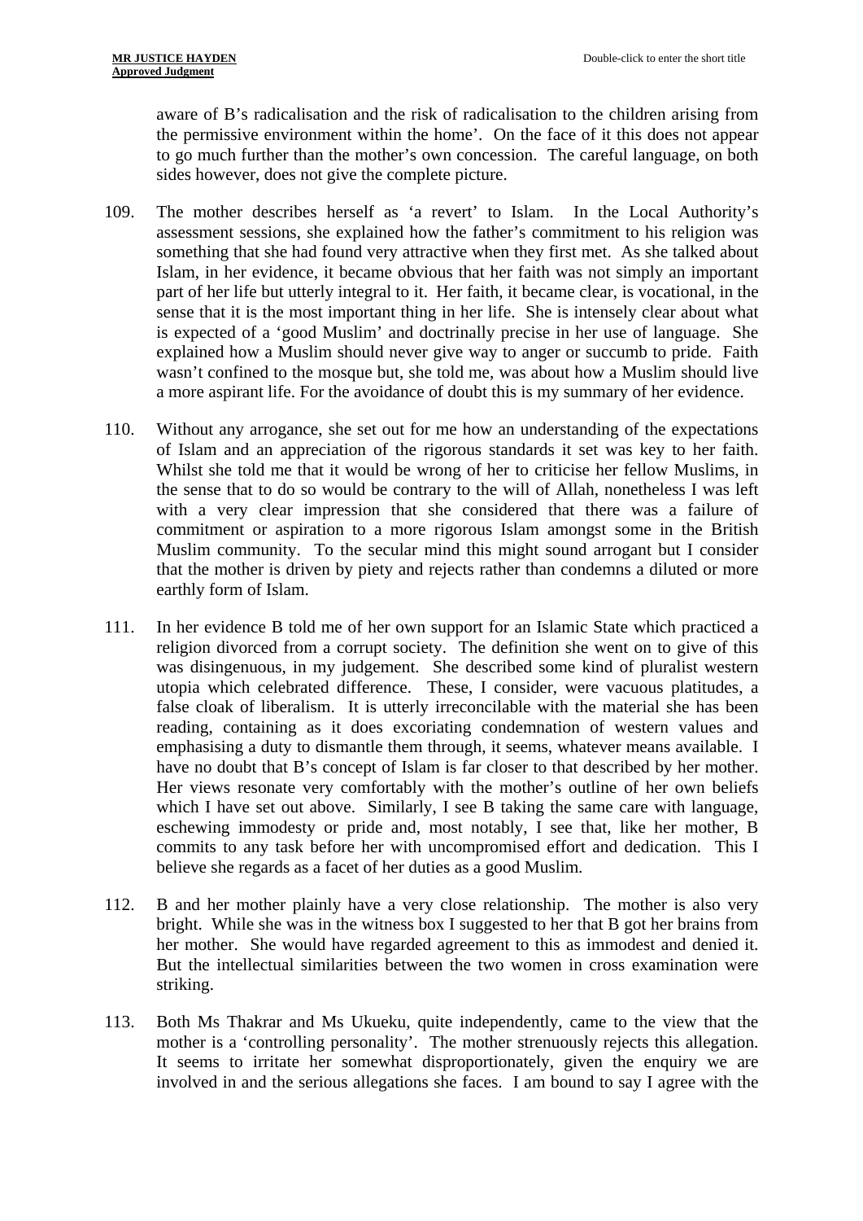aware of B's radicalisation and the risk of radicalisation to the children arising from the permissive environment within the home'. On the face of it this does not appear to go much further than the mother's own concession. The careful language, on both sides however, does not give the complete picture.

109. The mother describes herself as 'a revert' to Islam. In the Local Authority's assessment sessions, she explained how the father's commitment to his religion was something that she had found very attractive when they first met. As she talked about Islam, in her evidence, it became obvious that her faith was not simply an important part of her life but utterly integral to it. Her faith, it became clear, is vocational, in the sense that it is the most important thing in her life. She is intensely clear about what is expected of a 'good Muslim' and doctrinally precise in her use of language. She explained how a Muslim should never give way to anger or succumb to pride. Faith wasn't confined to the mosque but, she told me, was about how a Muslim should live a more aspirant life. For the avoidance of doubt this is my summary of her evidence.

110. Without any arrogance, she set out for me how an understanding of the expectations of Islam and an appreciation of the rigorous standards it set was key to her faith. Whilst she told me that it would be wrong of her to criticise her fellow Muslims, in the sense that to do so would be contrary to the will of Allah, nonetheless I was left with a very clear impression that she considered that there was a failure of commitment or aspiration to a more rigorous Islam amongst some in the British Muslim community. To the secular mind this might sound arrogant but I consider that the mother is driven by piety and rejects rather than condemns a diluted or more earthly form of Islam.

111. In her evidence B told me of her own support for an Islamic State which practiced a religion divorced from a corrupt society. The definition she went on to give of this was disingenuous, in my judgement. She described some kind of pluralist western utopia which celebrated difference. These, I consider, were vacuous platitudes, a false cloak of liberalism. It is utterly irreconcilable with the material she has been reading, containing as it does excoriating condemnation of western values and emphasising a duty to dismantle them through, it seems, whatever means available. I have no doubt that B's concept of Islam is far closer to that described by her mother. Her views resonate very comfortably with the mother's outline of her own beliefs which I have set out above. Similarly, I see B taking the same care with language, eschewing immodesty or pride and, most notably, I see that, like her mother, B commits to any task before her with uncompromised effort and dedication. This I believe she regards as a facet of her duties as a good Muslim.

112. B and her mother plainly have a very close relationship. The mother is also very bright. While she was in the witness box I suggested to her that B got her brains from her mother. She would have regarded agreement to this as immodest and denied it. But the intellectual similarities between the two women in cross examination were striking.

113. Both Ms Thakrar and Ms Ukueku, quite independently, came to the view that the mother is a 'controlling personality'. The mother strenuously rejects this allegation. It seems to irritate her somewhat disproportionately, given the enquiry we are involved in and the serious allegations she faces. I am bound to say I agree with the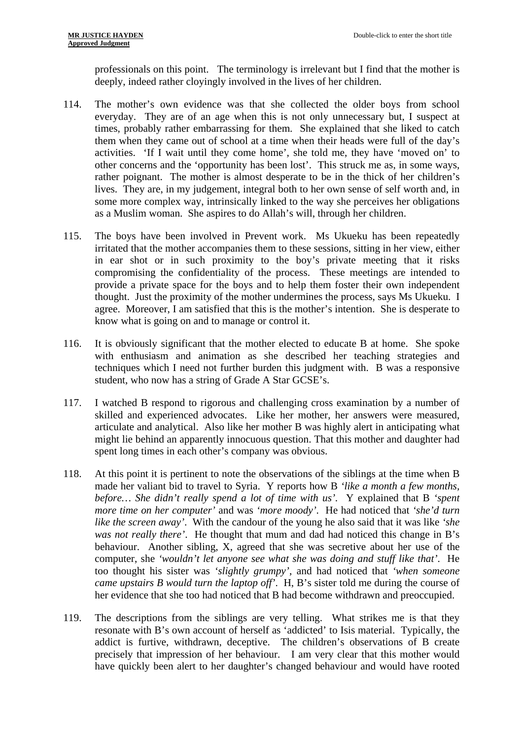professionals on this point. The terminology is irrelevant but I find that the mother is deeply, indeed rather cloyingly involved in the lives of her children.

114. The mother's own evidence was that she collected the older boys from school everyday. They are of an age when this is not only unnecessary but, I suspect at times, probably rather embarrassing for them. She explained that she liked to catch them when they came out of school at a time when their heads were full of the day's activities. 'If I wait until they come home', she told me, they have 'moved on' to other concerns and the 'opportunity has been lost'. This struck me as, in some ways, rather poignant. The mother is almost desperate to be in the thick of her children's lives. They are, in my judgement, integral both to her own sense of self worth and, in some more complex way, intrinsically linked to the way she perceives her obligations as a Muslim woman. She aspires to do Allah's will, through her children.

115. The boys have been involved in Prevent work. Ms Ukueku has been repeatedly irritated that the mother accompanies them to these sessions, sitting in her view, either in ear shot or in such proximity to the boy's private meeting that it risks compromising the confidentiality of the process. These meetings are intended to provide a private space for the boys and to help them foster their own independent thought. Just the proximity of the mother undermines the process, says Ms Ukueku. I agree. Moreover, I am satisfied that this is the mother's intention. She is desperate to know what is going on and to manage or control it.

116. It is obviously significant that the mother elected to educate B at home. She spoke with enthusiasm and animation as she described her teaching strategies and techniques which I need not further burden this judgment with. B was a responsive student, who now has a string of Grade A Star GCSE's.

117. I watched B respond to rigorous and challenging cross examination by a number of skilled and experienced advocates. Like her mother, her answers were measured, articulate and analytical. Also like her mother B was highly alert in anticipating what might lie behind an apparently innocuous question. That this mother and daughter had spent long times in each other's company was obvious.

118. At this point it is pertinent to note the observations of the siblings at the time when B made her valiant bid to travel to Syria. Y reports how B *'like a month a few months, before… She didn't really spend a lot of time with us'*. Y explained that B *'spent more time on her computer'* and was *'more moody'*. He had noticed that *'she'd turn like the screen away'*. With the candour of the young he also said that it was like *'she was not really there'*. He thought that mum and dad had noticed this change in B's behaviour. Another sibling, X, agreed that she was secretive about her use of the computer, she *'wouldn't let anyone see what she was doing and stuff like that'*. He too thought his sister was *'slightly grumpy'*, and had noticed that *'when someone came upstairs B would turn the laptop off'*. H, B's sister told me during the course of her evidence that she too had noticed that B had become withdrawn and preoccupied.

119. The descriptions from the siblings are very telling. What strikes me is that they resonate with B's own account of herself as 'addicted' to Isis material. Typically, the addict is furtive, withdrawn, deceptive. The children's observations of B create precisely that impression of her behaviour. I am very clear that this mother would have quickly been alert to her daughter's changed behaviour and would have rooted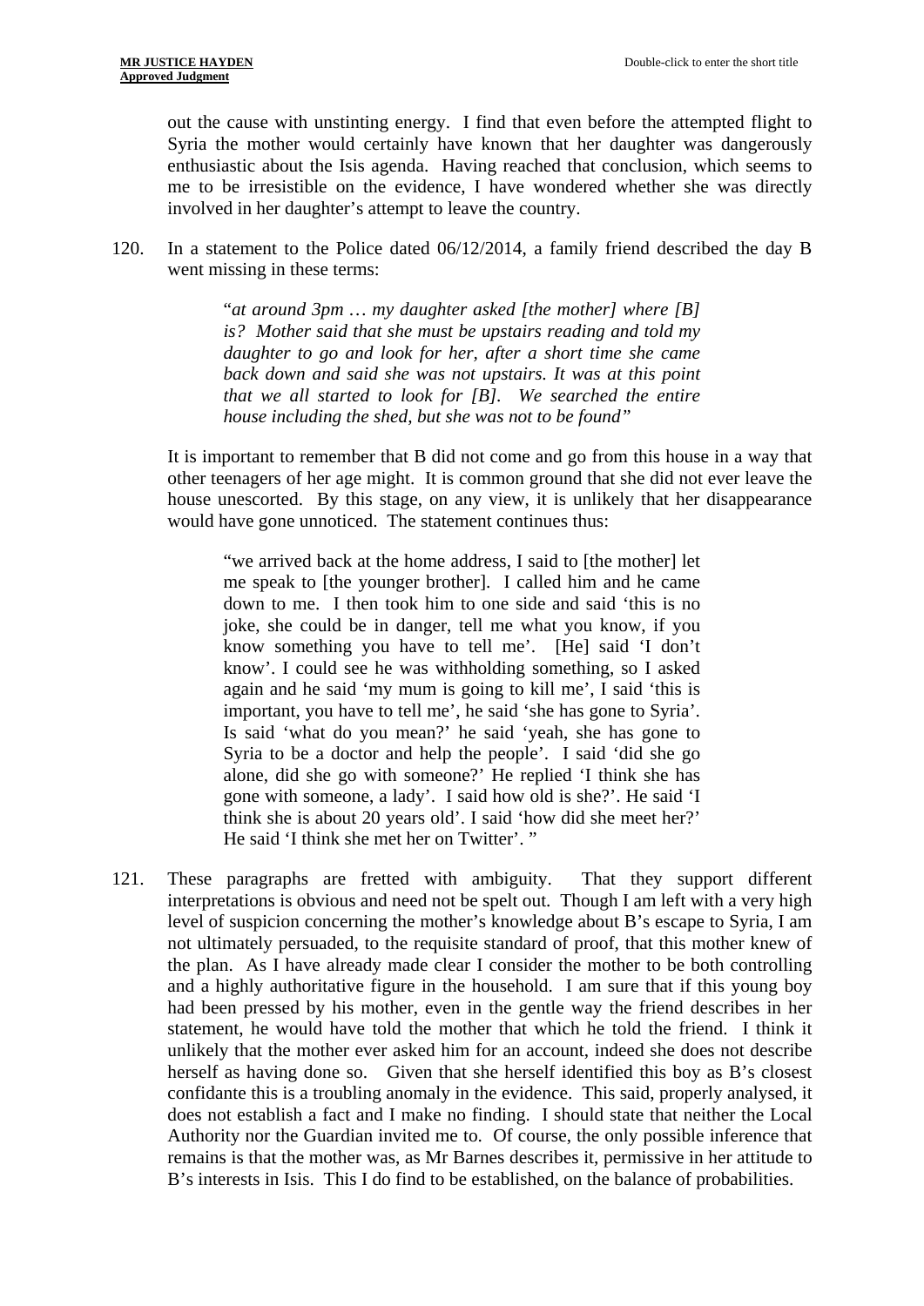out the cause with unstinting energy. I find that even before the attempted flight to Syria the mother would certainly have known that her daughter was dangerously enthusiastic about the Isis agenda. Having reached that conclusion, which seems to me to be irresistible on the evidence, I have wondered whether she was directly involved in her daughter's attempt to leave the country.

120. In a statement to the Police dated 06/12/2014, a family friend described the day B went missing in these terms:

> "*at around 3pm … my daughter asked [the mother] where [B] is? Mother said that she must be upstairs reading and told my daughter to go and look for her, after a short time she came back down and said she was not upstairs. It was at this point that we all started to look for [B]. We searched the entire house including the shed, but she was not to be found"*

It is important to remember that B did not come and go from this house in a way that other teenagers of her age might. It is common ground that she did not ever leave the house unescorted. By this stage, on any view, it is unlikely that her disappearance would have gone unnoticed. The statement continues thus:

> "we arrived back at the home address, I said to [the mother] let me speak to [the younger brother]. I called him and he came down to me. I then took him to one side and said 'this is no joke, she could be in danger, tell me what you know, if you know something you have to tell me'. [He] said 'I don't know'. I could see he was withholding something, so I asked again and he said 'my mum is going to kill me', I said 'this is important, you have to tell me', he said 'she has gone to Syria'. Is said 'what do you mean?' he said 'yeah, she has gone to Syria to be a doctor and help the people'. I said 'did she go alone, did she go with someone?' He replied 'I think she has gone with someone, a lady'. I said how old is she?'. He said 'I think she is about 20 years old'. I said 'how did she meet her?' He said 'I think she met her on Twitter'. "

121. These paragraphs are fretted with ambiguity. That they support different interpretations is obvious and need not be spelt out. Though I am left with a very high level of suspicion concerning the mother's knowledge about B's escape to Syria, I am not ultimately persuaded, to the requisite standard of proof, that this mother knew of the plan. As I have already made clear I consider the mother to be both controlling and a highly authoritative figure in the household. I am sure that if this young boy had been pressed by his mother, even in the gentle way the friend describes in her statement, he would have told the mother that which he told the friend. I think it unlikely that the mother ever asked him for an account, indeed she does not describe herself as having done so. Given that she herself identified this boy as B's closest confidante this is a troubling anomaly in the evidence. This said, properly analysed, it does not establish a fact and I make no finding. I should state that neither the Local Authority nor the Guardian invited me to. Of course, the only possible inference that remains is that the mother was, as Mr Barnes describes it, permissive in her attitude to B's interests in Isis. This I do find to be established, on the balance of probabilities.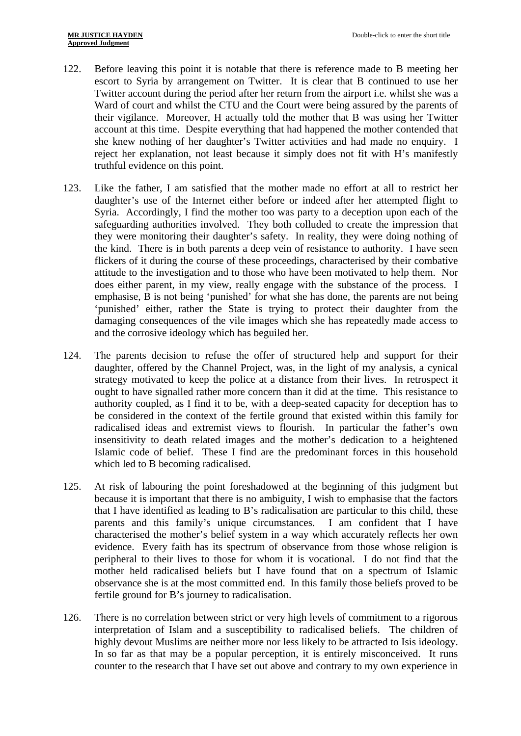122. Before leaving this point it is notable that there is reference made to B meeting her escort to Syria by arrangement on Twitter. It is clear that B continued to use her Twitter account during the period after her return from the airport i.e. whilst she was a Ward of court and whilst the CTU and the Court were being assured by the parents of their vigilance. Moreover, H actually told the mother that B was using her Twitter account at this time. Despite everything that had happened the mother contended that she knew nothing of her daughter's Twitter activities and had made no enquiry. I reject her explanation, not least because it simply does not fit with H's manifestly truthful evidence on this point.

123. Like the father, I am satisfied that the mother made no effort at all to restrict her daughter's use of the Internet either before or indeed after her attempted flight to Syria. Accordingly, I find the mother too was party to a deception upon each of the safeguarding authorities involved. They both colluded to create the impression that they were monitoring their daughter's safety. In reality, they were doing nothing of the kind. There is in both parents a deep vein of resistance to authority. I have seen flickers of it during the course of these proceedings, characterised by their combative attitude to the investigation and to those who have been motivated to help them. Nor does either parent, in my view, really engage with the substance of the process. I emphasise, B is not being 'punished' for what she has done, the parents are not being 'punished' either, rather the State is trying to protect their daughter from the damaging consequences of the vile images which she has repeatedly made access to and the corrosive ideology which has beguiled her.

124. The parents decision to refuse the offer of structured help and support for their daughter, offered by the Channel Project, was, in the light of my analysis, a cynical strategy motivated to keep the police at a distance from their lives. In retrospect it ought to have signalled rather more concern than it did at the time. This resistance to authority coupled, as I find it to be, with a deep-seated capacity for deception has to be considered in the context of the fertile ground that existed within this family for radicalised ideas and extremist views to flourish. In particular the father's own insensitivity to death related images and the mother's dedication to a heightened Islamic code of belief. These I find are the predominant forces in this household which led to B becoming radicalised.

125. At risk of labouring the point foreshadowed at the beginning of this judgment but because it is important that there is no ambiguity, I wish to emphasise that the factors that I have identified as leading to B's radicalisation are particular to this child, these parents and this family's unique circumstances. I am confident that I have characterised the mother's belief system in a way which accurately reflects her own evidence. Every faith has its spectrum of observance from those whose religion is peripheral to their lives to those for whom it is vocational. I do not find that the mother held radicalised beliefs but I have found that on a spectrum of Islamic observance she is at the most committed end. In this family those beliefs proved to be fertile ground for B's journey to radicalisation.

126. There is no correlation between strict or very high levels of commitment to a rigorous interpretation of Islam and a susceptibility to radicalised beliefs. The children of highly devout Muslims are neither more nor less likely to be attracted to Isis ideology. In so far as that may be a popular perception, it is entirely misconceived. It runs counter to the research that I have set out above and contrary to my own experience in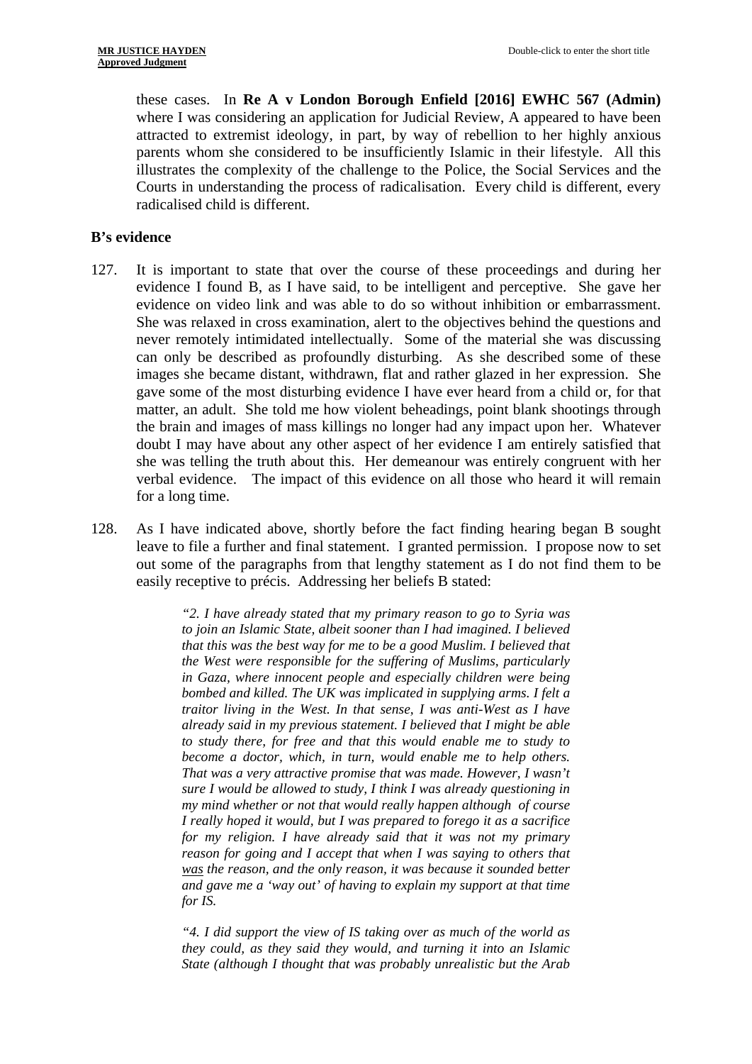these cases. In **Re A v London Borough Enfield [2016] EWHC 567 (Admin)** where I was considering an application for Judicial Review, A appeared to have been attracted to extremist ideology, in part, by way of rebellion to her highly anxious parents whom she considered to be insufficiently Islamic in their lifestyle. All this illustrates the complexity of the challenge to the Police, the Social Services and the Courts in understanding the process of radicalisation. Every child is different, every radicalised child is different.

**B's evidence**

127. It is important to state that over the course of these proceedings and during her evidence I found B, as I have said, to be intelligent and perceptive. She gave her evidence on video link and was able to do so without inhibition or embarrassment. She was relaxed in cross examination, alert to the objectives behind the questions and never remotely intimidated intellectually. Some of the material she was discussing can only be described as profoundly disturbing. As she described some of these images she became distant, withdrawn, flat and rather glazed in her expression. She gave some of the most disturbing evidence I have ever heard from a child or, for that matter, an adult. She told me how violent beheadings, point blank shootings through the brain and images of mass killings no longer had any impact upon her. Whatever doubt I may have about any other aspect of her evidence I am entirely satisfied that she was telling the truth about this. Her demeanour was entirely congruent with her verbal evidence. The impact of this evidence on all those who heard it will remain for a long time.

128. As I have indicated above, shortly before the fact finding hearing began B sought leave to file a further and final statement. I granted permission. I propose now to set out some of the paragraphs from that lengthy statement as I do not find them to be easily receptive to précis. Addressing her beliefs B stated:

> *"2. I have already stated that my primary reason to go to Syria was to join an Islamic State, albeit sooner than I had imagined. I believed that this was the best way for me to be a good Muslim. I believed that the West were responsible for the suffering of Muslims, particularly in Gaza, where innocent people and especially children were being bombed and killed. The UK was implicated in supplying arms. I felt a traitor living in the West. In that sense, I was anti-West as I have already said in my previous statement. I believed that I might be able to study there, for free and that this would enable me to study to become a doctor, which, in turn, would enable me to help others. That was a very attractive promise that was made. However, I wasn't sure I would be allowed to study, I think I was already questioning in my mind whether or not that would really happen although of course I really hoped it would, but I was prepared to forego it as a sacrifice for my religion. I have already said that it was not my primary reason for going and I accept that when I was saying to others that <u>was</u> the reason, and the only reason, it was because it sounded better and gave me a 'way out' of having to explain my support at that time for IS.*
>
> *"4. I did support the view of IS taking over as much of the world as they could, as they said they would, and turning it into an Islamic State (although I thought that was probably unrealistic but the Arab*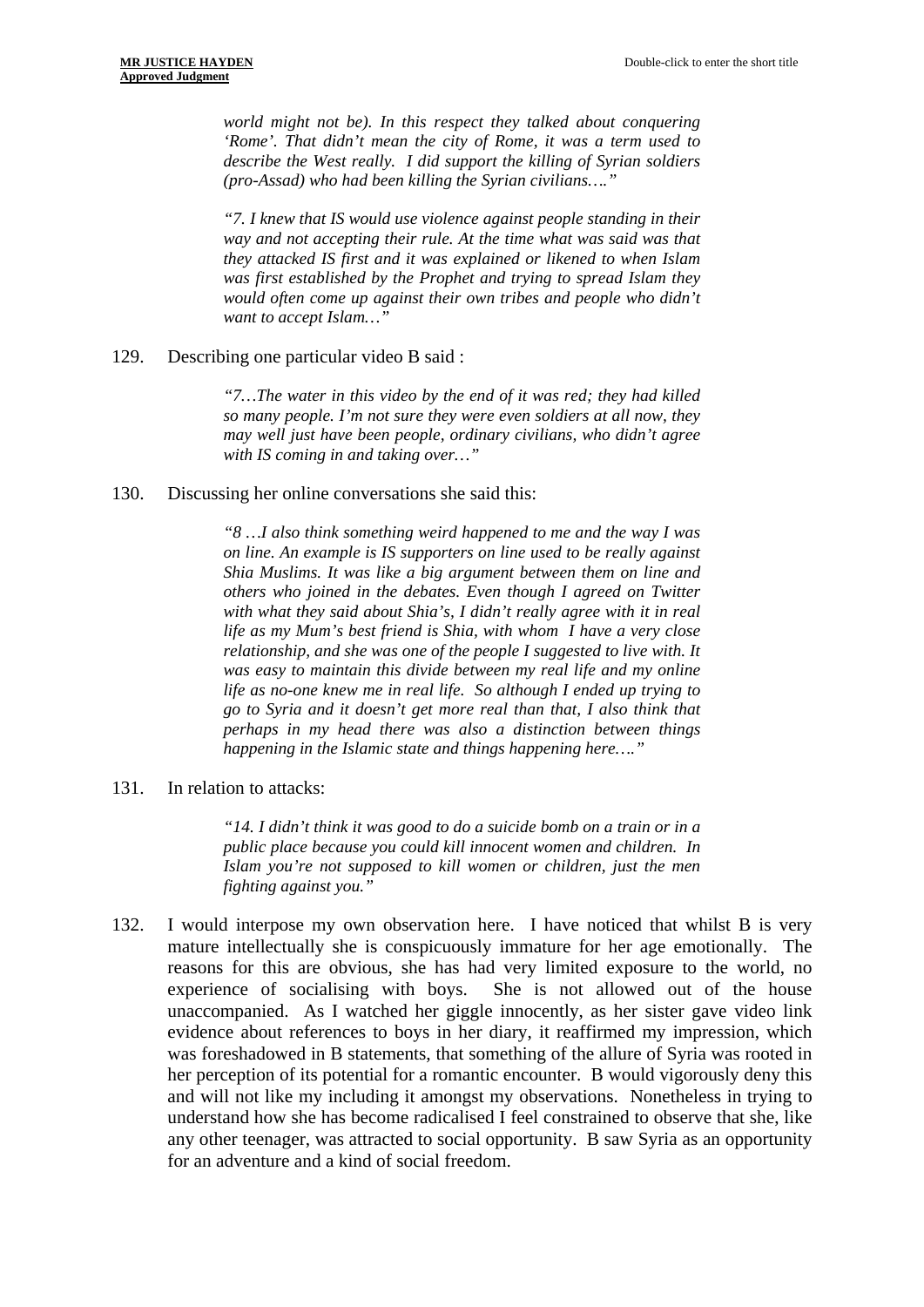> *world might not be). In this respect they talked about conquering 'Rome'. That didn't mean the city of Rome, it was a term used to describe the West really. I did support the killing of Syrian soldiers (pro-Assad) who had been killing the Syrian civilians…."*

> *"7. I knew that IS would use violence against people standing in their way and not accepting their rule. At the time what was said was that they attacked IS first and it was explained or likened to when Islam was first established by the Prophet and trying to spread Islam they would often come up against their own tribes and people who didn't want to accept Islam…"*

129. Describing one particular video B said :

> *"7…The water in this video by the end of it was red; they had killed so many people. I'm not sure they were even soldiers at all now, they may well just have been people, ordinary civilians, who didn't agree with IS coming in and taking over…"*

130. Discussing her online conversations she said this:

> *"8 …I also think something weird happened to me and the way I was on line. An example is IS supporters on line used to be really against Shia Muslims. It was like a big argument between them on line and others who joined in the debates. Even though I agreed on Twitter with what they said about Shia's, I didn't really agree with it in real life as my Mum's best friend is Shia, with whom I have a very close relationship, and she was one of the people I suggested to live with. It was easy to maintain this divide between my real life and my online life as no-one knew me in real life. So although I ended up trying to go to Syria and it doesn't get more real than that, I also think that perhaps in my head there was also a distinction between things happening in the Islamic state and things happening here…."*

131. In relation to attacks:

> *"14. I didn't think it was good to do a suicide bomb on a train or in a public place because you could kill innocent women and children. In Islam you're not supposed to kill women or children, just the men fighting against you."*

132. I would interpose my own observation here. I have noticed that whilst B is very mature intellectually she is conspicuously immature for her age emotionally. The reasons for this are obvious, she has had very limited exposure to the world, no experience of socialising with boys. She is not allowed out of the house unaccompanied. As I watched her giggle innocently, as her sister gave video link evidence about references to boys in her diary, it reaffirmed my impression, which was foreshadowed in B statements, that something of the allure of Syria was rooted in her perception of its potential for a romantic encounter. B would vigorously deny this and will not like my including it amongst my observations. Nonetheless in trying to understand how she has become radicalised I feel constrained to observe that she, like any other teenager, was attracted to social opportunity. B saw Syria as an opportunity for an adventure and a kind of social freedom.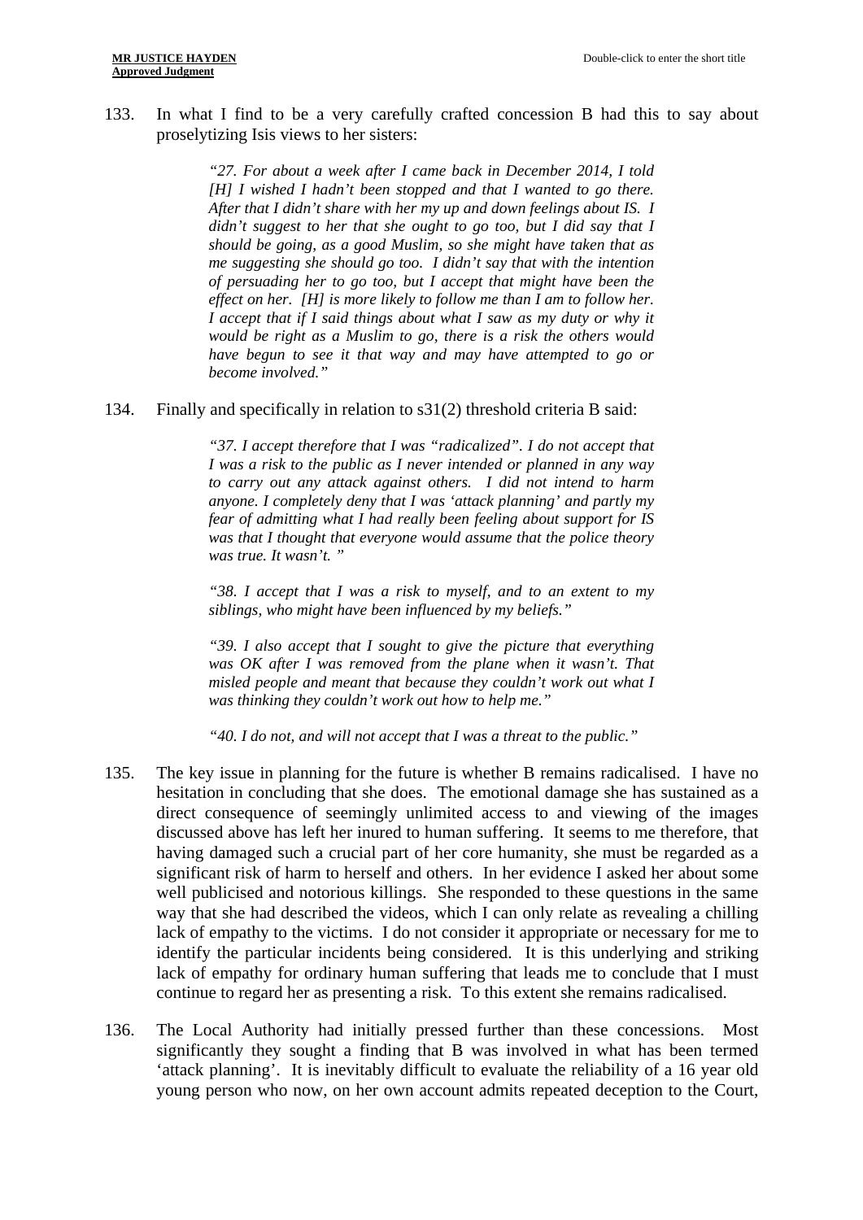133. In what I find to be a very carefully crafted concession B had this to say about proselytizing Isis views to her sisters:

> *"27. For about a week after I came back in December 2014, I told [H] I wished I hadn't been stopped and that I wanted to go there. After that I didn't share with her my up and down feelings about IS. I didn't suggest to her that she ought to go too, but I did say that I should be going, as a good Muslim, so she might have taken that as me suggesting she should go too. I didn't say that with the intention of persuading her to go too, but I accept that might have been the effect on her. [H] is more likely to follow me than I am to follow her. I accept that if I said things about what I saw as my duty or why it would be right as a Muslim to go, there is a risk the others would have begun to see it that way and may have attempted to go or become involved."*

134. Finally and specifically in relation to s31(2) threshold criteria B said:

> *"37. I accept therefore that I was "radicalized". I do not accept that I was a risk to the public as I never intended or planned in any way to carry out any attack against others. I did not intend to harm anyone. I completely deny that I was 'attack planning' and partly my fear of admitting what I had really been feeling about support for IS was that I thought that everyone would assume that the police theory was true. It wasn't. "*
>
> *"38. I accept that I was a risk to myself, and to an extent to my siblings, who might have been influenced by my beliefs."*
>
> *"39. I also accept that I sought to give the picture that everything was OK after I was removed from the plane when it wasn't. That misled people and meant that because they couldn't work out what I was thinking they couldn't work out how to help me."*
>
> *"40. I do not, and will not accept that I was a threat to the public."*

135. The key issue in planning for the future is whether B remains radicalised. I have no hesitation in concluding that she does. The emotional damage she has sustained as a direct consequence of seemingly unlimited access to and viewing of the images discussed above has left her inured to human suffering. It seems to me therefore, that having damaged such a crucial part of her core humanity, she must be regarded as a significant risk of harm to herself and others. In her evidence I asked her about some well publicised and notorious killings. She responded to these questions in the same way that she had described the videos, which I can only relate as revealing a chilling lack of empathy to the victims. I do not consider it appropriate or necessary for me to identify the particular incidents being considered. It is this underlying and striking lack of empathy for ordinary human suffering that leads me to conclude that I must continue to regard her as presenting a risk. To this extent she remains radicalised.

136. The Local Authority had initially pressed further than these concessions. Most significantly they sought a finding that B was involved in what has been termed 'attack planning'. It is inevitably difficult to evaluate the reliability of a 16 year old young person who now, on her own account admits repeated deception to the Court,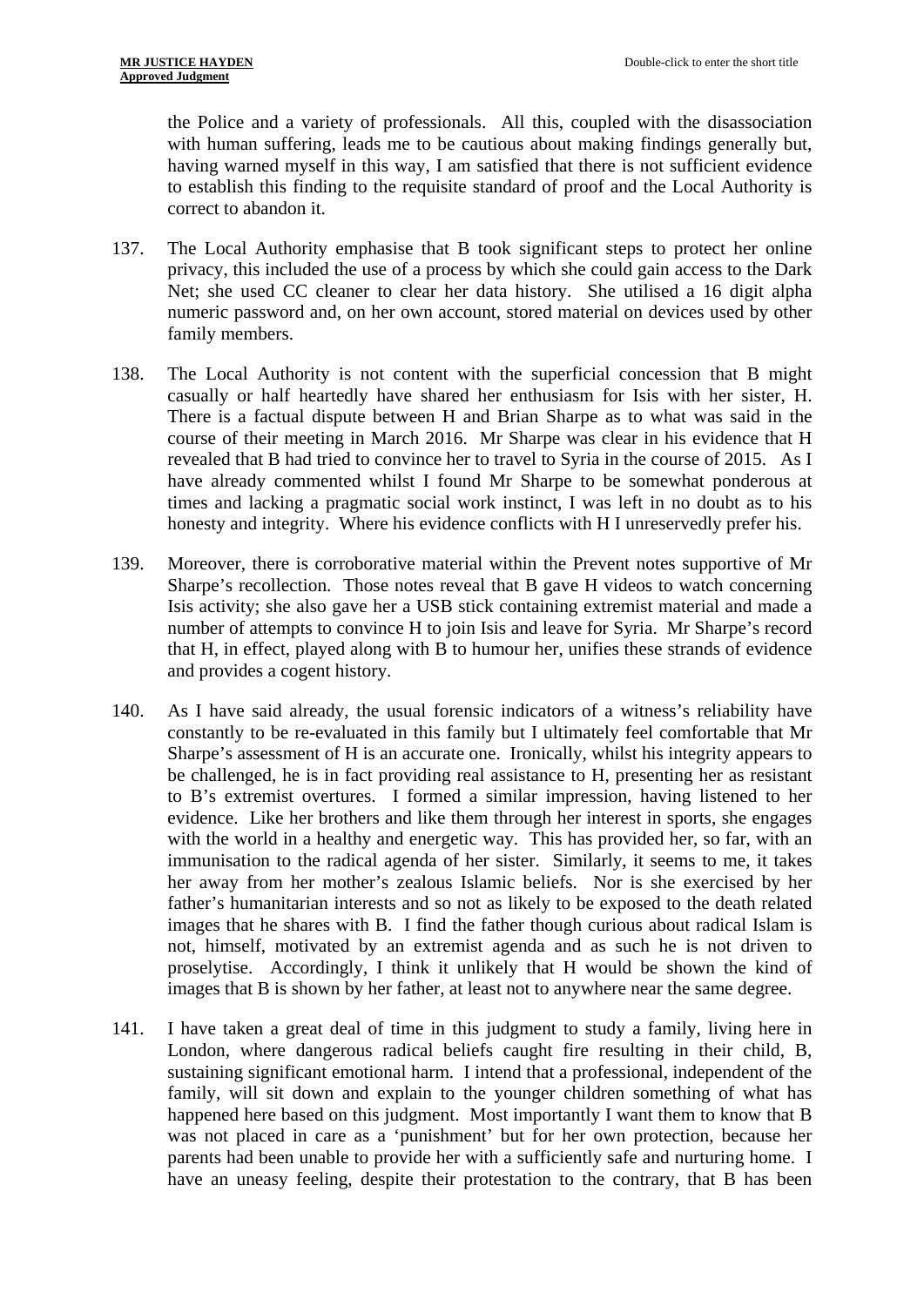the Police and a variety of professionals. All this, coupled with the disassociation with human suffering, leads me to be cautious about making findings generally but, having warned myself in this way, I am satisfied that there is not sufficient evidence to establish this finding to the requisite standard of proof and the Local Authority is correct to abandon it.

137. The Local Authority emphasise that B took significant steps to protect her online privacy, this included the use of a process by which she could gain access to the Dark Net; she used CC cleaner to clear her data history. She utilised a 16 digit alpha numeric password and, on her own account, stored material on devices used by other family members.

138. The Local Authority is not content with the superficial concession that B might casually or half heartedly have shared her enthusiasm for Isis with her sister, H. There is a factual dispute between H and Brian Sharpe as to what was said in the course of their meeting in March 2016. Mr Sharpe was clear in his evidence that H revealed that B had tried to convince her to travel to Syria in the course of 2015. As I have already commented whilst I found Mr Sharpe to be somewhat ponderous at times and lacking a pragmatic social work instinct, I was left in no doubt as to his honesty and integrity. Where his evidence conflicts with H I unreservedly prefer his.

139. Moreover, there is corroborative material within the Prevent notes supportive of Mr Sharpe's recollection. Those notes reveal that B gave H videos to watch concerning Isis activity; she also gave her a USB stick containing extremist material and made a number of attempts to convince H to join Isis and leave for Syria. Mr Sharpe's record that H, in effect, played along with B to humour her, unifies these strands of evidence and provides a cogent history.

140. As I have said already, the usual forensic indicators of a witness's reliability have constantly to be re-evaluated in this family but I ultimately feel comfortable that Mr Sharpe's assessment of H is an accurate one. Ironically, whilst his integrity appears to be challenged, he is in fact providing real assistance to H, presenting her as resistant to B's extremist overtures. I formed a similar impression, having listened to her evidence. Like her brothers and like them through her interest in sports, she engages with the world in a healthy and energetic way. This has provided her, so far, with an immunisation to the radical agenda of her sister. Similarly, it seems to me, it takes her away from her mother's zealous Islamic beliefs. Nor is she exercised by her father's humanitarian interests and so not as likely to be exposed to the death related images that he shares with B. I find the father though curious about radical Islam is not, himself, motivated by an extremist agenda and as such he is not driven to proselytise. Accordingly, I think it unlikely that H would be shown the kind of images that B is shown by her father, at least not to anywhere near the same degree.

141. I have taken a great deal of time in this judgment to study a family, living here in London, where dangerous radical beliefs caught fire resulting in their child, B, sustaining significant emotional harm. I intend that a professional, independent of the family, will sit down and explain to the younger children something of what has happened here based on this judgment. Most importantly I want them to know that B was not placed in care as a 'punishment' but for her own protection, because her parents had been unable to provide her with a sufficiently safe and nurturing home. I have an uneasy feeling, despite their protestation to the contrary, that B has been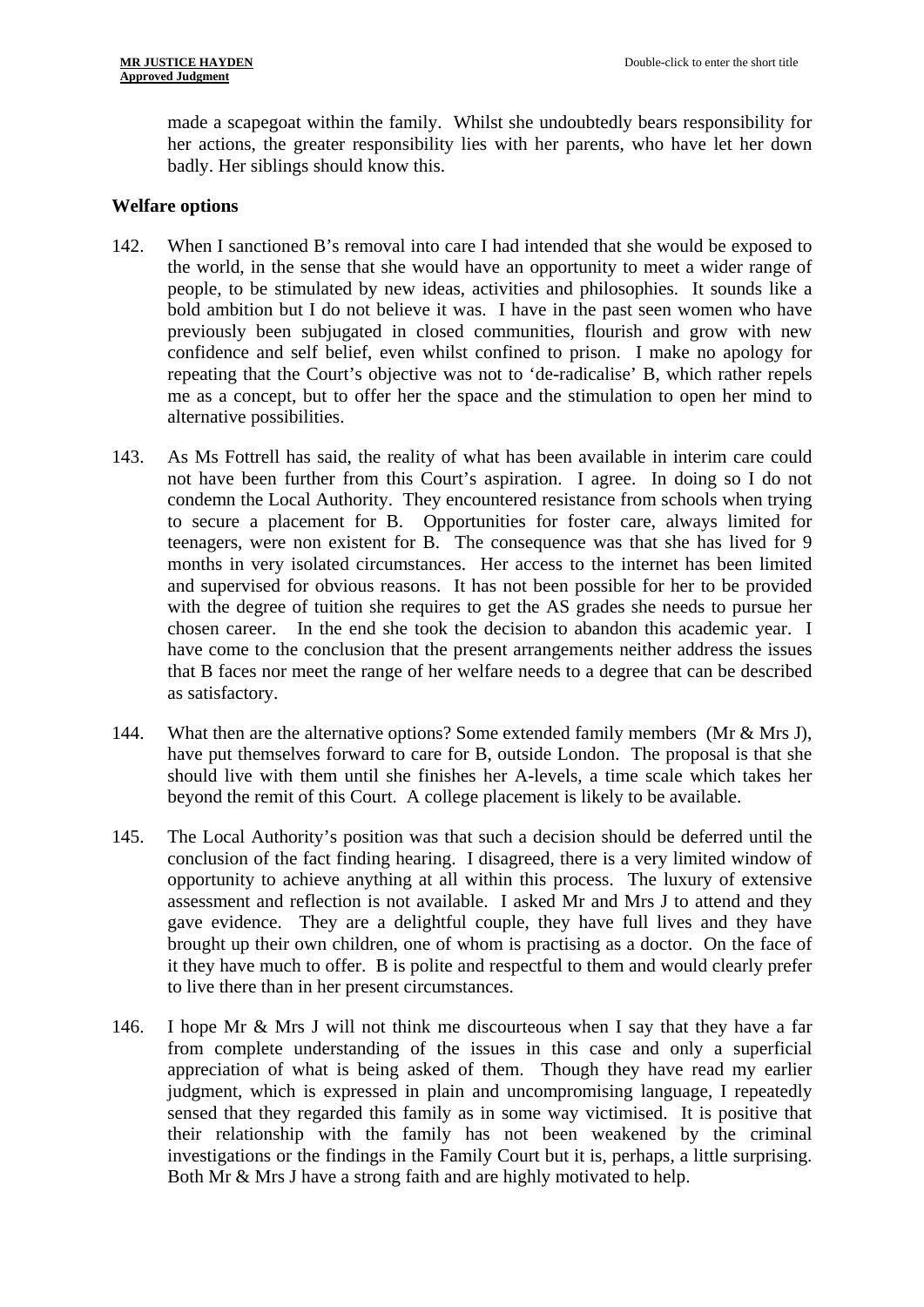made a scapegoat within the family. Whilst she undoubtedly bears responsibility for her actions, the greater responsibility lies with her parents, who have let her down badly. Her siblings should know this.

## Welfare options

142. When I sanctioned B's removal into care I had intended that she would be exposed to the world, in the sense that she would have an opportunity to meet a wider range of people, to be stimulated by new ideas, activities and philosophies. It sounds like a bold ambition but I do not believe it was. I have in the past seen women who have previously been subjugated in closed communities, flourish and grow with new confidence and self belief, even whilst confined to prison. I make no apology for repeating that the Court's objective was not to 'de-radicalise' B, which rather repels me as a concept, but to offer her the space and the stimulation to open her mind to alternative possibilities.

143. As Ms Fottrell has said, the reality of what has been available in interim care could not have been further from this Court's aspiration. I agree. In doing so I do not condemn the Local Authority. They encountered resistance from schools when trying to secure a placement for B. Opportunities for foster care, always limited for teenagers, were non existent for B. The consequence was that she has lived for 9 months in very isolated circumstances. Her access to the internet has been limited and supervised for obvious reasons. It has not been possible for her to be provided with the degree of tuition she requires to get the AS grades she needs to pursue her chosen career. In the end she took the decision to abandon this academic year. I have come to the conclusion that the present arrangements neither address the issues that B faces nor meet the range of her welfare needs to a degree that can be described as satisfactory.

144. What then are the alternative options? Some extended family members (Mr & Mrs J), have put themselves forward to care for B, outside London. The proposal is that she should live with them until she finishes her A-levels, a time scale which takes her beyond the remit of this Court. A college placement is likely to be available.

145. The Local Authority's position was that such a decision should be deferred until the conclusion of the fact finding hearing. I disagreed, there is a very limited window of opportunity to achieve anything at all within this process. The luxury of extensive assessment and reflection is not available. I asked Mr and Mrs J to attend and they gave evidence. They are a delightful couple, they have full lives and they have brought up their own children, one of whom is practising as a doctor. On the face of it they have much to offer. B is polite and respectful to them and would clearly prefer to live there than in her present circumstances.

146. I hope Mr & Mrs J will not think me discourteous when I say that they have a far from complete understanding of the issues in this case and only a superficial appreciation of what is being asked of them. Though they have read my earlier judgment, which is expressed in plain and uncompromising language, I repeatedly sensed that they regarded this family as in some way victimised. It is positive that their relationship with the family has not been weakened by the criminal investigations or the findings in the Family Court but it is, perhaps, a little surprising. Both Mr & Mrs J have a strong faith and are highly motivated to help.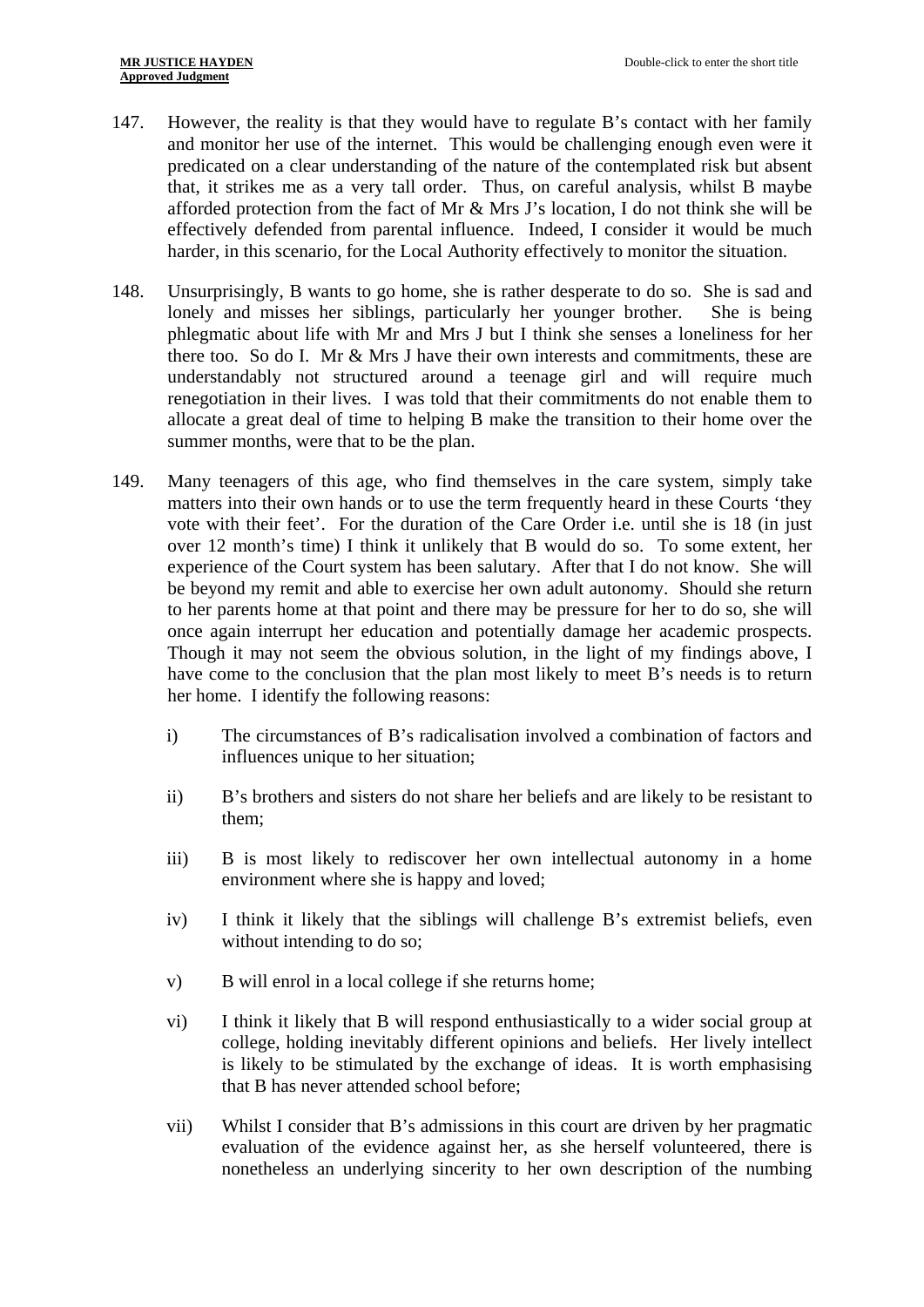147. However, the reality is that they would have to regulate B's contact with her family and monitor her use of the internet. This would be challenging enough even were it predicated on a clear understanding of the nature of the contemplated risk but absent that, it strikes me as a very tall order. Thus, on careful analysis, whilst B maybe afforded protection from the fact of Mr & Mrs J's location, I do not think she will be effectively defended from parental influence. Indeed, I consider it would be much harder, in this scenario, for the Local Authority effectively to monitor the situation.

148. Unsurprisingly, B wants to go home, she is rather desperate to do so. She is sad and lonely and misses her siblings, particularly her younger brother. She is being phlegmatic about life with Mr and Mrs J but I think she senses a loneliness for her there too. So do I. Mr & Mrs J have their own interests and commitments, these are understandably not structured around a teenage girl and will require much renegotiation in their lives. I was told that their commitments do not enable them to allocate a great deal of time to helping B make the transition to their home over the summer months, were that to be the plan.

149. Many teenagers of this age, who find themselves in the care system, simply take matters into their own hands or to use the term frequently heard in these Courts 'they vote with their feet'. For the duration of the Care Order i.e. until she is 18 (in just over 12 month's time) I think it unlikely that B would do so. To some extent, her experience of the Court system has been salutary. After that I do not know. She will be beyond my remit and able to exercise her own adult autonomy. Should she return to her parents home at that point and there may be pressure for her to do so, she will once again interrupt her education and potentially damage her academic prospects. Though it may not seem the obvious solution, in the light of my findings above, I have come to the conclusion that the plan most likely to meet B's needs is to return her home. I identify the following reasons:

    i) The circumstances of B's radicalisation involved a combination of factors and influences unique to her situation;

    ii) B's brothers and sisters do not share her beliefs and are likely to be resistant to them;

    iii) B is most likely to rediscover her own intellectual autonomy in a home environment where she is happy and loved;

    iv) I think it likely that the siblings will challenge B's extremist beliefs, even without intending to do so;

    v) B will enrol in a local college if she returns home;

    vi) I think it likely that B will respond enthusiastically to a wider social group at college, holding inevitably different opinions and beliefs. Her lively intellect is likely to be stimulated by the exchange of ideas. It is worth emphasising that B has never attended school before;

    vii) Whilst I consider that B's admissions in this court are driven by her pragmatic evaluation of the evidence against her, as she herself volunteered, there is nonetheless an underlying sincerity to her own description of the numbing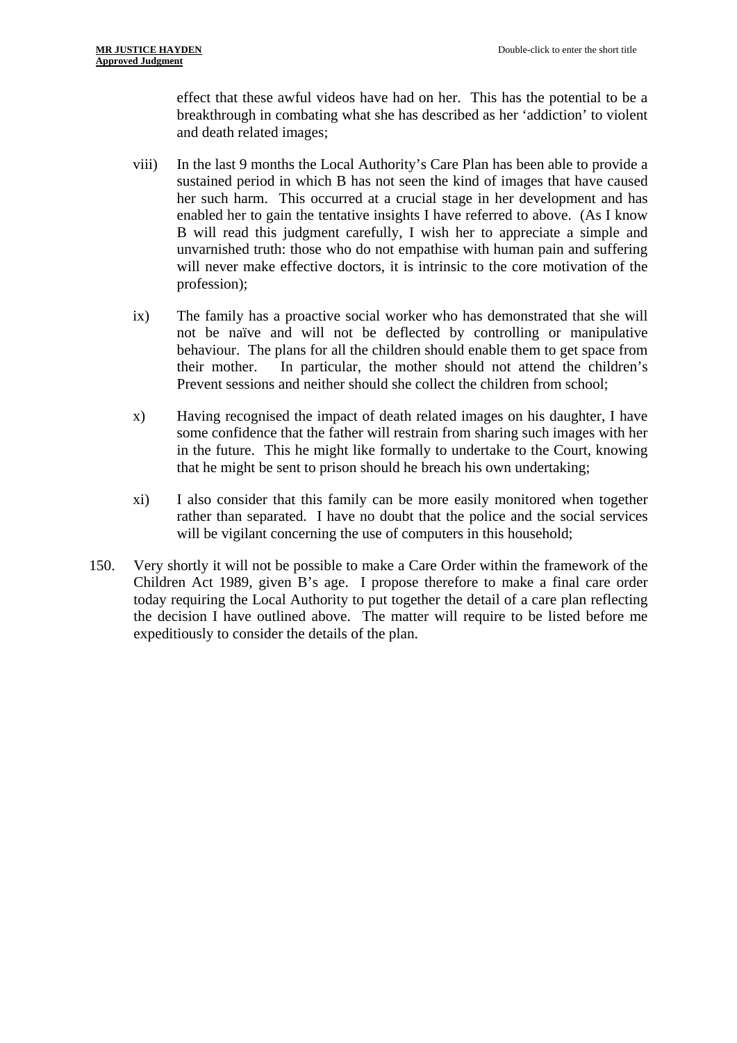effect that these awful videos have had on her. This has the potential to be a breakthrough in combating what she has described as her 'addiction' to violent and death related images;

viii) In the last 9 months the Local Authority's Care Plan has been able to provide a sustained period in which B has not seen the kind of images that have caused her such harm. This occurred at a crucial stage in her development and has enabled her to gain the tentative insights I have referred to above. (As I know B will read this judgment carefully, I wish her to appreciate a simple and unvarnished truth: those who do not empathise with human pain and suffering will never make effective doctors, it is intrinsic to the core motivation of the profession);

ix) The family has a proactive social worker who has demonstrated that she will not be naïve and will not be deflected by controlling or manipulative behaviour. The plans for all the children should enable them to get space from their mother. In particular, the mother should not attend the children's Prevent sessions and neither should she collect the children from school;

x) Having recognised the impact of death related images on his daughter, I have some confidence that the father will restrain from sharing such images with her in the future. This he might like formally to undertake to the Court, knowing that he might be sent to prison should he breach his own undertaking;

xi) I also consider that this family can be more easily monitored when together rather than separated. I have no doubt that the police and the social services will be vigilant concerning the use of computers in this household;

150. Very shortly it will not be possible to make a Care Order within the framework of the Children Act 1989, given B's age. I propose therefore to make a final care order today requiring the Local Authority to put together the detail of a care plan reflecting the decision I have outlined above. The matter will require to be listed before me expeditiously to consider the details of the plan.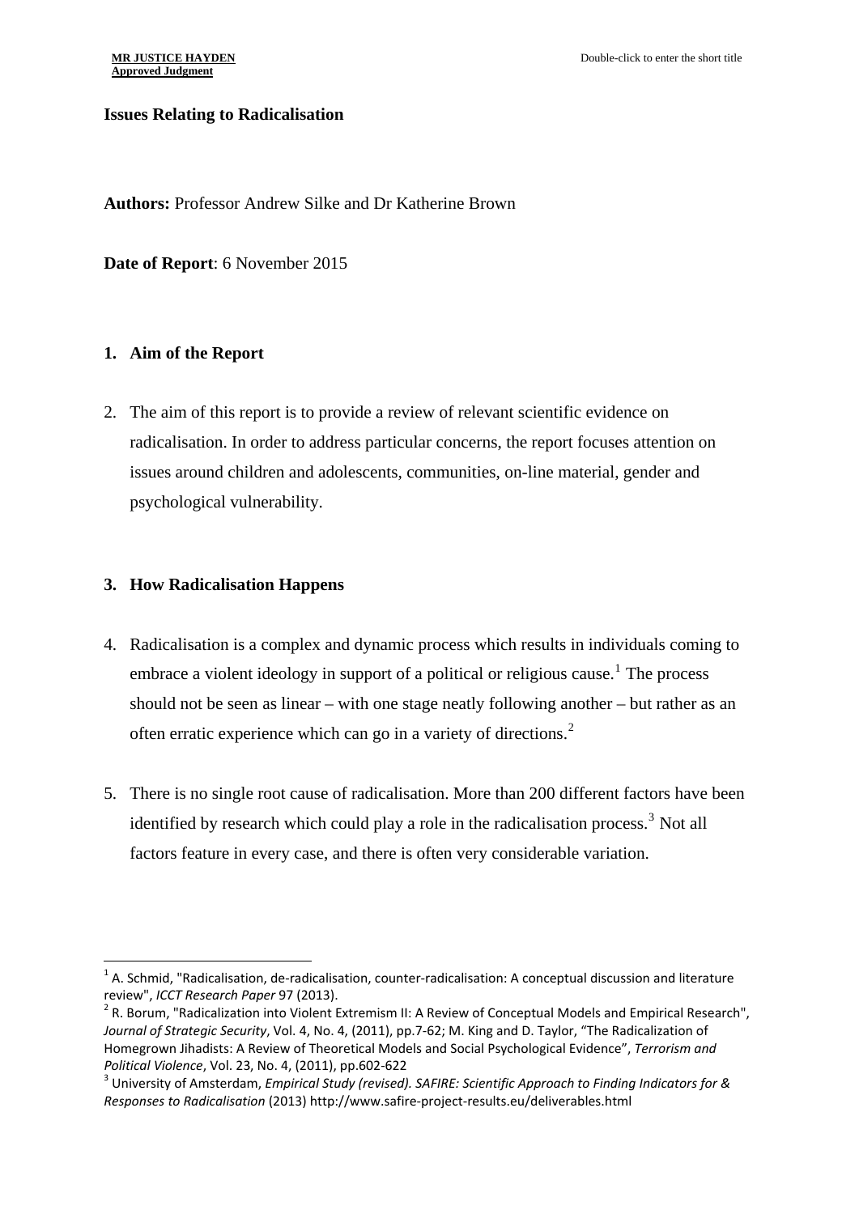**Issues Relating to Radicalisation**

**Authors:** Professor Andrew Silke and Dr Katherine Brown

**Date of Report**: 6 November 2015

1. **Aim of the Report**

2. The aim of this report is to provide a review of relevant scientific evidence on radicalisation. In order to address particular concerns, the report focuses attention on issues around children and adolescents, communities, on-line material, gender and psychological vulnerability.

3. **How Radicalisation Happens**

4. Radicalisation is a complex and dynamic process which results in individuals coming to embrace a violent ideology in support of a political or religious cause.[1] The process should not be seen as linear – with one stage neatly following another – but rather as an often erratic experience which can go in a variety of directions.[2]

5. There is no single root cause of radicalisation. More than 200 different factors have been identified by research which could play a role in the radicalisation process.[3] Not all factors feature in every case, and there is often very considerable variation.

---

[1] A. Schmid, "Radicalisation, de-radicalisation, counter-radicalisation: A conceptual discussion and literature review", *ICCT Research Paper* 97 (2013).

[2] R. Borum, "Radicalization into Violent Extremism II: A Review of Conceptual Models and Empirical Research", *Journal of Strategic Security*, Vol. 4, No. 4, (2011), pp.7-62; M. King and D. Taylor, "The Radicalization of Homegrown Jihadists: A Review of Theoretical Models and Social Psychological Evidence", *Terrorism and Political Violence*, Vol. 23, No. 4, (2011), pp.602-622

[3] University of Amsterdam, *Empirical Study (revised). SAFIRE: Scientific Approach to Finding Indicators for & Responses to Radicalisation* (2013) http://www.safire-project-results.eu/deliverables.html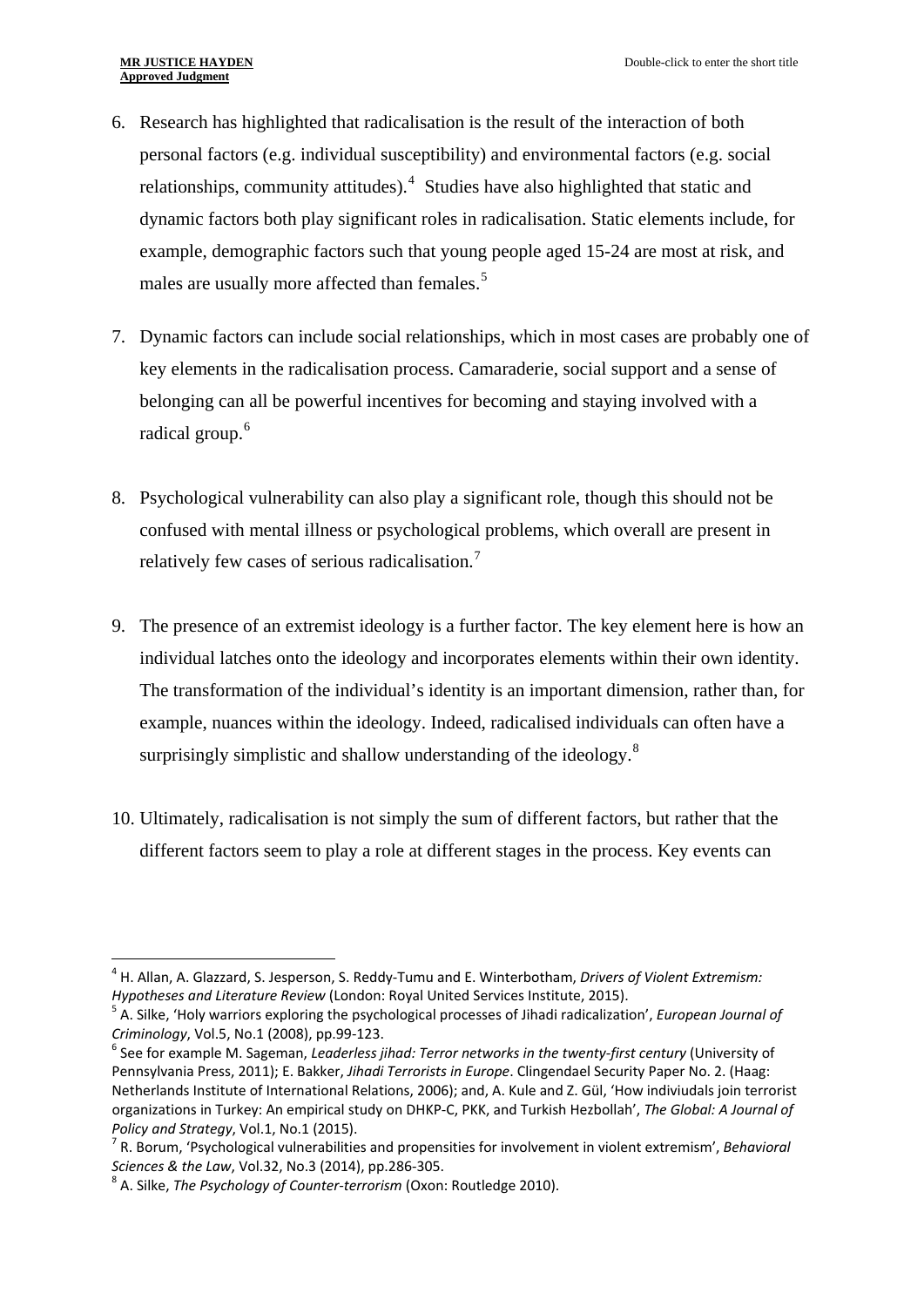6. Research has highlighted that radicalisation is the result of the interaction of both personal factors (e.g. individual susceptibility) and environmental factors (e.g. social relationships, community attitudes).[4] Studies have also highlighted that static and dynamic factors both play significant roles in radicalisation. Static elements include, for example, demographic factors such that young people aged 15-24 are most at risk, and males are usually more affected than females.[5]

7. Dynamic factors can include social relationships, which in most cases are probably one of key elements in the radicalisation process. Camaraderie, social support and a sense of belonging can all be powerful incentives for becoming and staying involved with a radical group.[6]

8. Psychological vulnerability can also play a significant role, though this should not be confused with mental illness or psychological problems, which overall are present in relatively few cases of serious radicalisation.[7]

9. The presence of an extremist ideology is a further factor. The key element here is how an individual latches onto the ideology and incorporates elements within their own identity. The transformation of the individual's identity is an important dimension, rather than, for example, nuances within the ideology. Indeed, radicalised individuals can often have a surprisingly simplistic and shallow understanding of the ideology.[8]

10. Ultimately, radicalisation is not simply the sum of different factors, but rather that the different factors seem to play a role at different stages in the process. Key events can

---

[4] H. Allan, A. Glazzard, S. Jesperson, S. Reddy-Tumu and E. Winterbotham, *Drivers of Violent Extremism: Hypotheses and Literature Review* (London: Royal United Services Institute, 2015).

[5] A. Silke, 'Holy warriors exploring the psychological processes of Jihadi radicalization', *European Journal of Criminology*, Vol.5, No.1 (2008), pp.99-123.

[6] See for example M. Sageman, *Leaderless jihad: Terror networks in the twenty-first century* (University of Pennsylvania Press, 2011); E. Bakker, *Jihadi Terrorists in Europe*. Clingendael Security Paper No. 2. (Haag: Netherlands Institute of International Relations, 2006); and, A. Kule and Z. Gül, 'How indiviudals join terrorist organizations in Turkey: An empirical study on DHKP-C, PKK, and Turkish Hezbollah', *The Global: A Journal of Policy and Strategy*, Vol.1, No.1 (2015).

[7] R. Borum, 'Psychological vulnerabilities and propensities for involvement in violent extremism', *Behavioral Sciences & the Law*, Vol.32, No.3 (2014), pp.286-305.

[8] A. Silke, *The Psychology of Counter-terrorism* (Oxon: Routledge 2010).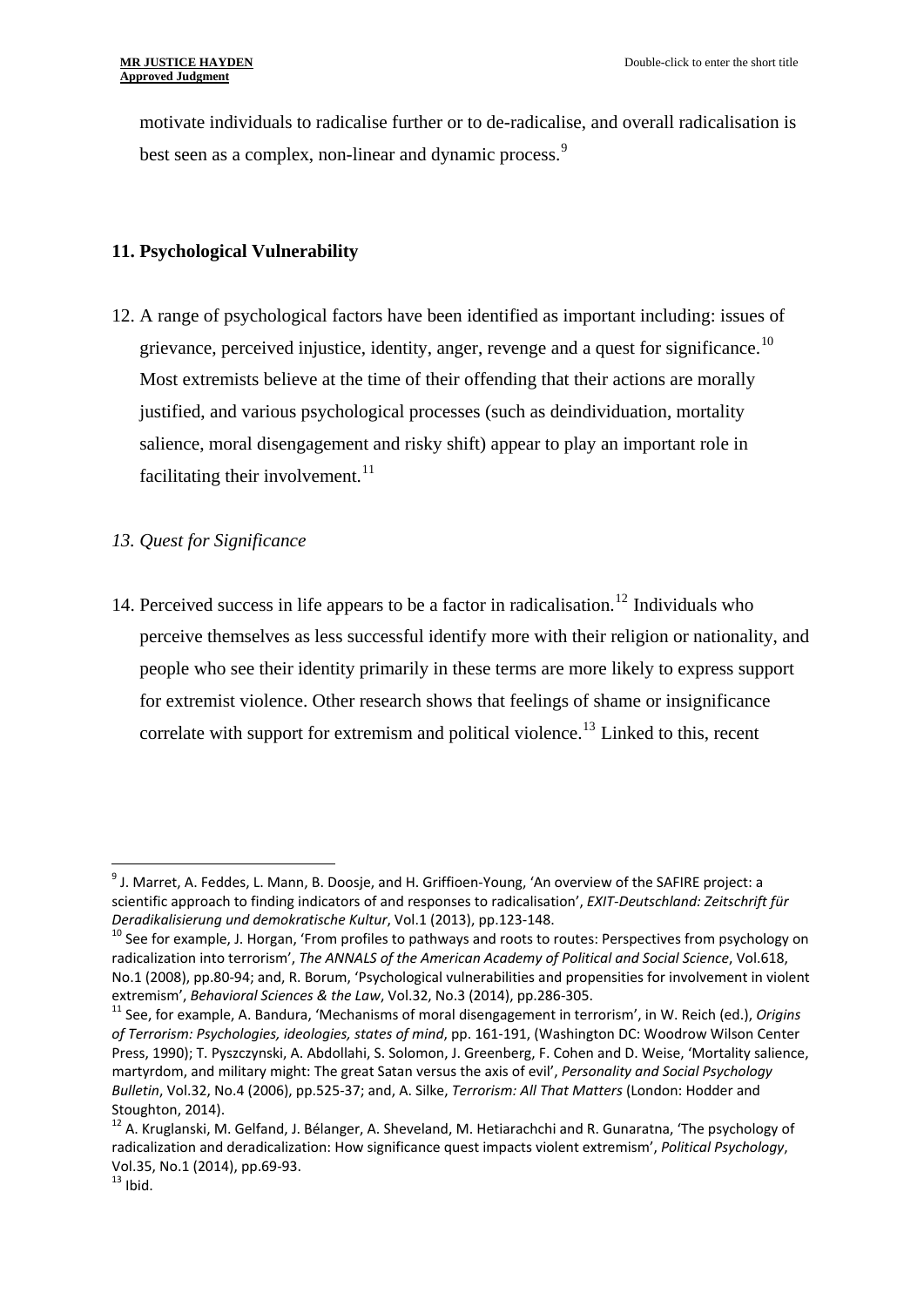motivate individuals to radicalise further or to de-radicalise, and overall radicalisation is best seen as a complex, non-linear and dynamic process.[9]

**11. Psychological Vulnerability**

12. A range of psychological factors have been identified as important including: issues of grievance, perceived injustice, identity, anger, revenge and a quest for significance.[10] Most extremists believe at the time of their offending that their actions are morally justified, and various psychological processes (such as deindividuation, mortality salience, moral disengagement and risky shift) appear to play an important role in facilitating their involvement.[11]

*13. Quest for Significance*

14. Perceived success in life appears to be a factor in radicalisation.[12] Individuals who perceive themselves as less successful identify more with their religion or nationality, and people who see their identity primarily in these terms are more likely to express support for extremist violence. Other research shows that feelings of shame or insignificance correlate with support for extremism and political violence.[13] Linked to this, recent

---

[9] J. Marret, A. Feddes, L. Mann, B. Doosje, and H. Griffioen-Young, 'An overview of the SAFIRE project: a scientific approach to finding indicators of and responses to radicalisation', *EXIT-Deutschland: Zeitschrift für Deradikalisierung und demokratische Kultur*, Vol.1 (2013), pp.123-148.

[10] See for example, J. Horgan, 'From profiles to pathways and roots to routes: Perspectives from psychology on radicalization into terrorism', *The ANNALS of the American Academy of Political and Social Science*, Vol.618, No.1 (2008), pp.80-94; and, R. Borum, 'Psychological vulnerabilities and propensities for involvement in violent extremism', *Behavioral Sciences & the Law*, Vol.32, No.3 (2014), pp.286-305.

[11] See, for example, A. Bandura, 'Mechanisms of moral disengagement in terrorism', in W. Reich (ed.), *Origins of Terrorism: Psychologies, ideologies, states of mind*, pp. 161-191, (Washington DC: Woodrow Wilson Center Press, 1990); T. Pyszczynski, A. Abdollahi, S. Solomon, J. Greenberg, F. Cohen and D. Weise, 'Mortality salience, martyrdom, and military might: The great Satan versus the axis of evil', *Personality and Social Psychology Bulletin*, Vol.32, No.4 (2006), pp.525-37; and, A. Silke, *Terrorism: All That Matters* (London: Hodder and Stoughton, 2014).

[12] A. Kruglanski, M. Gelfand, J. Bélanger, A. Sheveland, M. Hetiarachchi and R. Gunaratna, 'The psychology of radicalization and deradicalization: How significance quest impacts violent extremism', *Political Psychology*, Vol.35, No.1 (2014), pp.69-93.

[13] Ibid.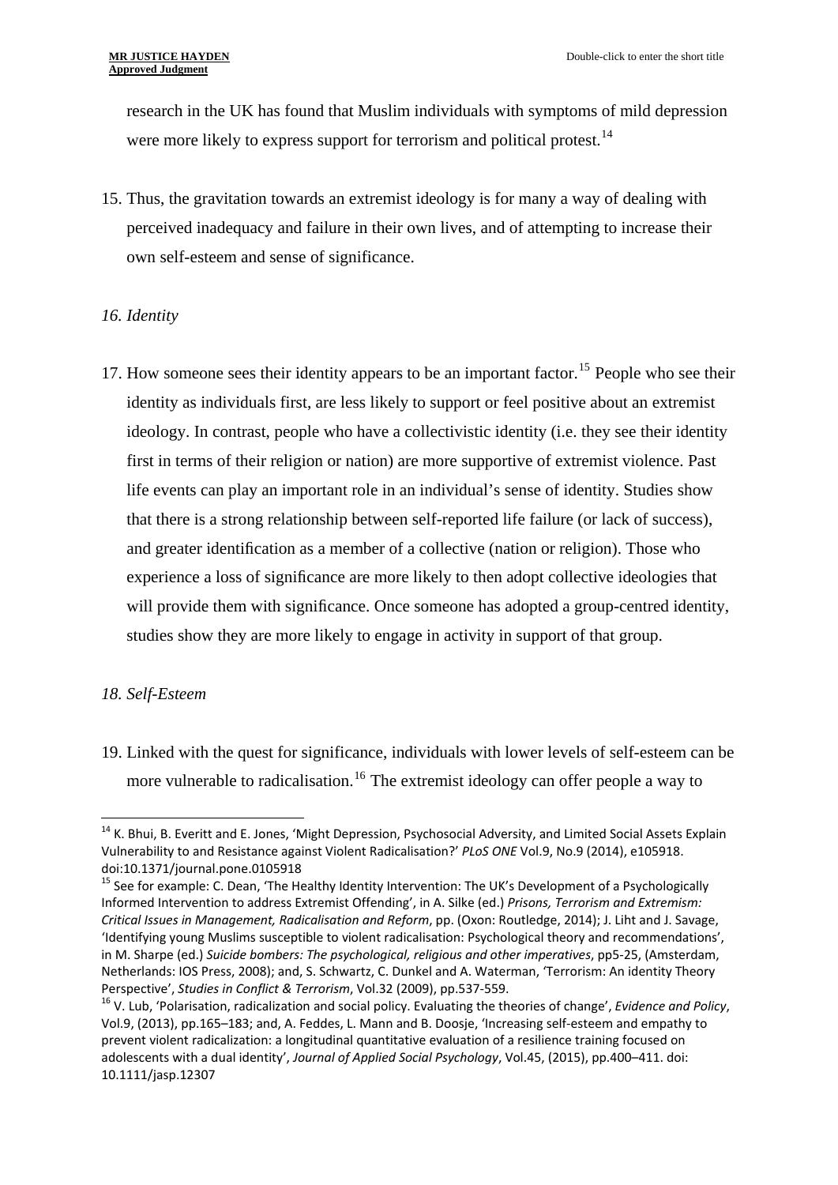research in the UK has found that Muslim individuals with symptoms of mild depression were more likely to express support for terrorism and political protest.[14]

15. Thus, the gravitation towards an extremist ideology is for many a way of dealing with perceived inadequacy and failure in their own lives, and of attempting to increase their own self-esteem and sense of significance.

*16. Identity*

17. How someone sees their identity appears to be an important factor.[15] People who see their identity as individuals first, are less likely to support or feel positive about an extremist ideology. In contrast, people who have a collectivistic identity (i.e. they see their identity first in terms of their religion or nation) are more supportive of extremist violence. Past life events can play an important role in an individual's sense of identity. Studies show that there is a strong relationship between self-reported life failure (or lack of success), and greater identification as a member of a collective (nation or religion). Those who experience a loss of significance are more likely to then adopt collective ideologies that will provide them with significance. Once someone has adopted a group-centred identity, studies show they are more likely to engage in activity in support of that group.

*18. Self-Esteem*

19. Linked with the quest for significance, individuals with lower levels of self-esteem can be more vulnerable to radicalisation.[16] The extremist ideology can offer people a way to

---

[14] K. Bhui, B. Everitt and E. Jones, 'Might Depression, Psychosocial Adversity, and Limited Social Assets Explain Vulnerability to and Resistance against Violent Radicalisation?' *PLoS ONE* Vol.9, No.9 (2014), e105918. doi:10.1371/journal.pone.0105918

[15] See for example: C. Dean, 'The Healthy Identity Intervention: The UK's Development of a Psychologically Informed Intervention to address Extremist Offending', in A. Silke (ed.) *Prisons, Terrorism and Extremism: Critical Issues in Management, Radicalisation and Reform*, pp. (Oxon: Routledge, 2014); J. Liht and J. Savage, 'Identifying young Muslims susceptible to violent radicalisation: Psychological theory and recommendations', in M. Sharpe (ed.) *Suicide bombers: The psychological, religious and other imperatives*, pp5-25, (Amsterdam, Netherlands: IOS Press, 2008); and, S. Schwartz, C. Dunkel and A. Waterman, 'Terrorism: An identity Theory Perspective', *Studies in Conflict & Terrorism*, Vol.32 (2009), pp.537-559.

[16] V. Lub, 'Polarisation, radicalization and social policy. Evaluating the theories of change', *Evidence and Policy*, Vol.9, (2013), pp.165–183; and, A. Feddes, L. Mann and B. Doosje, 'Increasing self-esteem and empathy to prevent violent radicalization: a longitudinal quantitative evaluation of a resilience training focused on adolescents with a dual identity', *Journal of Applied Social Psychology*, Vol.45, (2015), pp.400–411. doi: 10.1111/jasp.12307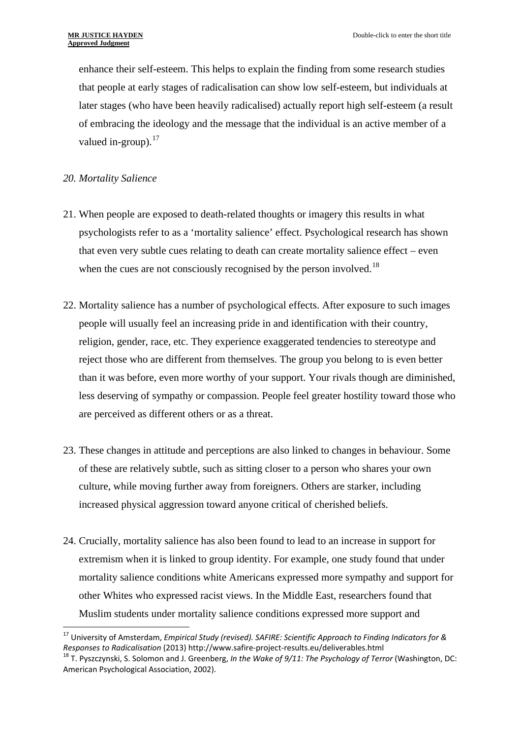enhance their self-esteem. This helps to explain the finding from some research studies that people at early stages of radicalisation can show low self-esteem, but individuals at later stages (who have been heavily radicalised) actually report high self-esteem (a result of embracing the ideology and the message that the individual is an active member of a valued in-group).[17]

*20. Mortality Salience*

21. When people are exposed to death-related thoughts or imagery this results in what psychologists refer to as a 'mortality salience' effect. Psychological research has shown that even very subtle cues relating to death can create mortality salience effect – even when the cues are not consciously recognised by the person involved.[18]

22. Mortality salience has a number of psychological effects. After exposure to such images people will usually feel an increasing pride in and identification with their country, religion, gender, race, etc. They experience exaggerated tendencies to stereotype and reject those who are different from themselves. The group you belong to is even better than it was before, even more worthy of your support. Your rivals though are diminished, less deserving of sympathy or compassion. People feel greater hostility toward those who are perceived as different others or as a threat.

23. These changes in attitude and perceptions are also linked to changes in behaviour. Some of these are relatively subtle, such as sitting closer to a person who shares your own culture, while moving further away from foreigners. Others are starker, including increased physical aggression toward anyone critical of cherished beliefs.

24. Crucially, mortality salience has also been found to lead to an increase in support for extremism when it is linked to group identity. For example, one study found that under mortality salience conditions white Americans expressed more sympathy and support for other Whites who expressed racist views. In the Middle East, researchers found that Muslim students under mortality salience conditions expressed more support and

---

[17] University of Amsterdam, *Empirical Study (revised). SAFIRE: Scientific Approach to Finding Indicators for & Responses to Radicalisation* (2013) http://www.safire-project-results.eu/deliverables.html

[18] T. Pyszczynski, S. Solomon and J. Greenberg, *In the Wake of 9/11: The Psychology of Terror* (Washington, DC: American Psychological Association, 2002).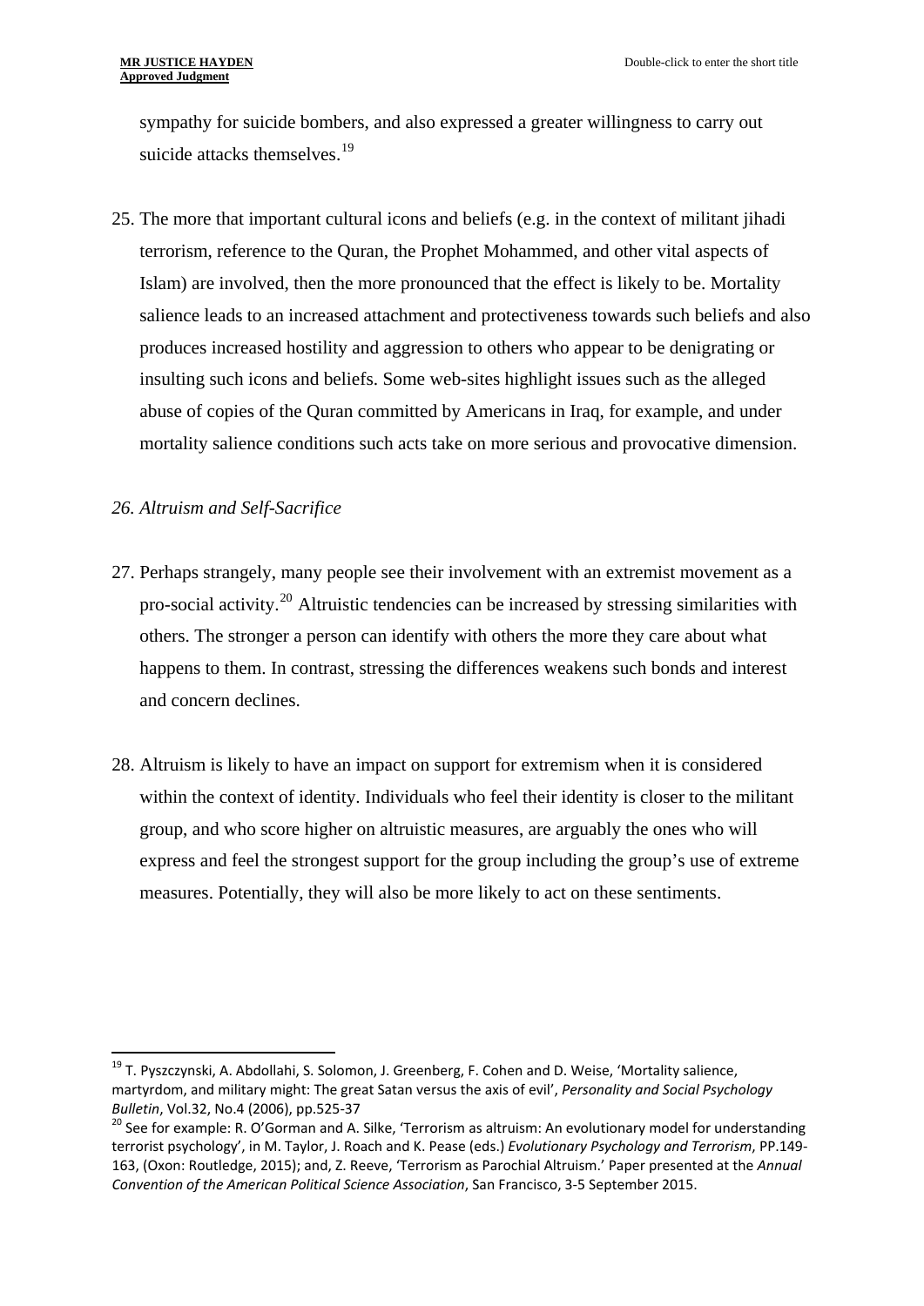sympathy for suicide bombers, and also expressed a greater willingness to carry out suicide attacks themselves.[19]

25. The more that important cultural icons and beliefs (e.g. in the context of militant jihadi terrorism, reference to the Quran, the Prophet Mohammed, and other vital aspects of Islam) are involved, then the more pronounced that the effect is likely to be. Mortality salience leads to an increased attachment and protectiveness towards such beliefs and also produces increased hostility and aggression to others who appear to be denigrating or insulting such icons and beliefs. Some web-sites highlight issues such as the alleged abuse of copies of the Quran committed by Americans in Iraq, for example, and under mortality salience conditions such acts take on more serious and provocative dimension.

*26. Altruism and Self-Sacrifice*

27. Perhaps strangely, many people see their involvement with an extremist movement as a pro-social activity.[20] Altruistic tendencies can be increased by stressing similarities with others. The stronger a person can identify with others the more they care about what happens to them. In contrast, stressing the differences weakens such bonds and interest and concern declines.

28. Altruism is likely to have an impact on support for extremism when it is considered within the context of identity. Individuals who feel their identity is closer to the militant group, and who score higher on altruistic measures, are arguably the ones who will express and feel the strongest support for the group including the group's use of extreme measures. Potentially, they will also be more likely to act on these sentiments.

---

[19] T. Pyszczynski, A. Abdollahi, S. Solomon, J. Greenberg, F. Cohen and D. Weise, 'Mortality salience, martyrdom, and military might: The great Satan versus the axis of evil', *Personality and Social Psychology Bulletin*, Vol.32, No.4 (2006), pp.525-37

[20] See for example: R. O'Gorman and A. Silke, 'Terrorism as altruism: An evolutionary model for understanding terrorist psychology', in M. Taylor, J. Roach and K. Pease (eds.) *Evolutionary Psychology and Terrorism*, PP.149-163, (Oxon: Routledge, 2015); and, Z. Reeve, 'Terrorism as Parochial Altruism.' Paper presented at the *Annual Convention of the American Political Science Association*, San Francisco, 3-5 September 2015.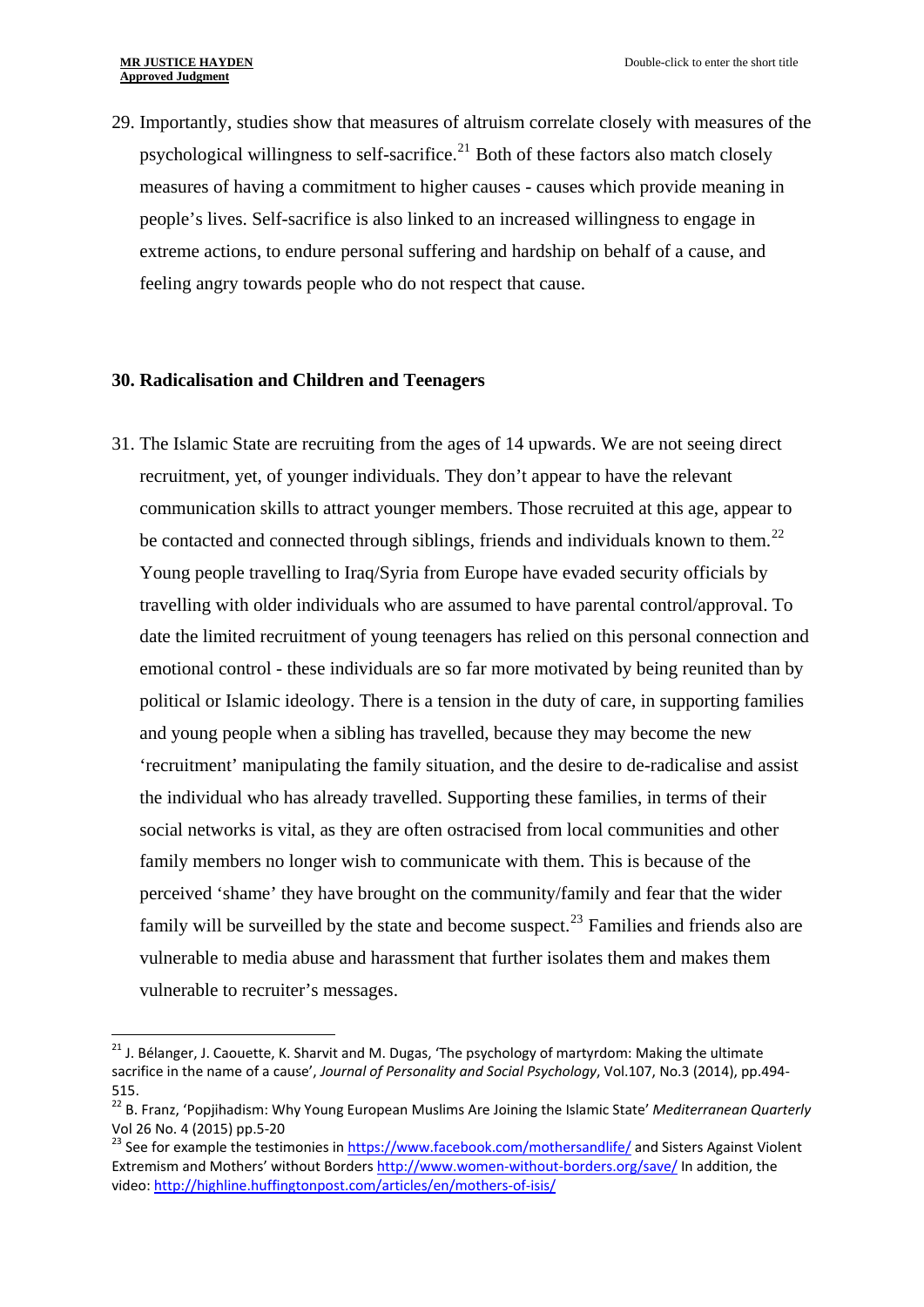29. Importantly, studies show that measures of altruism correlate closely with measures of the psychological willingness to self-sacrifice.[21] Both of these factors also match closely measures of having a commitment to higher causes - causes which provide meaning in people's lives. Self-sacrifice is also linked to an increased willingness to engage in extreme actions, to endure personal suffering and hardship on behalf of a cause, and feeling angry towards people who do not respect that cause.

**30. Radicalisation and Children and Teenagers**

31. The Islamic State are recruiting from the ages of 14 upwards. We are not seeing direct recruitment, yet, of younger individuals. They don't appear to have the relevant communication skills to attract younger members. Those recruited at this age, appear to be contacted and connected through siblings, friends and individuals known to them.[22] Young people travelling to Iraq/Syria from Europe have evaded security officials by travelling with older individuals who are assumed to have parental control/approval. To date the limited recruitment of young teenagers has relied on this personal connection and emotional control - these individuals are so far more motivated by being reunited than by political or Islamic ideology. There is a tension in the duty of care, in supporting families and young people when a sibling has travelled, because they may become the new 'recruitment' manipulating the family situation, and the desire to de-radicalise and assist the individual who has already travelled. Supporting these families, in terms of their social networks is vital, as they are often ostracised from local communities and other family members no longer wish to communicate with them. This is because of the perceived 'shame' they have brought on the community/family and fear that the wider family will be surveilled by the state and become suspect.[23] Families and friends also are vulnerable to media abuse and harassment that further isolates them and makes them vulnerable to recruiter's messages.

---

[21] J. Bélanger, J. Caouette, K. Sharvit and M. Dugas, 'The psychology of martyrdom: Making the ultimate sacrifice in the name of a cause', *Journal of Personality and Social Psychology*, Vol.107, No.3 (2014), pp.494-515.

[22] B. Franz, 'Popjihadism: Why Young European Muslims Are Joining the Islamic State' *Mediterranean Quarterly* Vol 26 No. 4 (2015) pp.5-20

[23] See for example the testimonies in https://www.facebook.com/mothersandlife/ and Sisters Against Violent Extremism and Mothers' without Borders http://www.women-without-borders.org/save/ In addition, the video: http://highline.huffingtonpost.com/articles/en/mothers-of-isis/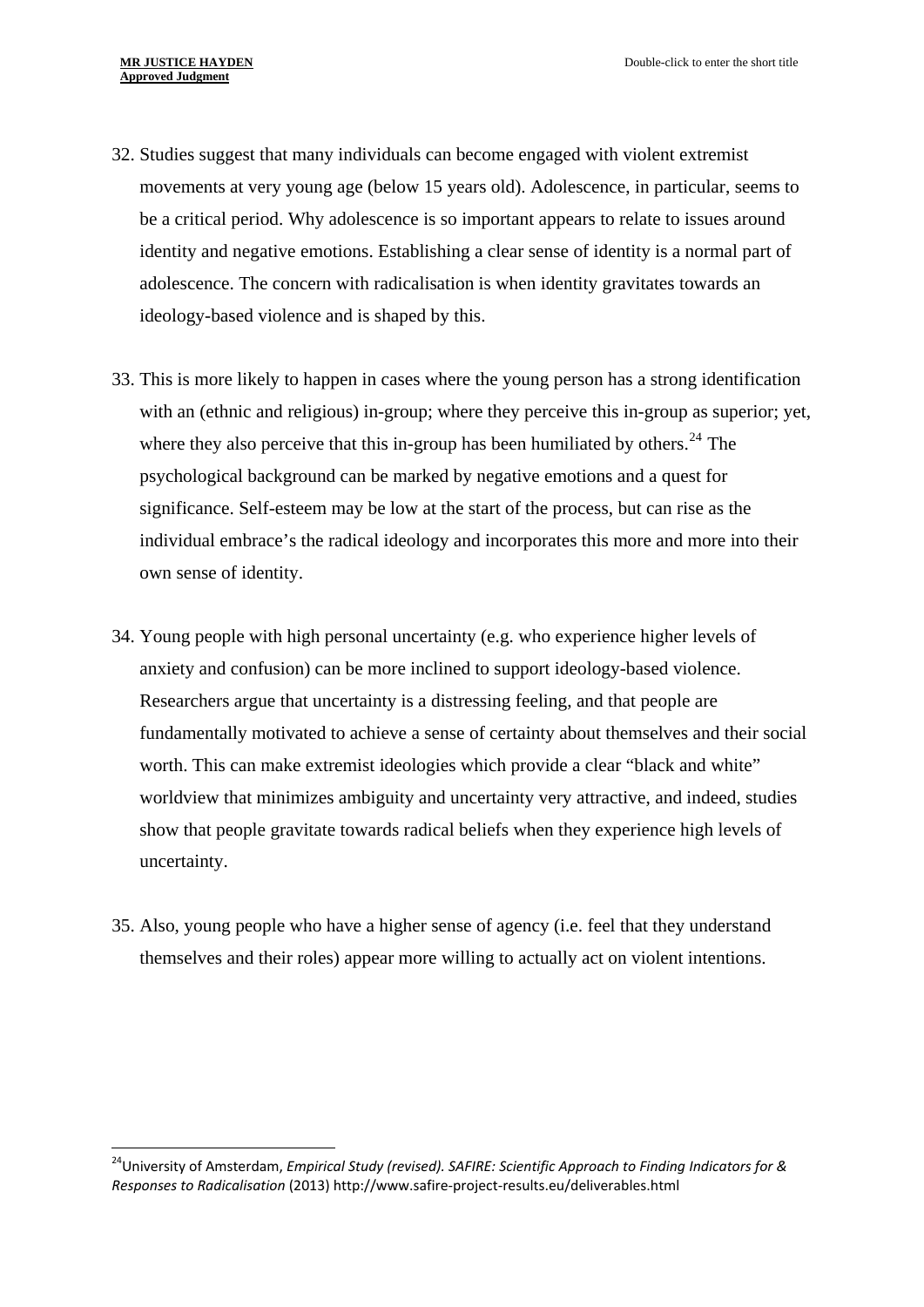32. Studies suggest that many individuals can become engaged with violent extremist movements at very young age (below 15 years old). Adolescence, in particular, seems to be a critical period. Why adolescence is so important appears to relate to issues around identity and negative emotions. Establishing a clear sense of identity is a normal part of adolescence. The concern with radicalisation is when identity gravitates towards an ideology-based violence and is shaped by this.

33. This is more likely to happen in cases where the young person has a strong identification with an (ethnic and religious) in-group; where they perceive this in-group as superior; yet, where they also perceive that this in-group has been humiliated by others.[24] The psychological background can be marked by negative emotions and a quest for significance. Self-esteem may be low at the start of the process, but can rise as the individual embrace's the radical ideology and incorporates this more and more into their own sense of identity.

34. Young people with high personal uncertainty (e.g. who experience higher levels of anxiety and confusion) can be more inclined to support ideology-based violence. Researchers argue that uncertainty is a distressing feeling, and that people are fundamentally motivated to achieve a sense of certainty about themselves and their social worth. This can make extremist ideologies which provide a clear "black and white" worldview that minimizes ambiguity and uncertainty very attractive, and indeed, studies show that people gravitate towards radical beliefs when they experience high levels of uncertainty.

35. Also, young people who have a higher sense of agency (i.e. feel that they understand themselves and their roles) appear more willing to actually act on violent intentions.

[24] University of Amsterdam, *Empirical Study (revised). SAFIRE: Scientific Approach to Finding Indicators for & Responses to Radicalisation* (2013) http://www.safire-project-results.eu/deliverables.html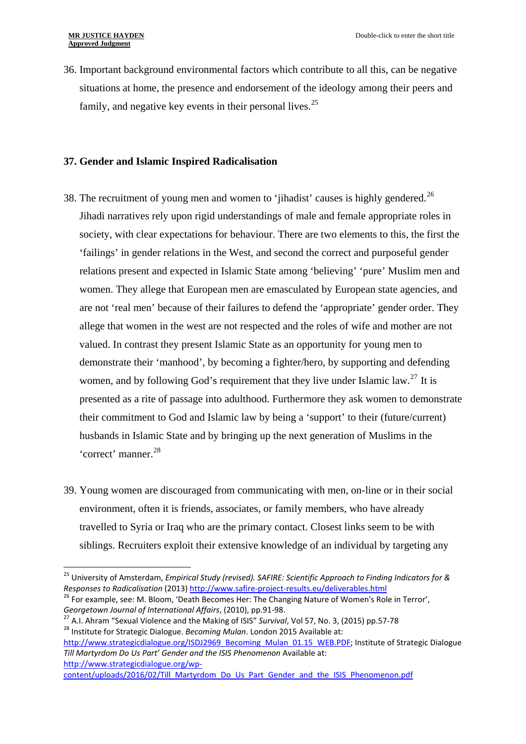36. Important background environmental factors which contribute to all this, can be negative situations at home, the presence and endorsement of the ideology among their peers and family, and negative key events in their personal lives.[25]

**37. Gender and Islamic Inspired Radicalisation**

38. The recruitment of young men and women to 'jihadist' causes is highly gendered.[26] Jihadi narratives rely upon rigid understandings of male and female appropriate roles in society, with clear expectations for behaviour. There are two elements to this, the first the 'failings' in gender relations in the West, and second the correct and purposeful gender relations present and expected in Islamic State among 'believing' 'pure' Muslim men and women. They allege that European men are emasculated by European state agencies, and are not 'real men' because of their failures to defend the 'appropriate' gender order. They allege that women in the west are not respected and the roles of wife and mother are not valued. In contrast they present Islamic State as an opportunity for young men to demonstrate their 'manhood', by becoming a fighter/hero, by supporting and defending women, and by following God's requirement that they live under Islamic law.[27] It is presented as a rite of passage into adulthood. Furthermore they ask women to demonstrate their commitment to God and Islamic law by being a 'support' to their (future/current) husbands in Islamic State and by bringing up the next generation of Muslims in the 'correct' manner.[28]

39. Young women are discouraged from communicating with men, on-line or in their social environment, often it is friends, associates, or family members, who have already travelled to Syria or Iraq who are the primary contact. Closest links seem to be with siblings. Recruiters exploit their extensive knowledge of an individual by targeting any

---

[25] University of Amsterdam, *Empirical Study (revised). SAFIRE: Scientific Approach to Finding Indicators for & Responses to Radicalisation* (2013) http://www.safire-project-results.eu/deliverables.html

[26] For example, see: M. Bloom, 'Death Becomes Her: The Changing Nature of Women's Role in Terror', *Georgetown Journal of International Affairs*, (2010), pp.91-98.

[27] A.I. Ahram "Sexual Violence and the Making of ISIS" *Survival*, Vol 57, No. 3, (2015) pp.57-78

[28] Institute for Strategic Dialogue. *Becoming Mulan*. London 2015 Available at: http://www.strategicdialogue.org/ISDJ2969_Becoming_Mulan_01.15_WEB.PDF; Institute of Strategic Dialogue *Till Martyrdom Do Us Part' Gender and the ISIS Phenomenon* Available at: http://www.strategicdialogue.org/wp-content/uploads/2016/02/Till_Martyrdom_Do_Us_Part_Gender_and_the_ISIS_Phenomenon.pdf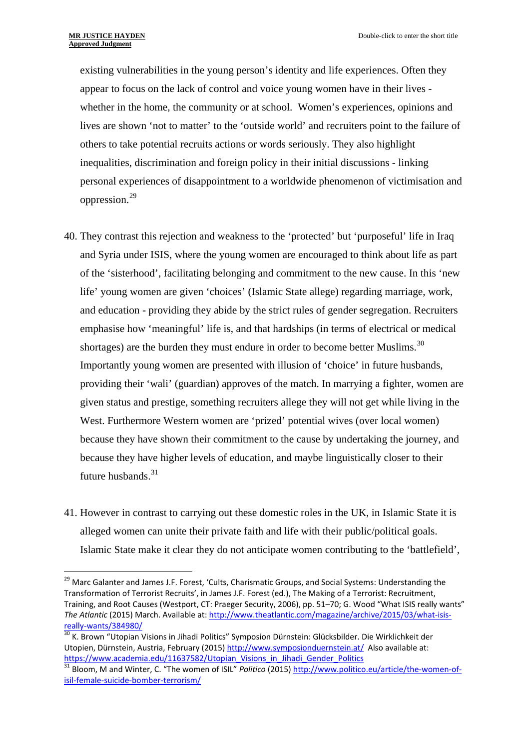existing vulnerabilities in the young person's identity and life experiences. Often they appear to focus on the lack of control and voice young women have in their lives - whether in the home, the community or at school. Women's experiences, opinions and lives are shown 'not to matter' to the 'outside world' and recruiters point to the failure of others to take potential recruits actions or words seriously. They also highlight inequalities, discrimination and foreign policy in their initial discussions - linking personal experiences of disappointment to a worldwide phenomenon of victimisation and oppression.[29]

40. They contrast this rejection and weakness to the 'protected' but 'purposeful' life in Iraq and Syria under ISIS, where the young women are encouraged to think about life as part of the 'sisterhood', facilitating belonging and commitment to the new cause. In this 'new life' young women are given 'choices' (Islamic State allege) regarding marriage, work, and education - providing they abide by the strict rules of gender segregation. Recruiters emphasise how 'meaningful' life is, and that hardships (in terms of electrical or medical shortages) are the burden they must endure in order to become better Muslims.[30] Importantly young women are presented with illusion of 'choice' in future husbands, providing their 'wali' (guardian) approves of the match. In marrying a fighter, women are given status and prestige, something recruiters allege they will not get while living in the West. Furthermore Western women are 'prized' potential wives (over local women) because they have shown their commitment to the cause by undertaking the journey, and because they have higher levels of education, and maybe linguistically closer to their future husbands.[31]

41. However in contrast to carrying out these domestic roles in the UK, in Islamic State it is alleged women can unite their private faith and life with their public/political goals. Islamic State make it clear they do not anticipate women contributing to the 'battlefield',

---

[29] Marc Galanter and James J.F. Forest, 'Cults, Charismatic Groups, and Social Systems: Understanding the Transformation of Terrorist Recruits', in James J.F. Forest (ed.), The Making of a Terrorist: Recruitment, Training, and Root Causes (Westport, CT: Praeger Security, 2006), pp. 51–70; G. Wood "What ISIS really wants" *The Atlantic* (2015) March. Available at: http://www.theatlantic.com/magazine/archive/2015/03/what-isis-really-wants/384980/

[30] K. Brown "Utopian Visions in Jihadi Politics" Symposion Dürnstein: Glücksbilder. Die Wirklichkeit der Utopien, Dürnstein, Austria, February (2015) http://www.symposionduernstein.at/ Also available at: https://www.academia.edu/11637582/Utopian_Visions_in_Jihadi_Gender_Politics

[31] Bloom, M and Winter, C. "The women of ISIL" *Politico* (2015) http://www.politico.eu/article/the-women-of-isil-female-suicide-bomber-terrorism/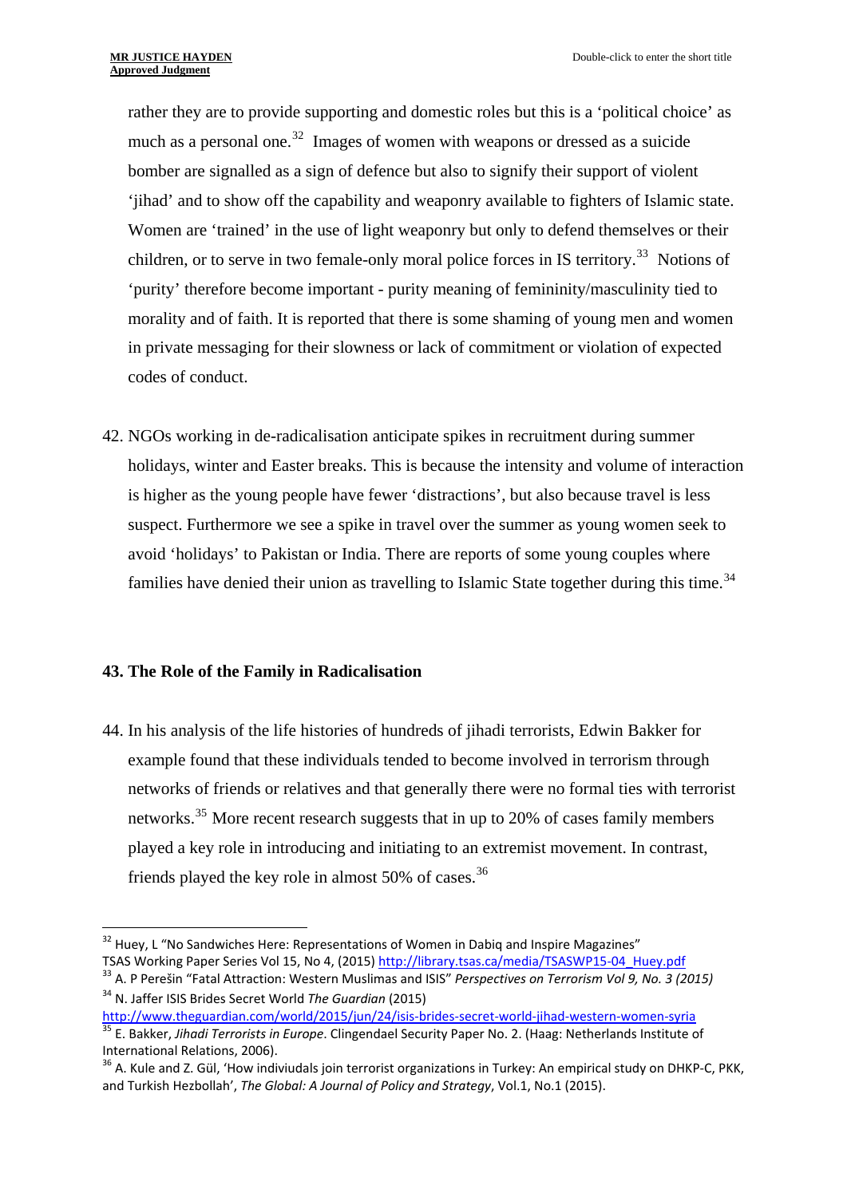rather they are to provide supporting and domestic roles but this is a 'political choice' as much as a personal one.[32] Images of women with weapons or dressed as a suicide bomber are signalled as a sign of defence but also to signify their support of violent 'jihad' and to show off the capability and weaponry available to fighters of Islamic state. Women are 'trained' in the use of light weaponry but only to defend themselves or their children, or to serve in two female-only moral police forces in IS territory.[33] Notions of 'purity' therefore become important - purity meaning of femininity/masculinity tied to morality and of faith. It is reported that there is some shaming of young men and women in private messaging for their slowness or lack of commitment or violation of expected codes of conduct.

42. NGOs working in de-radicalisation anticipate spikes in recruitment during summer holidays, winter and Easter breaks. This is because the intensity and volume of interaction is higher as the young people have fewer 'distractions', but also because travel is less suspect. Furthermore we see a spike in travel over the summer as young women seek to avoid 'holidays' to Pakistan or India. There are reports of some young couples where families have denied their union as travelling to Islamic State together during this time.[34]

### 43. The Role of the Family in Radicalisation

44. In his analysis of the life histories of hundreds of jihadi terrorists, Edwin Bakker for example found that these individuals tended to become involved in terrorism through networks of friends or relatives and that generally there were no formal ties with terrorist networks.[35] More recent research suggests that in up to 20% of cases family members played a key role in introducing and initiating to an extremist movement. In contrast, friends played the key role in almost 50% of cases.[36]

---

[32] Huey, L "No Sandwiches Here: Representations of Women in Dabiq and Inspire Magazines" TSAS Working Paper Series Vol 15, No 4, (2015) http://library.tsas.ca/media/TSASWP15-04_Huey.pdf

[33] A. P Perešin "Fatal Attraction: Western Muslimas and ISIS" *Perspectives on Terrorism Vol 9, No. 3 (2015)*

[34] N. Jaffer ISIS Brides Secret World *The Guardian* (2015) http://www.theguardian.com/world/2015/jun/24/isis-brides-secret-world-jihad-western-women-syria

[35] E. Bakker, *Jihadi Terrorists in Europe*. Clingendael Security Paper No. 2. (Haag: Netherlands Institute of International Relations, 2006).

[36] A. Kule and Z. Gül, 'How indiviudals join terrorist organizations in Turkey: An empirical study on DHKP-C, PKK, and Turkish Hezbollah', *The Global: A Journal of Policy and Strategy*, Vol.1, No.1 (2015).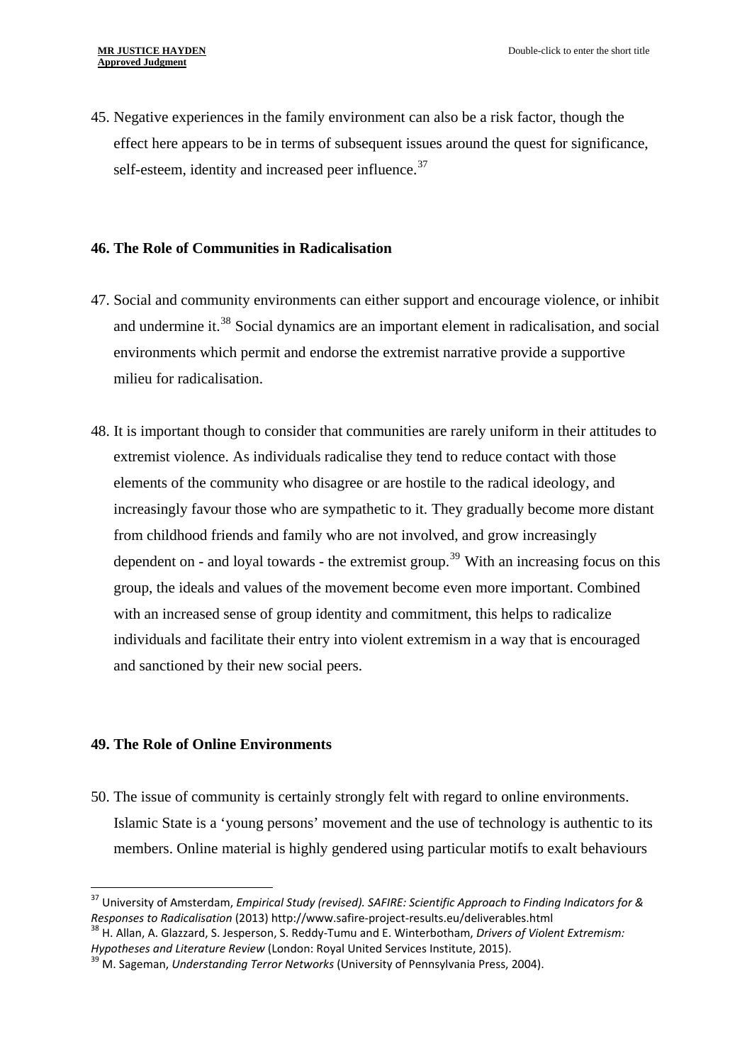45. Negative experiences in the family environment can also be a risk factor, though the effect here appears to be in terms of subsequent issues around the quest for significance, self-esteem, identity and increased peer influence.[37]

**46. The Role of Communities in Radicalisation**

47. Social and community environments can either support and encourage violence, or inhibit and undermine it.[38] Social dynamics are an important element in radicalisation, and social environments which permit and endorse the extremist narrative provide a supportive milieu for radicalisation.

48. It is important though to consider that communities are rarely uniform in their attitudes to extremist violence. As individuals radicalise they tend to reduce contact with those elements of the community who disagree or are hostile to the radical ideology, and increasingly favour those who are sympathetic to it. They gradually become more distant from childhood friends and family who are not involved, and grow increasingly dependent on - and loyal towards - the extremist group.[39] With an increasing focus on this group, the ideals and values of the movement become even more important. Combined with an increased sense of group identity and commitment, this helps to radicalize individuals and facilitate their entry into violent extremism in a way that is encouraged and sanctioned by their new social peers.

**49. The Role of Online Environments**

50. The issue of community is certainly strongly felt with regard to online environments. Islamic State is a 'young persons' movement and the use of technology is authentic to its members. Online material is highly gendered using particular motifs to exalt behaviours

---

[37] University of Amsterdam, *Empirical Study (revised). SAFIRE: Scientific Approach to Finding Indicators for & Responses to Radicalisation* (2013) http://www.safire-project-results.eu/deliverables.html

[38] H. Allan, A. Glazzard, S. Jesperson, S. Reddy-Tumu and E. Winterbotham, *Drivers of Violent Extremism: Hypotheses and Literature Review* (London: Royal United Services Institute, 2015).

[39] M. Sageman, *Understanding Terror Networks* (University of Pennsylvania Press, 2004).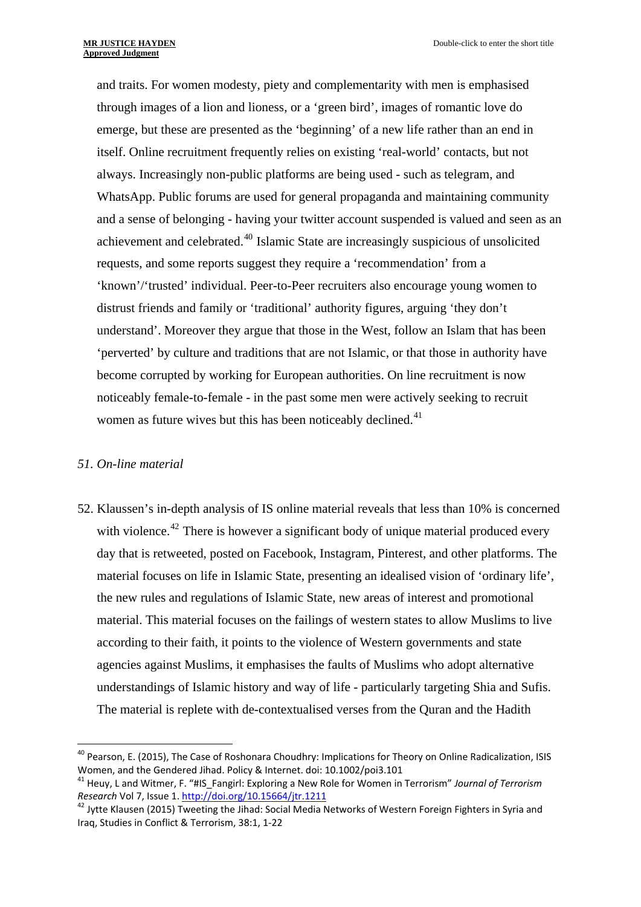and traits. For women modesty, piety and complementarity with men is emphasised through images of a lion and lioness, or a 'green bird', images of romantic love do emerge, but these are presented as the 'beginning' of a new life rather than an end in itself. Online recruitment frequently relies on existing 'real-world' contacts, but not always. Increasingly non-public platforms are being used - such as telegram, and WhatsApp. Public forums are used for general propaganda and maintaining community and a sense of belonging - having your twitter account suspended is valued and seen as an achievement and celebrated.[40] Islamic State are increasingly suspicious of unsolicited requests, and some reports suggest they require a 'recommendation' from a 'known'/'trusted' individual. Peer-to-Peer recruiters also encourage young women to distrust friends and family or 'traditional' authority figures, arguing 'they don't understand'. Moreover they argue that those in the West, follow an Islam that has been 'perverted' by culture and traditions that are not Islamic, or that those in authority have become corrupted by working for European authorities. On line recruitment is now noticeably female-to-female - in the past some men were actively seeking to recruit women as future wives but this has been noticeably declined.[41]

*51. On-line material*

52. Klaussen's in-depth analysis of IS online material reveals that less than 10% is concerned with violence.[42] There is however a significant body of unique material produced every day that is retweeted, posted on Facebook, Instagram, Pinterest, and other platforms. The material focuses on life in Islamic State, presenting an idealised vision of 'ordinary life', the new rules and regulations of Islamic State, new areas of interest and promotional material. This material focuses on the failings of western states to allow Muslims to live according to their faith, it points to the violence of Western governments and state agencies against Muslims, it emphasises the faults of Muslims who adopt alternative understandings of Islamic history and way of life - particularly targeting Shia and Sufis. The material is replete with de-contextualised verses from the Quran and the Hadith

---

[40] Pearson, E. (2015), The Case of Roshonara Choudhry: Implications for Theory on Online Radicalization, ISIS Women, and the Gendered Jihad. Policy & Internet. doi: 10.1002/poi3.101

[41] Heuy, L and Witmer, F. "#IS_Fangirl: Exploring a New Role for Women in Terrorism" *Journal of Terrorism Research* Vol 7, Issue 1. http://doi.org/10.15664/jtr.1211

[42] Jytte Klausen (2015) Tweeting the Jihad: Social Media Networks of Western Foreign Fighters in Syria and Iraq, Studies in Conflict & Terrorism, 38:1, 1-22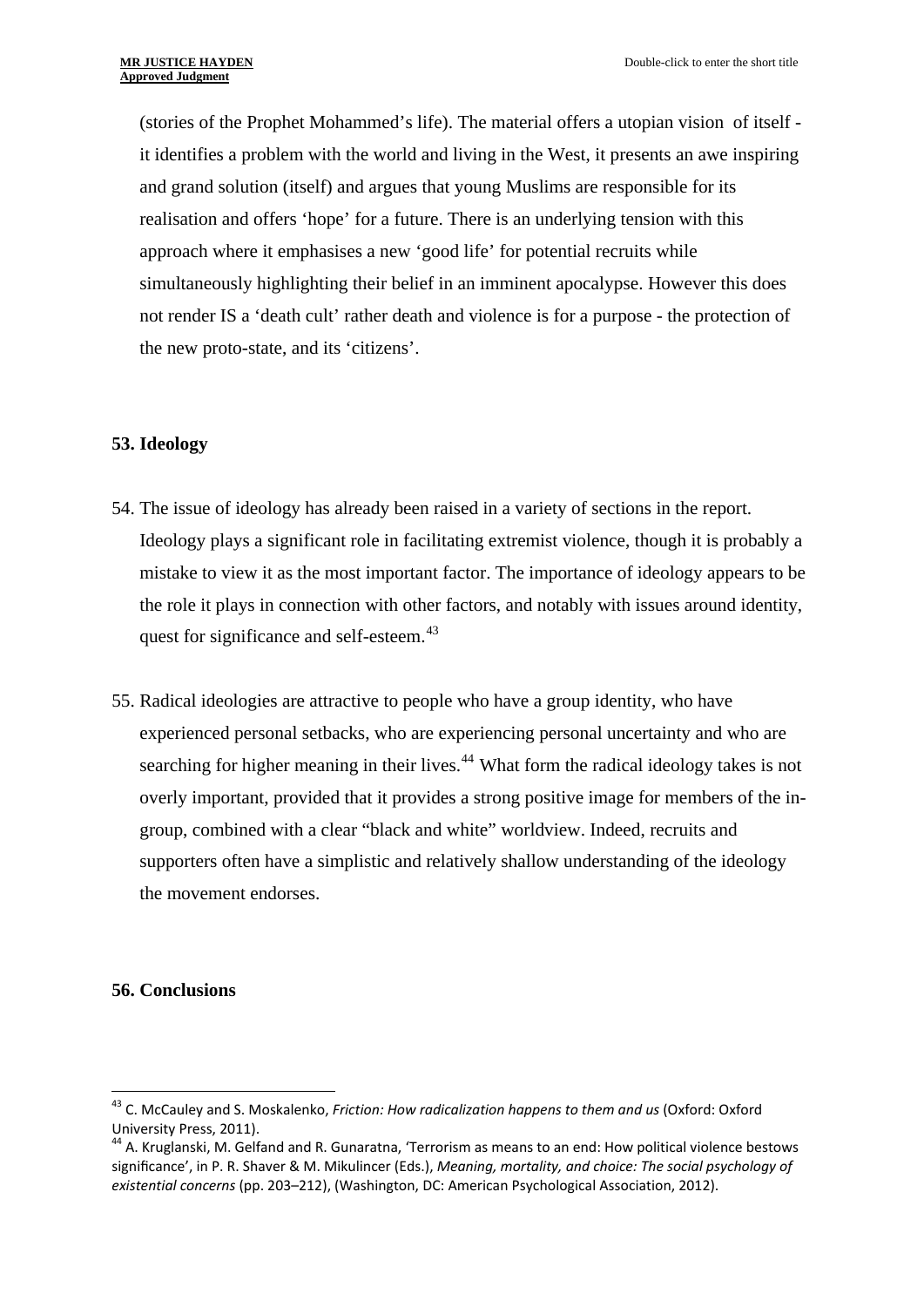(stories of the Prophet Mohammed's life). The material offers a utopian vision of itself - it identifies a problem with the world and living in the West, it presents an awe inspiring and grand solution (itself) and argues that young Muslims are responsible for its realisation and offers 'hope' for a future. There is an underlying tension with this approach where it emphasises a new 'good life' for potential recruits while simultaneously highlighting their belief in an imminent apocalypse. However this does not render IS a 'death cult' rather death and violence is for a purpose - the protection of the new proto-state, and its 'citizens'.

**53. Ideology**

54. The issue of ideology has already been raised in a variety of sections in the report. Ideology plays a significant role in facilitating extremist violence, though it is probably a mistake to view it as the most important factor. The importance of ideology appears to be the role it plays in connection with other factors, and notably with issues around identity, quest for significance and self-esteem.[43]

55. Radical ideologies are attractive to people who have a group identity, who have experienced personal setbacks, who are experiencing personal uncertainty and who are searching for higher meaning in their lives.[44] What form the radical ideology takes is not overly important, provided that it provides a strong positive image for members of the in-group, combined with a clear "black and white" worldview. Indeed, recruits and supporters often have a simplistic and relatively shallow understanding of the ideology the movement endorses.

**56. Conclusions**

---

[43] C. McCauley and S. Moskalenko, *Friction: How radicalization happens to them and us* (Oxford: Oxford University Press, 2011).

[44] A. Kruglanski, M. Gelfand and R. Gunaratna, 'Terrorism as means to an end: How political violence bestows significance', in P. R. Shaver & M. Mikulincer (Eds.), *Meaning, mortality, and choice: The social psychology of existential concerns* (pp. 203–212), (Washington, DC: American Psychological Association, 2012).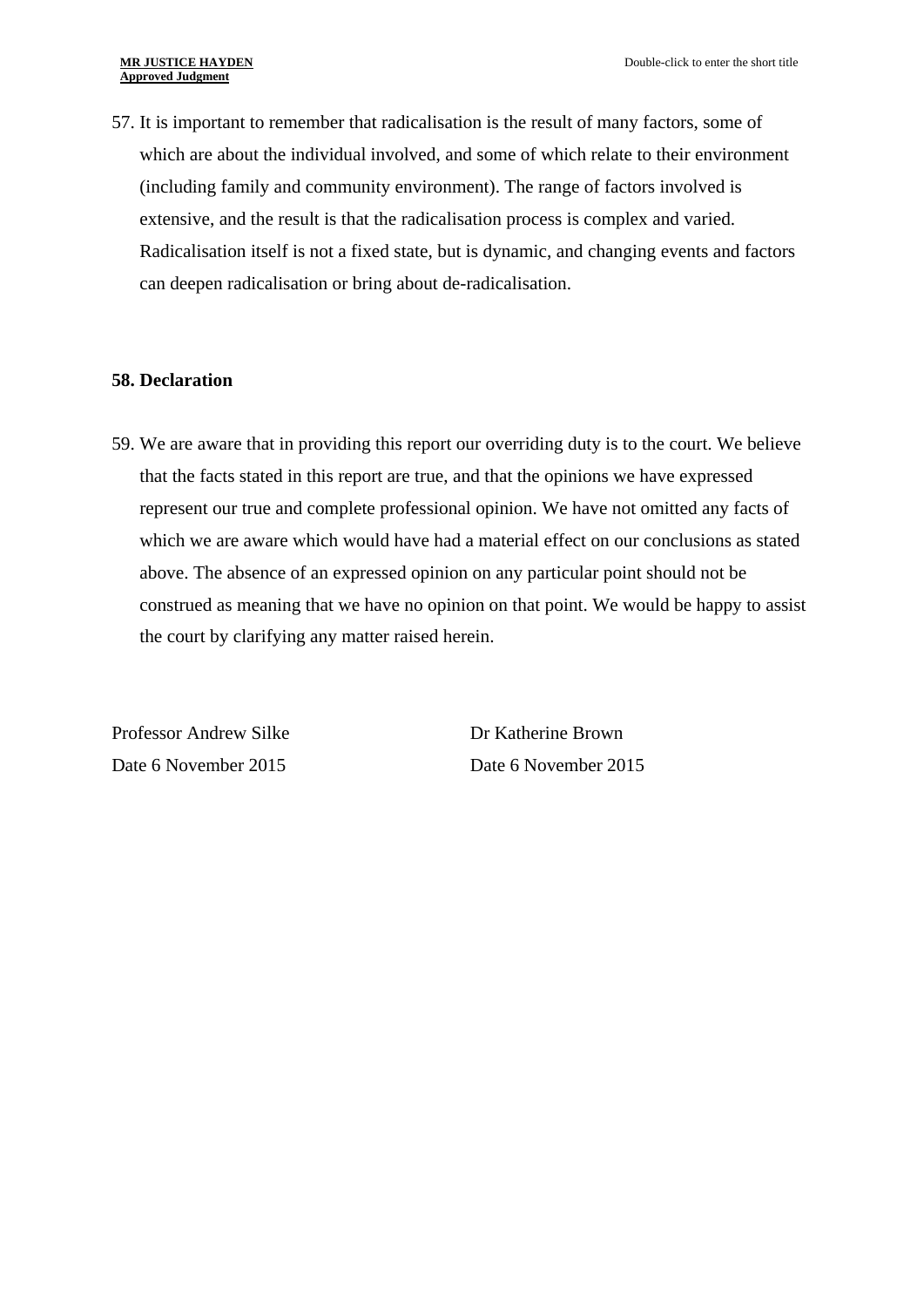57. It is important to remember that radicalisation is the result of many factors, some of which are about the individual involved, and some of which relate to their environment (including family and community environment). The range of factors involved is extensive, and the result is that the radicalisation process is complex and varied. Radicalisation itself is not a fixed state, but is dynamic, and changing events and factors can deepen radicalisation or bring about de-radicalisation.

**58. Declaration**

59. We are aware that in providing this report our overriding duty is to the court. We believe that the facts stated in this report are true, and that the opinions we have expressed represent our true and complete professional opinion. We have not omitted any facts of which we are aware which would have had a material effect on our conclusions as stated above. The absence of an expressed opinion on any particular point should not be construed as meaning that we have no opinion on that point. We would be happy to assist the court by clarifying any matter raised herein.

Professor Andrew Silke
Date 6 November 2015

Dr Katherine Brown
Date 6 November 2015